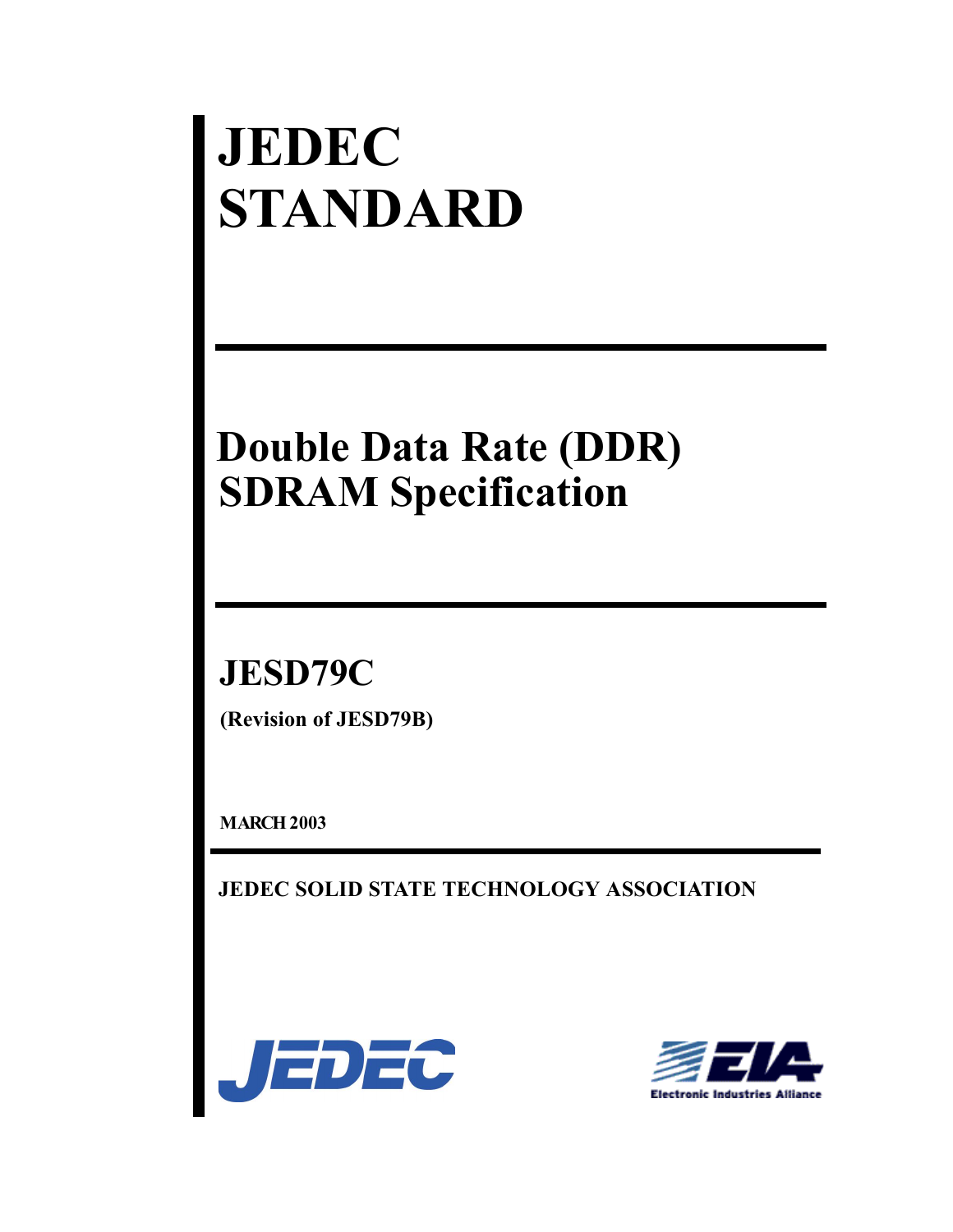# JEDEC STANDARD

## Double Data Rate (DDR) SDRAM Specification

## JESD79C

**(Revision of JESD79B)**

**MARCH 2003**

**JEDEC SOLID STATE TECHNOLOGY ASSOCIATION**

JEDEC

Electronic Industries Alliance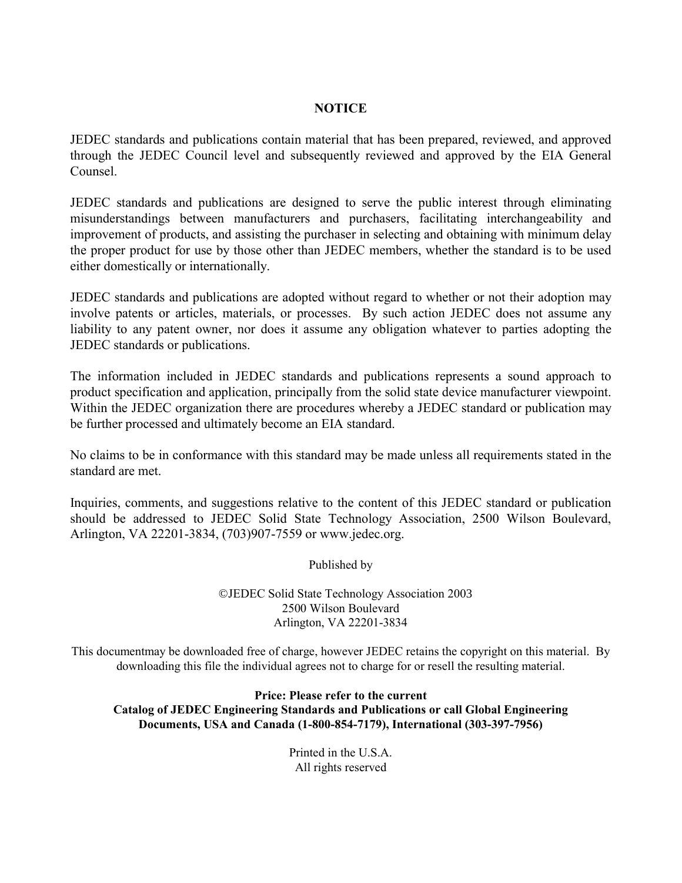# NOTICE

JEDEC standards and publications contain material that has been prepared, reviewed, and approved through the JEDEC Council level and subsequently reviewed and approved by the EIA General Counsel.

JEDEC standards and publications are designed to serve the public interest through eliminating misunderstandings between manufacturers and purchasers, facilitating interchangeability and improvement of products, and assisting the purchaser in selecting and obtaining with minimum delay the proper product for use by those other than JEDEC members, whether the standard is to be used either domestically or internationally.

JEDEC standards and publications are adopted without regard to whether or not their adoption may involve patents or articles, materials, or processes. By such action JEDEC does not assume any liability to any patent owner, nor does it assume any obligation whatever to parties adopting the JEDEC standards or publications.

The information included in JEDEC standards and publications represents a sound approach to product specification and application, principally from the solid state device manufacturer viewpoint. Within the JEDEC organization there are procedures whereby a JEDEC standard or publication may be further processed and ultimately become an EIA standard.

No claims to be in conformance with this standard may be made unless all requirements stated in the standard are met.

Inquiries, comments, and suggestions relative to the content of this JEDEC standard or publication should be addressed to JEDEC Solid State Technology Association, 2500 Wilson Boulevard, Arlington, VA 22201-3834, (703)907-7559 or www.jedec.org.

Published by

©JEDEC Solid State Technology Association 2003
2500 Wilson Boulevard
Arlington, VA 22201-3834

This documentmay be downloaded free of charge, however JEDEC retains the copyright on this material. By downloading this file the individual agrees not to charge for or resell the resulting material.

**Price: Please refer to the current Catalog of JEDEC Engineering Standards and Publications or call Global Engineering Documents, USA and Canada (1-800-854-7179), International (303-397-7956)**

Printed in the U.S.A.
All rights reserved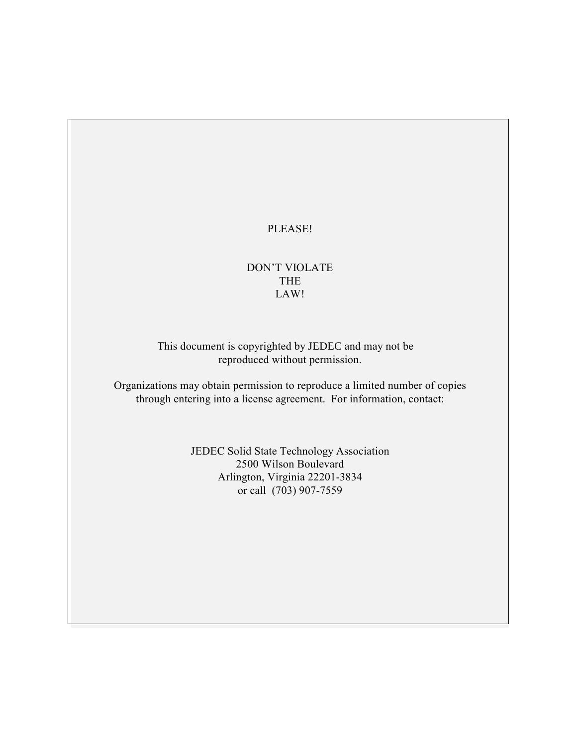PLEASE!

DON'T VIOLATE
THE
LAW!

This document is copyrighted by JEDEC and may not be reproduced without permission.

Organizations may obtain permission to reproduce a limited number of copies through entering into a license agreement. For information, contact:

JEDEC Solid State Technology Association
2500 Wilson Boulevard
Arlington, Virginia 22201-3834
or call (703) 907-7559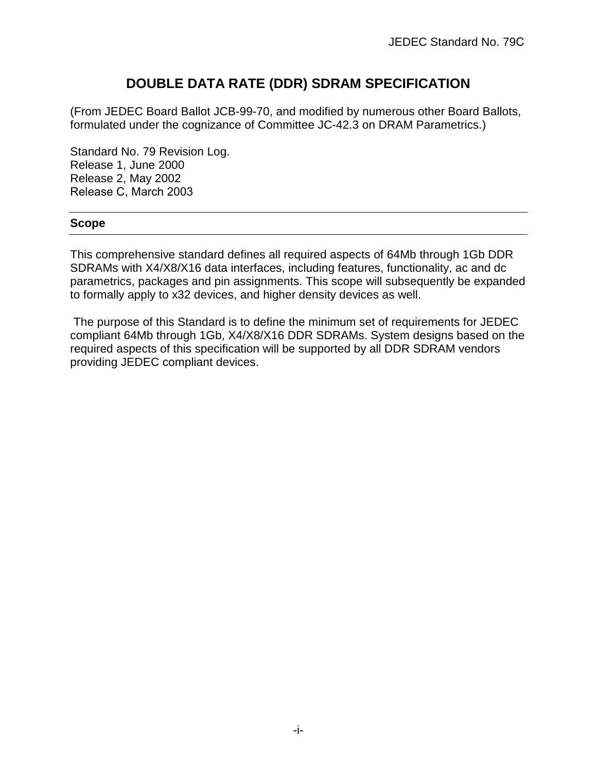# DOUBLE DATA RATE (DDR) SDRAM SPECIFICATION

(From JEDEC Board Ballot JCB-99-70, and modified by numerous other Board Ballots, formulated under the cognizance of Committee JC-42.3 on DRAM Parametrics.)

Standard No. 79 Revision Log.
Release 1, June 2000
Release 2, May 2002
Release C, March 2003

## Scope

This comprehensive standard defines all required aspects of 64Mb through 1Gb DDR SDRAMs with X4/X8/X16 data interfaces, including features, functionality, ac and dc parametrics, packages and pin assignments. This scope will subsequently be expanded to formally apply to x32 devices, and higher density devices as well.

The purpose of this Standard is to define the minimum set of requirements for JEDEC compliant 64Mb through 1Gb, X4/X8/X16 DDR SDRAMs. System designs based on the required aspects of this specification will be supported by all DDR SDRAM vendors providing JEDEC compliant devices.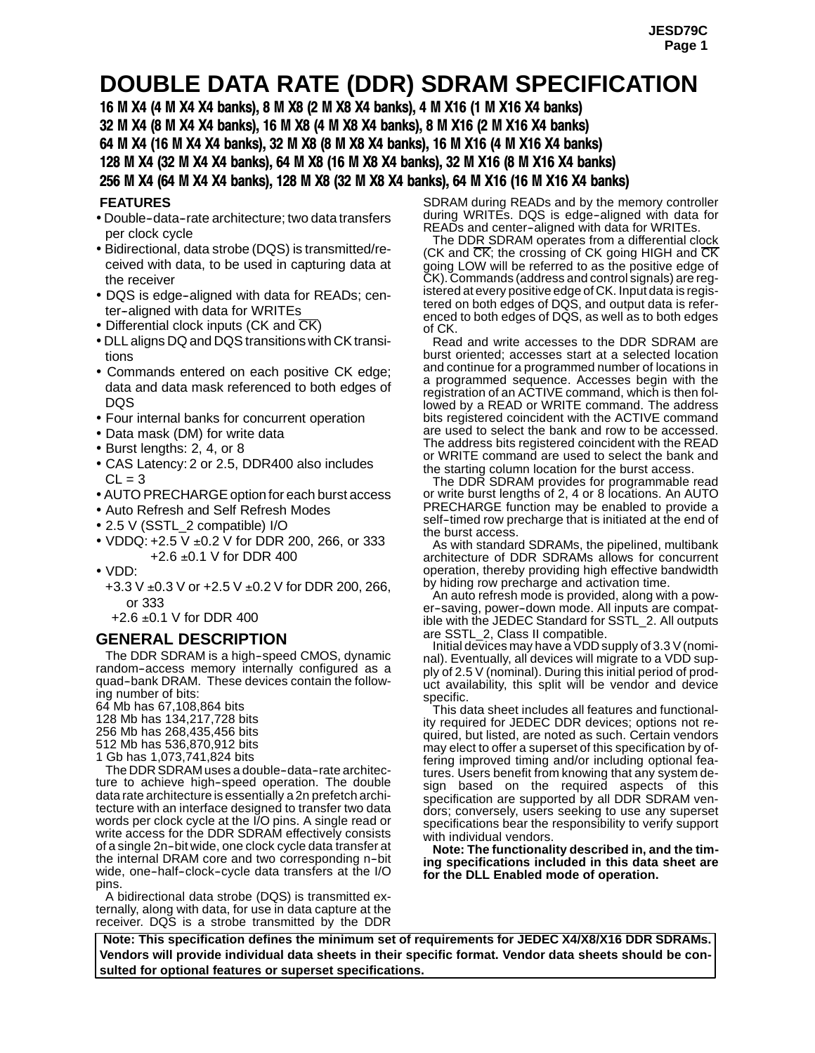# DOUBLE DATA RATE (DDR) SDRAM SPECIFICATION

**16 M X4 (4 M X4 X4 banks), 8 M X8 (2 M X8 X4 banks), 4 M X16 (1 M X16 X4 banks)**
**32 M X4 (8 M X4 X4 banks), 16 M X8 (4 M X8 X4 banks), 8 M X16 (2 M X16 X4 banks)**
**64 M X4 (16 M X4 X4 banks), 32 M X8 (8 M X8 X4 banks), 16 M X16 (4 M X16 X4 banks)**
**128 M X4 (32 M X4 X4 banks), 64 M X8 (16 M X8 X4 banks), 32 M X16 (8 M X16 X4 banks)**
**256 M X4 (64 M X4 X4 banks), 128 M X8 (32 M X8 X4 banks), 64 M X16 (16 M X16 X4 banks)**

## FEATURES

- Double-data-rate architecture; two data transfers per clock cycle
- Bidirectional, data strobe (DQS) is transmitted/received with data, to be used in capturing data at the receiver
- DQS is edge-aligned with data for READs; center-aligned with data for WRITEs
- Differential clock inputs (CK and $\overline{CK}$)
- DLL aligns DQ and DQS transitions with CK transitions
- Commands entered on each positive CK edge; data and data mask referenced to both edges of DQS
- Four internal banks for concurrent operation
- Data mask (DM) for write data
- Burst lengths: 2, 4, or 8
- CAS Latency: 2 or 2.5, DDR400 also includes CL = 3
- AUTO PRECHARGE option for each burst access
- Auto Refresh and Self Refresh Modes
- 2.5 V (SSTL_2 compatible) I/O
- VDDQ: +2.5 V ±0.2 V for DDR 200, 266, or 333
  +2.6 ±0.1 V for DDR 400
- VDD:
  +3.3 V ±0.3 V or +2.5 V ±0.2 V for DDR 200, 266, or 333
  +2.6 ±0.1 V for DDR 400

## GENERAL DESCRIPTION

The DDR SDRAM is a high-speed CMOS, dynamic random-access memory internally configured as a quad-bank DRAM. These devices contain the following number of bits:

64 Mb has 67,108,864 bits
128 Mb has 134,217,728 bits
256 Mb has 268,435,456 bits
512 Mb has 536,870,912 bits
1 Gb has 1,073,741,824 bits

The DDR SDRAM uses a double-data-rate architecture to achieve high-speed operation. The double data rate architecture is essentially a 2n prefetch architecture with an interface designed to transfer two data words per clock cycle at the I/O pins. A single read or write access for the DDR SDRAM effectively consists of a single 2n-bit wide, one clock cycle data transfer at the internal DRAM core and two corresponding n-bit wide, one-half-clock-cycle data transfers at the I/O pins.

A bidirectional data strobe (DQS) is transmitted externally, along with data, for use in data capture at the receiver. DQS is a strobe transmitted by the DDR SDRAM during READs and by the memory controller during WRITEs. DQS is edge-aligned with data for READs and center-aligned with data for WRITEs.

The DDR SDRAM operates from a differential clock (CK and $\overline{CK}$; the crossing of CK going HIGH and $\overline{CK}$ going LOW will be referred to as the positive edge of CK). Commands (address and control signals) are registered at every positive edge of CK. Input data is registered on both edges of DQS, and output data is referenced to both edges of DQS, as well as to both edges of CK.

Read and write accesses to the DDR SDRAM are burst oriented; accesses start at a selected location and continue for a programmed number of locations in a programmed sequence. Accesses begin with the registration of an ACTIVE command, which is then followed by a READ or WRITE command. The address bits registered coincident with the ACTIVE command are used to select the bank and row to be accessed. The address bits registered coincident with the READ or WRITE command are used to select the bank and the starting column location for the burst access.

The DDR SDRAM provides for programmable read or write burst lengths of 2, 4 or 8 locations. An AUTO PRECHARGE function may be enabled to provide a self-timed row precharge that is initiated at the end of the burst access.

As with standard SDRAMs, the pipelined, multibank architecture of DDR SDRAMs allows for concurrent operation, thereby providing high effective bandwidth by hiding row precharge and activation time.

An auto refresh mode is provided, along with a power-saving, power-down mode. All inputs are compatible with the JEDEC Standard for SSTL_2. All outputs are SSTL_2, Class II compatible.

Initial devices may have a VDD supply of 3.3 V (nominal). Eventually, all devices will migrate to a VDD supply of 2.5 V (nominal). During this initial period of product availability, this split will be vendor and device specific.

This data sheet includes all features and functionality required for JEDEC DDR devices; options not required, but listed, are noted as such. Certain vendors may elect to offer a superset of this specification by offering improved timing and/or including optional features. Users benefit from knowing that any system design based on the required aspects of this specification are supported by all DDR SDRAM vendors; conversely, users seeking to use any superset specifications bear the responsibility to verify support with individual vendors.

**Note: The functionality described in, and the timing specifications included in this data sheet are for the DLL Enabled mode of operation.**

**Note: This specification defines the minimum set of requirements for JEDEC X4/X8/X16 DDR SDRAMs. Vendors will provide individual data sheets in their specific format. Vendor data sheets should be consulted for optional features or superset specifications.**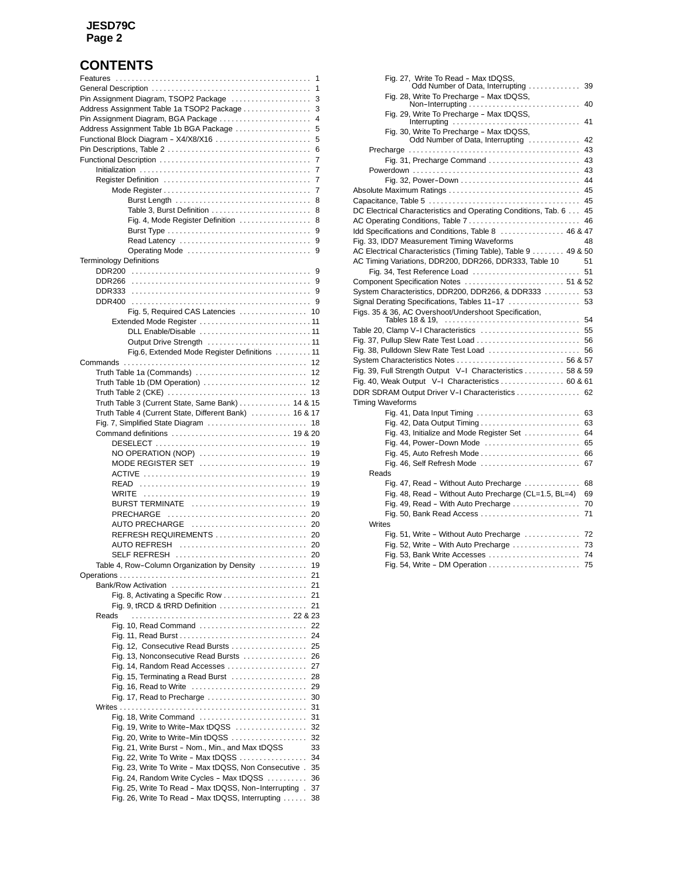# CONTENTS

- Features ..... 1
- General Description ..... 1
- Pin Assignment Diagram, TSOP2 Package ..... 3
- Address Assignment Table 1a TSOP2 Package ..... 3
- Pin Assignment Diagram, BGA Package ..... 4
- Address Assignment Table 1b BGA Package ..... 5
- Functional Block Diagram – X4/X8/X16 ..... 5
- Pin Descriptions, Table 2 ..... 6
- Functional Description ..... 7
  - Initialization ..... 7
  - Register Definition ..... 7
    - Mode Register ..... 7
      - Burst Length ..... 8
      - Table 3, Burst Definition ..... 8
      - Fig. 4, Mode Register Definition ..... 8
      - Burst Type ..... 9
      - Read Latency ..... 9
      - Operating Mode ..... 9
- Terminology Definitions
  - DDR200 ..... 9
  - DDR266 ..... 9
  - DDR333 ..... 9
  - DDR400 ..... 9
      - Fig. 5, Required CAS Latencies ..... 10
    - Extended Mode Register ..... 11
      - DLL Enable/Disable ..... 11
      - Output Drive Strength ..... 11
      - Fig.6, Extended Mode Register Definitions ..... 11
- Commands ..... 12
  - Truth Table 1a (Commands) ..... 12
  - Truth Table 1b (DM Operation) ..... 12
  - Truth Table 2 (CKE) ..... 13
  - Truth Table 3 (Current State, Same Bank) ..... 14 & 15
  - Truth Table 4 (Current State, Different Bank) ..... 16 & 17
  - Fig. 7, Simplified State Diagram ..... 18
  - Command definitions ..... 19 & 20
    - DESELECT ..... 19
    - NO OPERATION (NOP) ..... 19
    - MODE REGISTER SET ..... 19
    - ACTIVE ..... 19
    - READ ..... 19
    - WRITE ..... 19
    - BURST TERMINATE ..... 19
    - PRECHARGE ..... 20
    - AUTO PRECHARGE ..... 20
    - REFRESH REQUIREMENTS ..... 20
    - AUTO REFRESH ..... 20
    - SELF REFRESH ..... 20
  - Table 4, Row–Column Organization by Density ..... 19
- Operations ..... 21
  - Bank/Row Activation ..... 21
    - Fig. 8, Activating a Specific Row ..... 21
    - Fig. 9, tRCD & tRRD Definition ..... 21
  - Reads ..... 22 & 23
    - Fig. 10, Read Command ..... 22
    - Fig. 11, Read Burst ..... 24
    - Fig. 12, Consecutive Read Bursts ..... 25
    - Fig. 13, Nonconsecutive Read Bursts ..... 26
    - Fig. 14, Random Read Accesses ..... 27
    - Fig. 15, Terminating a Read Burst ..... 28
    - Fig. 16, Read to Write ..... 29
    - Fig. 17, Read to Precharge ..... 30
  - Writes ..... 31
    - Fig. 18, Write Command ..... 31
    - Fig. 19, Write to Write–Max tDQSS ..... 32
    - Fig. 20, Write to Write–Min tDQSS ..... 32
    - Fig. 21, Write Burst – Nom., Min., and Max tDQSS ..... 33
    - Fig. 22, Write To Write – Max tDQSS ..... 34
    - Fig. 23, Write To Write – Max tDQSS, Non Consecutive ..... 35
    - Fig. 24, Random Write Cycles – Max tDQSS ..... 36
    - Fig. 25, Write To Read – Max tDQSS, Non–Interrupting ..... 37
    - Fig. 26, Write To Read – Max tDQSS, Interrupting ..... 38
    - Fig. 27, Write To Read – Max tDQSS, Odd Number of Data, Interrupting ..... 39
    - Fig. 28, Write To Precharge – Max tDQSS, Non–Interrupting ..... 40
    - Fig. 29, Write To Precharge – Max tDQSS, Interrupting ..... 41
    - Fig. 30, Write To Precharge – Max tDQSS, Odd Number of Data, Interrupting ..... 42
  - Precharge ..... 43
    - Fig. 31, Precharge Command ..... 43
  - Powerdown ..... 43
    - Fig. 32, Power–Down ..... 44
- Absolute Maximum Ratings ..... 45
- Capacitance, Table 5 ..... 45
- DC Electrical Characteristics and Operating Conditions, Tab. 6 ..... 45
- AC Operating Conditions, Table 7 ..... 46
- Idd Specifications and Conditions, Table 8 ..... 46 & 47
- Fig. 33, IDD7 Measurement Timing Waveforms ..... 48
- AC Electrical Characteristics (Timing Table), Table 9 ..... 49 & 50
- AC Timing Variations, DDR200, DDR266, DDR333, Table 10 ..... 51
  - Fig. 34, Test Reference Load ..... 51
- Component Specification Notes ..... 51 & 52
- System Characteristics, DDR200, DDR266, & DDR333 ..... 53
- Signal Derating Specifications, Tables 11–17 ..... 53
- Figs. 35 & 36, AC Overshoot/Undershoot Specification, Tables 18 & 19, ..... 54
- Table 20, Clamp V–I Characteristics ..... 55
- Fig. 37, Pullup Slew Rate Test Load ..... 56
- Fig. 38, Pulldown Slew Rate Test Load ..... 56
- System Characteristics Notes ..... 56 & 57
- Fig. 39, Full Strength Output V–I Characteristics ..... 58 & 59
- Fig. 40, Weak Output V–I Characteristics ..... 60 & 61
- DDR SDRAM Output Driver V–I Characteristics ..... 62
- Timing Waveforms
    - Fig. 41, Data Input Timing ..... 63
    - Fig. 42, Data Output Timing ..... 63
    - Fig. 43, Initialize and Mode Register Set ..... 64
    - Fig. 44, Power–Down Mode ..... 65
    - Fig. 45, Auto Refresh Mode ..... 66
    - Fig. 46, Self Refresh Mode ..... 67
  - Reads
    - Fig. 47, Read – Without Auto Precharge ..... 68
    - Fig. 48, Read – Without Auto Precharge (CL=1.5, BL=4) ..... 69
    - Fig. 49, Read – With Auto Precharge ..... 70
    - Fig. 50, Bank Read Access ..... 71
  - Writes
    - Fig. 51, Write – Without Auto Precharge ..... 72
    - Fig. 52, Write – With Auto Precharge ..... 73
    - Fig. 53, Bank Write Accesses ..... 74
    - Fig. 54, Write – DM Operation ..... 75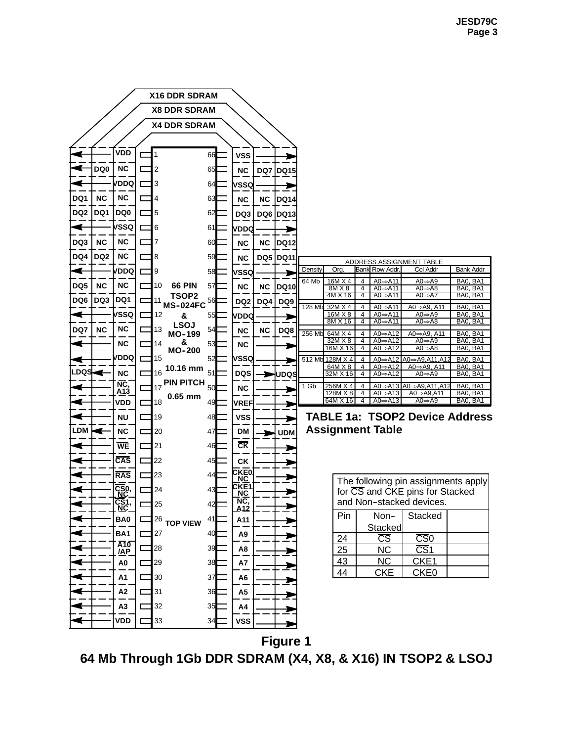**X16 DDR SDRAM**

**X8 DDR SDRAM**

**X4 DDR SDRAM**

| X16 | X8 | X4 | Pin | | Pin | X4 | X8 | X16 |
|---|---|---|---|---|---|---|---|---|
| ← | ← | VDD | 1 | | 66 | VSS | → | → |
| ← | DQ0 | NC | 2 | | 65 | NC | DQ7 | DQ15 |
| ← | ← | VDDQ | 3 | | 64 | VSSQ | → | → |
| DQ1 | NC | NC | 4 | | 63 | NC | NC | DQ14 |
| DQ2 | DQ1 | DQ0 | 5 | | 62 | DQ3 | DQ6 | DQ13 |
| ← | ← | VSSQ | 6 | | 61 | VDDQ | → | → |
| DQ3 | NC | NC | 7 | | 60 | NC | NC | DQ12 |
| DQ4 | DQ2 | NC | 8 | | 59 | NC | DQ5 | DQ11 |
| ← | ← | VDDQ | 9 | | 58 | VSSQ | → | → |
| DQ5 | NC | NC | 10 | 66 PIN TSOP2 MS-024FC & LSOJ MO-199 & MO-200 | 57 | NC | NC | DQ10 |
| DQ6 | DQ3 | DQ1 | 11 | | 56 | DQ2 | DQ4 | DQ9 |
| ← | ← | VSSQ | 12 | | 55 | VDDQ | → | → |
| DQ7 | NC | NC | 13 | | 54 | NC | NC | DQ8 |
| ← | ← | NC | 14 | | 53 | NC | → | → |
| ← | ← | VDDQ | 15 | 10.16 mm | 52 | VSSQ | → | → |
| LDQS | ← | NC | 16 | PIN PITCH 0.65 mm | 51 | DQS | → | UDQS |
| ← | ← | NC, A13 | 17 | | 50 | NC | → | → |
| ← | ← | VDD | 18 | | 49 | VREF | → | → |
| ← | ← | NU | 19 | | 48 | VSS | → | → |
| LDM | ← | NC | 20 | | 47 | DM | → | UDM |
| ← | ← | $\overline{WE}$ | 21 | | 46 | $\overline{CK}$ | → | → |
| ← | ← | $\overline{CAS}$ | 22 | | 45 | CK | → | → |
| ← | ← | $\overline{RAS}$ | 23 | | 44 | CKE0, NC | → | → |
| ← | ← | $\overline{CS0}$, NC | 24 | | 43 | CKE1, NC | → | → |
| ← | ← | $\overline{CS1}$, NC | 25 | | 42 | NC, A12 | → | → |
| ← | ← | BA0 | 26 | TOP VIEW | 41 | A11 | → | → |
| ← | ← | BA1 | 27 | | 40 | A9 | → | → |
| ← | ← | A10 /AP | 28 | | 39 | A8 | → | → |
| ← | ← | A0 | 29 | | 38 | A7 | → | → |
| ← | ← | A1 | 30 | | 37 | A6 | → | → |
| ← | ← | A2 | 31 | | 36 | A5 | → | → |
| ← | ← | A3 | 32 | | 35 | A4 | → | → |
| ← | ← | VDD | 33 | | 34 | VSS | → | → |

**ADDRESS ASSIGNMENT TABLE**

| Density | Org. | Bank | Row Addr. | Col Addr | Bank Addr |
|---|---|---|---|---|---|
| 64 Mb | 16M X 4 | 4 | A0⇒A11 | A0⇒A9 | BA0, BA1 |
| | 8M X 8 | 4 | A0⇒A11 | A0⇒A8 | BA0, BA1 |
| | 4M X 16 | 4 | A0⇒A11 | A0⇒A7 | BA0, BA1 |
| 128 Mb | 32M X 4 | 4 | A0⇒A11 | A0⇒A9, A11 | BA0, BA1 |
| | 16M X 8 | 4 | A0⇒A11 | A0⇒A9 | BA0, BA1 |
| | 8M X 16 | 4 | A0⇒A11 | A0⇒A8 | BA0, BA1 |
| 256 Mb | 64M X 4 | 4 | A0⇒A12 | A0⇒A9, A11 | BA0, BA1 |
| | 32M X 8 | 4 | A0⇒A12 | A0⇒A9 | BA0, BA1 |
| | 16M X 16 | 4 | A0⇒A12 | A0⇒A8 | BA0, BA1 |
| 512 Mb | 128M X 4 | 4 | A0⇒A12 | A0⇒A9,A11,A12 | BA0, BA1 |
| | 64M X 8 | 4 | A0⇒A12 | A0⇒A9, A11 | BA0, BA1 |
| | 32M X 16 | 4 | A0⇒A12 | A0⇒A9 | BA0, BA1 |
| 1 Gb | 256M X 4 | 4 | A0⇒A13 | A0⇒A9,A11,A12 | BA0, BA1 |
| | 128M X 8 | 4 | A0⇒A13 | A0⇒A9,A11 | BA0, BA1 |
| | 64M X 16 | 4 | A0⇒A13 | A0⇒A9 | BA0, BA1 |

**TABLE 1a: TSOP2 Device Address Assignment Table**

The following pin assignments apply for $\overline{CS}$ and CKE pins for Stacked and Non-stacked devices.

| Pin | Non-Stacked | Stacked |
|---|---|---|
| 24 | $\overline{CS}$ | $\overline{CS0}$ |
| 25 | NC | $\overline{CS1}$ |
| 43 | NC | CKE1 |
| 44 | CKE | CKE0 |

**Figure 1**

**64 Mb Through 1Gb DDR SDRAM (X4, X8, & X16) IN TSOP2 & LSOJ**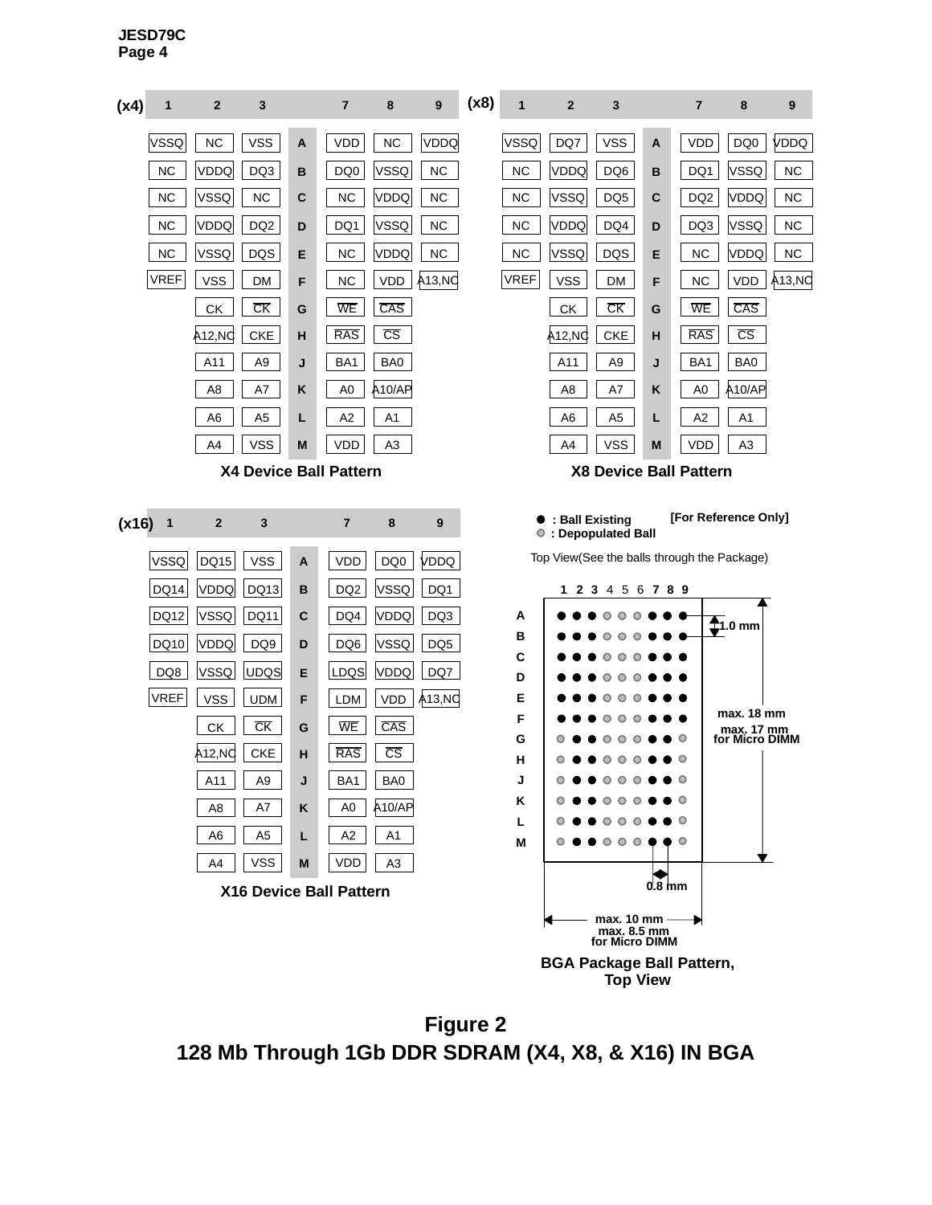**(x4)**

| | 1 | 2 | 3 | | 7 | 8 | 9 |
|---|---|---|---|---|---|---|---|
| | VSSQ | NC | VSS | A | VDD | NC | VDDQ |
| | NC | VDDQ | DQ3 | B | DQ0 | VSSQ | NC |
| | NC | VSSQ | NC | C | NC | VDDQ | NC |
| | NC | VDDQ | DQ2 | D | DQ1 | VSSQ | NC |
| | NC | VSSQ | DQS | E | NC | VDDQ | NC |
| | VREF | VSS | DM | F | NC | VDD | A13,NC |
| | | CK | $\overline{CK}$ | G | $\overline{WE}$ | $\overline{CAS}$ | |
| | | A12,NC | CKE | H | $\overline{RAS}$ | $\overline{CS}$ | |
| | | A11 | A9 | J | BA1 | BA0 | |
| | | A8 | A7 | K | A0 | A10/AP | |
| | | A6 | A5 | L | A2 | A1 | |
| | | A4 | VSS | M | VDD | A3 | |

**X4 Device Ball Pattern**

**(x8)**

| | 1 | 2 | 3 | | 7 | 8 | 9 |
|---|---|---|---|---|---|---|---|
| | VSSQ | DQ7 | VSS | A | VDD | DQ0 | VDDQ |
| | NC | VDDQ | DQ6 | B | DQ1 | VSSQ | NC |
| | NC | VSSQ | DQ5 | C | DQ2 | VDDQ | NC |
| | NC | VDDQ | DQ4 | D | DQ3 | VSSQ | NC |
| | NC | VSSQ | DQS | E | NC | VDDQ | NC |
| | VREF | VSS | DM | F | NC | VDD | A13,NC |
| | | CK | $\overline{CK}$ | G | $\overline{WE}$ | $\overline{CAS}$ | |
| | | A12,NC | CKE | H | $\overline{RAS}$ | $\overline{CS}$ | |
| | | A11 | A9 | J | BA1 | BA0 | |
| | | A8 | A7 | K | A0 | A10/AP | |
| | | A6 | A5 | L | A2 | A1 | |
| | | A4 | VSS | M | VDD | A3 | |

**X8 Device Ball Pattern**

**(x16)**

| | 1 | 2 | 3 | | 7 | 8 | 9 |
|---|---|---|---|---|---|---|---|
| | VSSQ | DQ15 | VSS | A | VDD | DQ0 | VDDQ |
| | DQ14 | VDDQ | DQ13 | B | DQ2 | VSSQ | DQ1 |
| | DQ12 | VSSQ | DQ11 | C | DQ4 | VDDQ | DQ3 |
| | DQ10 | VDDQ | DQ9 | D | DQ6 | VSSQ | DQ5 |
| | DQ8 | VSSQ | UDQS | E | LDQS | VDDQ | DQ7 |
| | VREF | VSS | UDM | F | LDM | VDD | A13,NC |
| | | CK | $\overline{CK}$ | G | $\overline{WE}$ | $\overline{CAS}$ | |
| | | A12,NC | CKE | H | $\overline{RAS}$ | $\overline{CS}$ | |
| | | A11 | A9 | J | BA1 | BA0 | |
| | | A8 | A7 | K | A0 | A10/AP | |
| | | A6 | A5 | L | A2 | A1 | |
| | | A4 | VSS | M | VDD | A3 | |

**X16 Device Ball Pattern**

● : Ball Existing
○ : Depopulated Ball

[For Reference Only]

Top View(See the balls through the Package)

| | 1 | 2 | 3 | 4 | 5 | 6 | 7 | 8 | 9 |
|---|---|---|---|---|---|---|---|---|---|
| A | ● | ● | ● | ○ | ○ | ○ | ● | ● | ● |
| B | ● | ● | ● | ○ | ○ | ○ | ● | ● | ● |
| C | ● | ● | ● | ○ | ○ | ○ | ● | ● | ● |
| D | ● | ● | ● | ○ | ○ | ○ | ● | ● | ● |
| E | ● | ● | ● | ○ | ○ | ○ | ● | ● | ● |
| F | ● | ● | ● | ○ | ○ | ○ | ● | ● | ● |
| G | ○ | ● | ● | ○ | ○ | ○ | ● | ● | ○ |
| H | ○ | ● | ● | ○ | ○ | ○ | ● | ● | ○ |
| J | ○ | ● | ● | ○ | ○ | ○ | ● | ● | ○ |
| K | ○ | ● | ● | ○ | ○ | ○ | ● | ● | ○ |
| L | ○ | ● | ● | ○ | ○ | ○ | ● | ● | ○ |
| M | ○ | ● | ● | ○ | ○ | ○ | ● | ● | ○ |

1.0 mm

max. 18 mm
max. 17 mm
for Micro DIMM

0.8 mm

max. 10 mm
max. 8.5 mm
for Micro DIMM

**BGA Package Ball Pattern, Top View**

## Figure 2
## 128 Mb Through 1Gb DDR SDRAM (X4, X8, & X16) IN BGA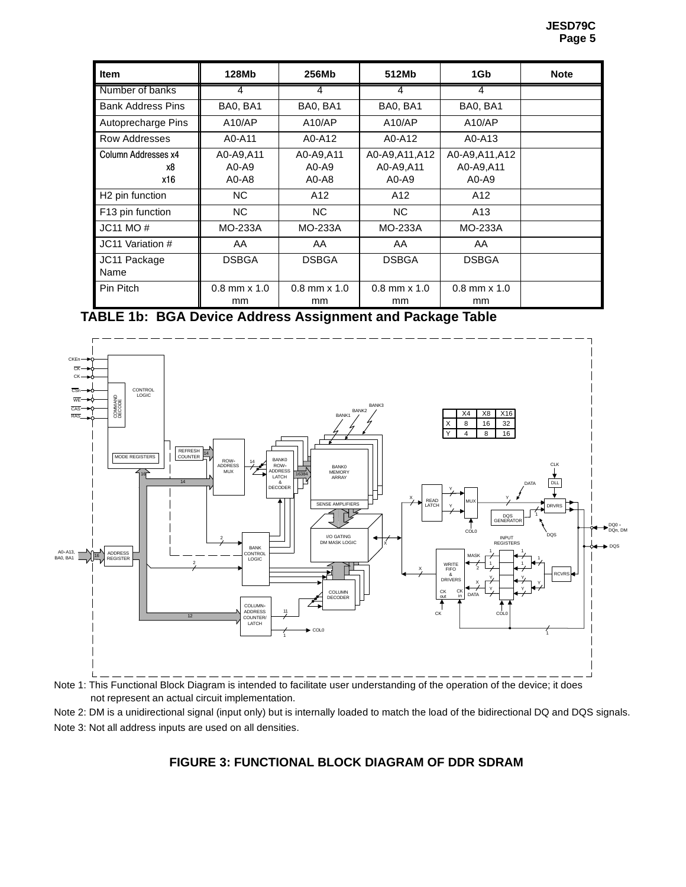| Item | 128Mb | 256Mb | 512Mb | 1Gb | Note |
|---|---|---|---|---|---|
| Number of banks | 4 | 4 | 4 | 4 | |
| Bank Address Pins | BA0, BA1 | BA0, BA1 | BA0, BA1 | BA0, BA1 | |
| Autoprecharge Pins | A10/AP | A10/AP | A10/AP | A10/AP | |
| Row Addresses | A0-A11 | A0-A12 | A0-A12 | A0-A13 | |
| Column Addresses x4<br>x8<br>x16 | A0-A9,A11<br>A0-A9<br>A0-A8 | A0-A9,A11<br>A0-A9<br>A0-A8 | A0-A9,A11,A12<br>A0-A9,A11<br>A0-A9 | A0-A9,A11,A12<br>A0-A9,A11<br>A0-A9 | |
| H2 pin function | NC | A12 | A12 | A12 | |
| F13 pin function | NC | NC | NC | A13 | |
| JC11 MO # | MO-233A | MO-233A | MO-233A | MO-233A | |
| JC11 Variation # | AA | AA | AA | AA | |
| JC11 Package Name | DSBGA | DSBGA | DSBGA | DSBGA | |
| Pin Pitch | 0.8 mm x 1.0 mm | 0.8 mm x 1.0 mm | 0.8 mm x 1.0 mm | 0.8 mm x 1.0 mm | |

**TABLE 1b: BGA Device Address Assignment and Package Table**

Note 1: This Functional Block Diagram is intended to facilitate user understanding of the operation of the device; it does not represent an actual circuit implementation.

Note 2: DM is a unidirectional signal (input only) but is internally loaded to match the load of the bidirectional DQ and DQS signals.

Note 3: Not all address inputs are used on all densities.

**FIGURE 3: FUNCTIONAL BLOCK DIAGRAM OF DDR SDRAM**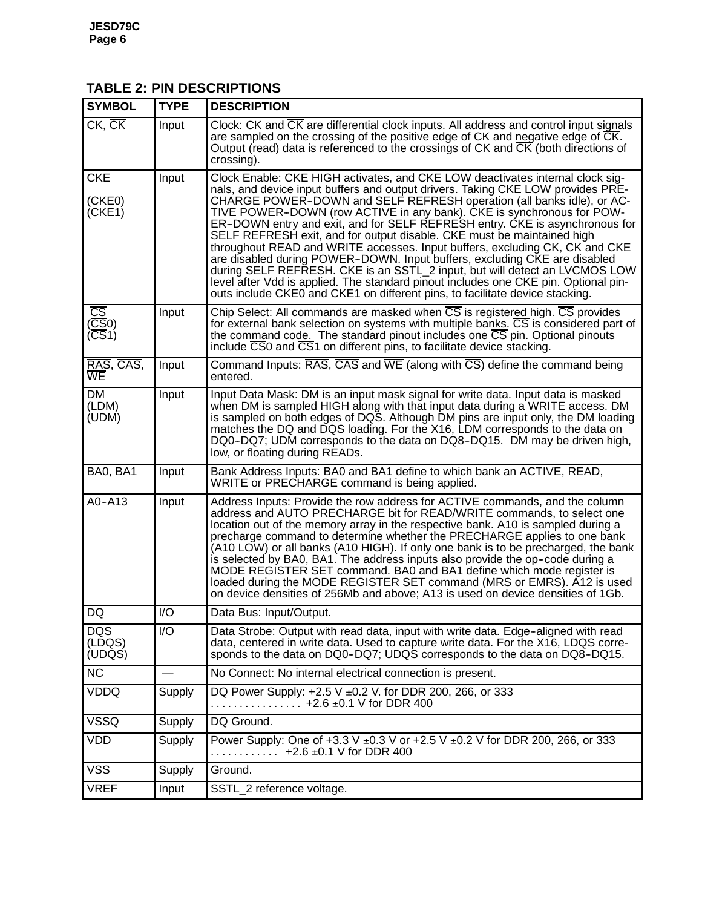## TABLE 2: PIN DESCRIPTIONS

| SYMBOL | TYPE | DESCRIPTION |
|---|---|---|
| CK, $\overline{CK}$ | Input | Clock: CK and $\overline{CK}$ are differential clock inputs. All address and control input signals are sampled on the crossing of the positive edge of CK and negative edge of $\overline{CK}$. Output (read) data is referenced to the crossings of CK and $\overline{CK}$ (both directions of crossing). |
| CKE<br><br>(CKE0)<br>(CKE1) | Input | Clock Enable: CKE HIGH activates, and CKE LOW deactivates internal clock signals, and device input buffers and output drivers. Taking CKE LOW provides PRECHARGE POWER–DOWN and SELF REFRESH operation (all banks idle), or ACTIVE POWER–DOWN (row ACTIVE in any bank). CKE is synchronous for POWER–DOWN entry and exit, and for SELF REFRESH entry. CKE is asynchronous for SELF REFRESH exit, and for output disable. CKE must be maintained high throughout READ and WRITE accesses. Input buffers, excluding CK, $\overline{CK}$ and CKE are disabled during POWER–DOWN. Input buffers, excluding CKE are disabled during SELF REFRESH. CKE is an SSTL_2 input, but will detect an LVCMOS LOW level after Vdd is applied. The standard pinout includes one CKE pin. Optional pinouts include CKE0 and CKE1 on different pins, to facilitate device stacking. |
| $\overline{CS}$<br>($\overline{CS}$0)<br>($\overline{CS}$1) | Input | Chip Select: All commands are masked when $\overline{CS}$ is registered high. $\overline{CS}$ provides for external bank selection on systems with multiple banks. $\overline{CS}$ is considered part of the command code. The standard pinout includes one $\overline{CS}$ pin. Optional pinouts include $\overline{CS}$0 and $\overline{CS}$1 on different pins, to facilitate device stacking. |
| $\overline{RAS}$, $\overline{CAS}$, $\overline{WE}$ | Input | Command Inputs: $\overline{RAS}$, $\overline{CAS}$ and $\overline{WE}$ (along with $\overline{CS}$) define the command being entered. |
| DM<br>(LDM)<br>(UDM) | Input | Input Data Mask: DM is an input mask signal for write data. Input data is masked when DM is sampled HIGH along with that input data during a WRITE access. DM is sampled on both edges of DQS. Although DM pins are input only, the DM loading matches the DQ and DQS loading. For the X16, LDM corresponds to the data on DQ0–DQ7; UDM corresponds to the data on DQ8–DQ15. DM may be driven high, low, or floating during READs. |
| BA0, BA1 | Input | Bank Address Inputs: BA0 and BA1 define to which bank an ACTIVE, READ, WRITE or PRECHARGE command is being applied. |
| A0–A13 | Input | Address Inputs: Provide the row address for ACTIVE commands, and the column address and AUTO PRECHARGE bit for READ/WRITE commands, to select one location out of the memory array in the respective bank. A10 is sampled during a precharge command to determine whether the PRECHARGE applies to one bank (A10 LOW) or all banks (A10 HIGH). If only one bank is to be precharged, the bank is selected by BA0, BA1. The address inputs also provide the op–code during a MODE REGISTER SET command. BA0 and BA1 define which mode register is loaded during the MODE REGISTER SET command (MRS or EMRS). A12 is used on device densities of 256Mb and above; A13 is used on device densities of 1Gb. |
| DQ | I/O | Data Bus: Input/Output. |
| DQS<br>(LDQS)<br>(UDQS) | I/O | Data Strobe: Output with read data, input with write data. Edge–aligned with read data, centered in write data. Used to capture write data. For the X16, LDQS corresponds to the data on DQ0–DQ7; UDQS corresponds to the data on DQ8–DQ15. |
| NC | — | No Connect: No internal electrical connection is present. |
| VDDQ | Supply | DQ Power Supply: +2.5 V ±0.2 V. for DDR 200, 266, or 333<br>. . . . . . . . . . . . . . . . +2.6 ±0.1 V for DDR 400 |
| VSSQ | Supply | DQ Ground. |
| VDD | Supply | Power Supply: One of +3.3 V ±0.3 V or +2.5 V ±0.2 V for DDR 200, 266, or 333<br>. . . . . . . . . . . . +2.6 ±0.1 V for DDR 400 |
| VSS | Supply | Ground. |
| VREF | Input | SSTL_2 reference voltage. |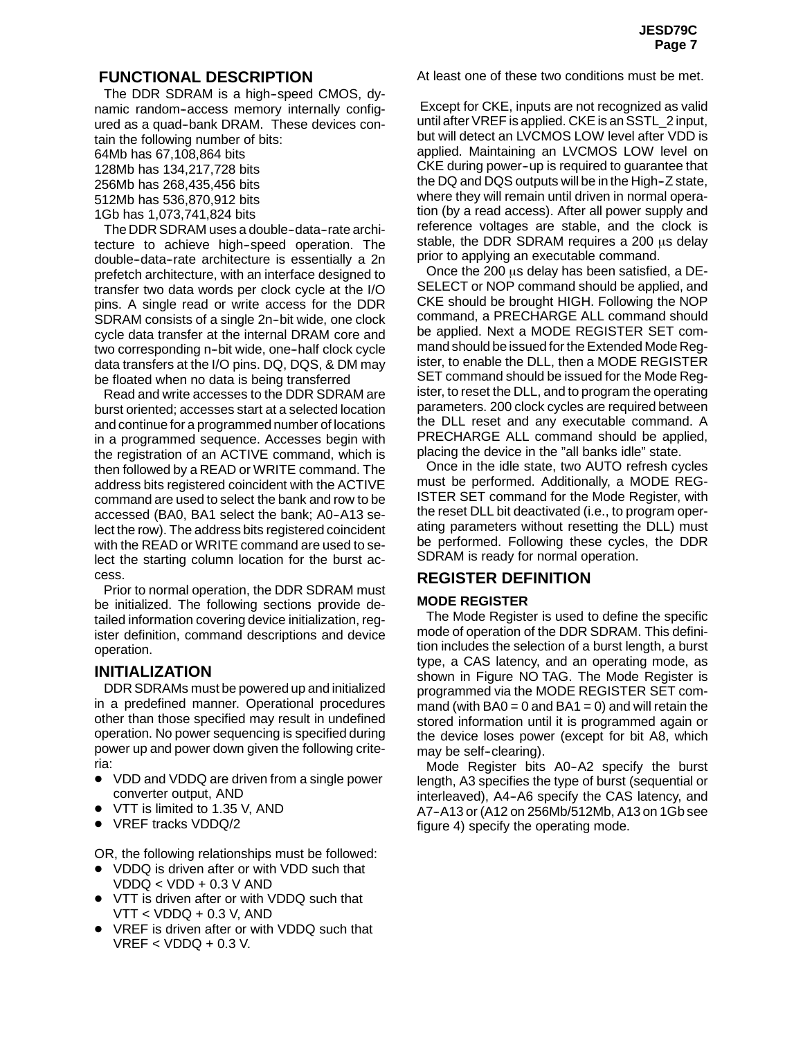## FUNCTIONAL DESCRIPTION

The DDR SDRAM is a high-speed CMOS, dynamic random-access memory internally configured as a quad-bank DRAM. These devices contain the following number of bits:

64Mb has 67,108,864 bits
128Mb has 134,217,728 bits
256Mb has 268,435,456 bits
512Mb has 536,870,912 bits
1Gb has 1,073,741,824 bits

The DDR SDRAM uses a double-data-rate architecture to achieve high-speed operation. The double-data-rate architecture is essentially a 2n prefetch architecture, with an interface designed to transfer two data words per clock cycle at the I/O pins. A single read or write access for the DDR SDRAM consists of a single 2n-bit wide, one clock cycle data transfer at the internal DRAM core and two corresponding n-bit wide, one-half clock cycle data transfers at the I/O pins. DQ, DQS, & DM may be floated when no data is being transferred

Read and write accesses to the DDR SDRAM are burst oriented; accesses start at a selected location and continue for a programmed number of locations in a programmed sequence. Accesses begin with the registration of an ACTIVE command, which is then followed by a READ or WRITE command. The address bits registered coincident with the ACTIVE command are used to select the bank and row to be accessed (BA0, BA1 select the bank; A0-A13 select the row). The address bits registered coincident with the READ or WRITE command are used to select the starting column location for the burst access.

Prior to normal operation, the DDR SDRAM must be initialized. The following sections provide detailed information covering device initialization, register definition, command descriptions and device operation.

## INITIALIZATION

DDR SDRAMs must be powered up and initialized in a predefined manner. Operational procedures other than those specified may result in undefined operation. No power sequencing is specified during power up and power down given the following criteria:

- VDD and VDDQ are driven from a single power converter output, AND
- VTT is limited to 1.35 V, AND
- VREF tracks VDDQ/2

OR, the following relationships must be followed:

- VDDQ is driven after or with VDD such that VDDQ < VDD + 0.3 V AND
- VTT is driven after or with VDDQ such that VTT < VDDQ + 0.3 V, AND
- VREF is driven after or with VDDQ such that VREF < VDDQ + 0.3 V.

At least one of these two conditions must be met.

Except for CKE, inputs are not recognized as valid until after VREF is applied. CKE is an SSTL_2 input, but will detect an LVCMOS LOW level after VDD is applied. Maintaining an LVCMOS LOW level on CKE during power-up is required to guarantee that the DQ and DQS outputs will be in the High-Z state, where they will remain until driven in normal operation (by a read access). After all power supply and reference voltages are stable, and the clock is stable, the DDR SDRAM requires a 200 μs delay prior to applying an executable command.

Once the 200 μs delay has been satisfied, a DESELECT or NOP command should be applied, and CKE should be brought HIGH. Following the NOP command, a PRECHARGE ALL command should be applied. Next a MODE REGISTER SET command should be issued for the Extended Mode Register, to enable the DLL, then a MODE REGISTER SET command should be issued for the Mode Register, to reset the DLL, and to program the operating parameters. 200 clock cycles are required between the DLL reset and any executable command. A PRECHARGE ALL command should be applied, placing the device in the "all banks idle" state.

Once in the idle state, two AUTO refresh cycles must be performed. Additionally, a MODE REGISTER SET command for the Mode Register, with the reset DLL bit deactivated (i.e., to program operating parameters without resetting the DLL) must be performed. Following these cycles, the DDR SDRAM is ready for normal operation.

## REGISTER DEFINITION

### MODE REGISTER

The Mode Register is used to define the specific mode of operation of the DDR SDRAM. This definition includes the selection of a burst length, a burst type, a CAS latency, and an operating mode, as shown in Figure NO TAG. The Mode Register is programmed via the MODE REGISTER SET command (with BA0 = 0 and BA1 = 0) and will retain the stored information until it is programmed again or the device loses power (except for bit A8, which may be self-clearing).

Mode Register bits A0-A2 specify the burst length, A3 specifies the type of burst (sequential or interleaved), A4-A6 specify the CAS latency, and A7-A13 or (A12 on 256Mb/512Mb, A13 on 1Gb see figure 4) specify the operating mode.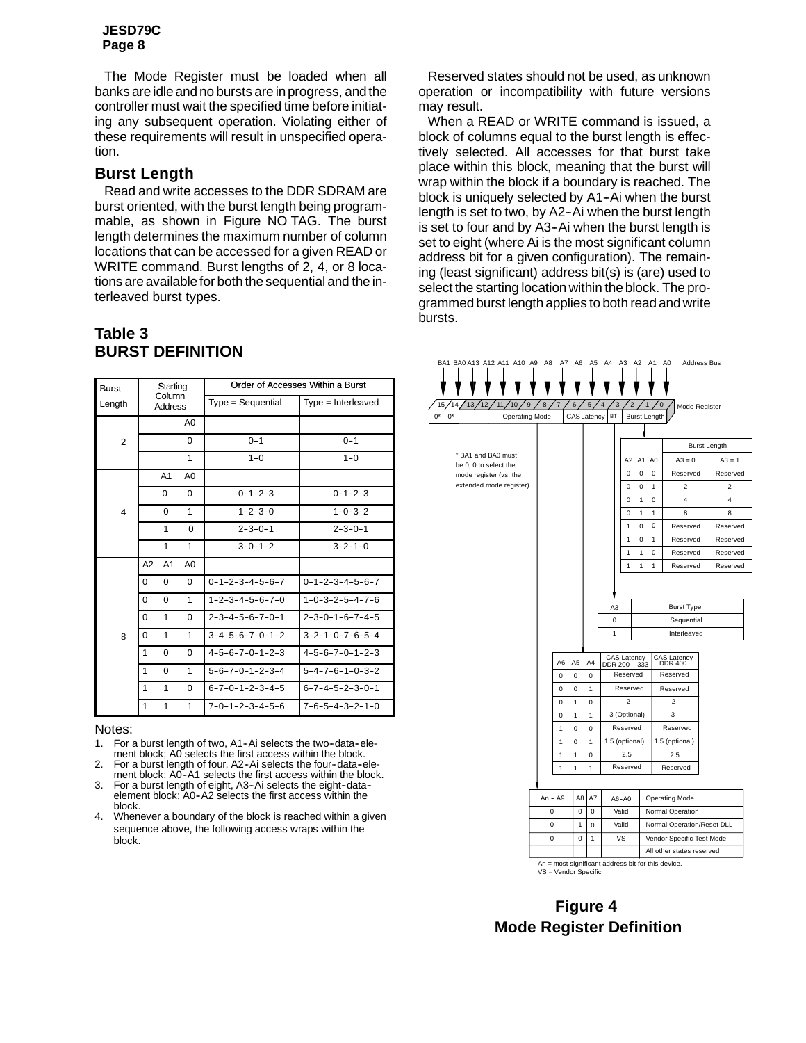The Mode Register must be loaded when all banks are idle and no bursts are in progress, and the controller must wait the specified time before initiating any subsequent operation. Violating either of these requirements will result in unspecified operation.

## Burst Length

Read and write accesses to the DDR SDRAM are burst oriented, with the burst length being programmable, as shown in Figure NO TAG. The burst length determines the maximum number of column locations that can be accessed for a given READ or WRITE command. Burst lengths of 2, 4, or 8 locations are available for both the sequential and the interleaved burst types.

Reserved states should not be used, as unknown operation or incompatibility with future versions may result.

When a READ or WRITE command is issued, a block of columns equal to the burst length is effectively selected. All accesses for that burst take place within this block, meaning that the burst will wrap within the block if a boundary is reached. The block is uniquely selected by A1-Ai when the burst length is set to two, by A2-Ai when the burst length is set to four and by A3-Ai when the burst length is set to eight (where Ai is the most significant column address bit for a given configuration). The remaining (least significant) address bit(s) is (are) used to select the starting location within the block. The programmed burst length applies to both read and write bursts.

## Table 3
## BURST DEFINITION

| Burst Length | Starting Column Address | | | Order of Accesses Within a Burst | |
|---|---|---|---|---|---|
| | | | | Type = Sequential | Type = Interleaved |
| 2 | | | A0 | | |
| | | | 0 | 0-1 | 0-1 |
| | | | 1 | 1-0 | 1-0 |
| 4 | | A1 | A0 | | |
| | | 0 | 0 | 0-1-2-3 | 0-1-2-3 |
| | | 0 | 1 | 1-2-3-0 | 1-0-3-2 |
| | | 1 | 0 | 2-3-0-1 | 2-3-0-1 |
| | | 1 | 1 | 3-0-1-2 | 3-2-1-0 |
| 8 | A2 | A1 | A0 | | |
| | 0 | 0 | 0 | 0-1-2-3-4-5-6-7 | 0-1-2-3-4-5-6-7 |
| | 0 | 0 | 1 | 1-2-3-4-5-6-7-0 | 1-0-3-2-5-4-7-6 |
| | 0 | 1 | 0 | 2-3-4-5-6-7-0-1 | 2-3-0-1-6-7-4-5 |
| | 0 | 1 | 1 | 3-4-5-6-7-0-1-2 | 3-2-1-0-7-6-5-4 |
| | 1 | 0 | 0 | 4-5-6-7-0-1-2-3 | 4-5-6-7-0-1-2-3 |
| | 1 | 0 | 1 | 5-6-7-0-1-2-3-4 | 5-4-7-6-1-0-3-2 |
| | 1 | 1 | 0 | 6-7-0-1-2-3-4-5 | 6-7-4-5-2-3-0-1 |
| | 1 | 1 | 1 | 7-0-1-2-3-4-5-6 | 7-6-5-4-3-2-1-0 |

Notes:

1. For a burst length of two, A1-Ai selects the two-data-element block; A0 selects the first access within the block.
2. For a burst length of four, A2-Ai selects the four-data-element block; A0-A1 selects the first access within the block.
3. For a burst length of eight, A3-Ai selects the eight-data-element block; A0-A2 selects the first access within the block.
4. Whenever a boundary of the block is reached within a given sequence above, the following access wraps within the block.

Address Bus: BA1 BA0 A13 A12 A11 A10 A9 A8 A7 A6 A5 A4 A3 A2 A1 A0

Mode Register:

| 15 | 14 | 13 | 12 | 11 | 10 | 9 | 8 | 7 | 6 | 5 | 4 | 3 | 2 | 1 | 0 |
|---|---|---|---|---|---|---|---|---|---|---|---|---|---|---|---|
| 0* | 0* | Operating Mode | | | | | | | CAS Latency | | | BT | Burst Length | | |

\* BA1 and BA0 must be 0, 0 to select the mode register (vs. the extended mode register).

| A2 | A1 | A0 | Burst Length A3 = 0 | Burst Length A3 = 1 |
|---|---|---|---|---|
| 0 | 0 | 0 | Reserved | Reserved |
| 0 | 0 | 1 | 2 | 2 |
| 0 | 1 | 0 | 4 | 4 |
| 0 | 1 | 1 | 8 | 8 |
| 1 | 0 | 0 | Reserved | Reserved |
| 1 | 0 | 1 | Reserved | Reserved |
| 1 | 1 | 0 | Reserved | Reserved |
| 1 | 1 | 1 | Reserved | Reserved |

| A3 | Burst Type |
|---|---|
| 0 | Sequential |
| 1 | Interleaved |

| A6 | A5 | A4 | CAS Latency DDR 200 - 333 | CAS Latency DDR 400 |
|---|---|---|---|---|
| 0 | 0 | 0 | Reserved | Reserved |
| 0 | 0 | 1 | Reserved | Reserved |
| 0 | 1 | 0 | 2 | 2 |
| 0 | 1 | 1 | 3 (Optional) | 3 |
| 1 | 0 | 0 | Reserved | Reserved |
| 1 | 0 | 1 | 1.5 (optional) | 1.5 (optional) |
| 1 | 1 | 0 | 2.5 | 2.5 |
| 1 | 1 | 1 | Reserved | Reserved |

| An - A9 | A8 | A7 | A6-A0 | Operating Mode |
|---|---|---|---|---|
| 0 | 0 | 0 | Valid | Normal Operation |
| 0 | 1 | 0 | Valid | Normal Operation/Reset DLL |
| 0 | 0 | 1 | VS | Vendor Specific Test Mode |
| - | - | - | | All other states reserved |

An = most significant address bit for this device.
VS = Vendor Specific

**Figure 4**
**Mode Register Definition**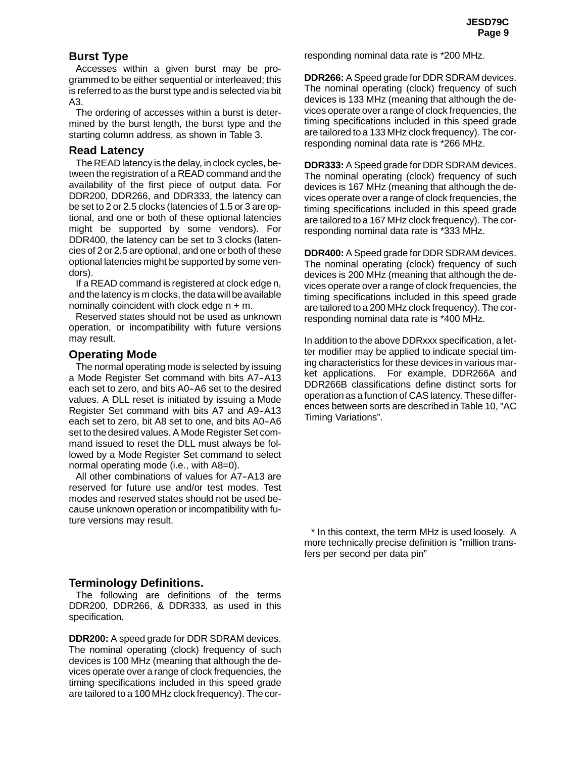## Burst Type

Accesses within a given burst may be programmed to be either sequential or interleaved; this is referred to as the burst type and is selected via bit A3.

The ordering of accesses within a burst is determined by the burst length, the burst type and the starting column address, as shown in Table 3.

## Read Latency

The READ latency is the delay, in clock cycles, between the registration of a READ command and the availability of the first piece of output data. For DDR200, DDR266, and DDR333, the latency can be set to 2 or 2.5 clocks (latencies of 1.5 or 3 are optional, and one or both of these optional latencies might be supported by some vendors). For DDR400, the latency can be set to 3 clocks (latencies of 2 or 2.5 are optional, and one or both of these optional latencies might be supported by some vendors).

If a READ command is registered at clock edge n, and the latency is m clocks, the data will be available nominally coincident with clock edge n + m.

Reserved states should not be used as unknown operation, or incompatibility with future versions may result.

## Operating Mode

The normal operating mode is selected by issuing a Mode Register Set command with bits A7–A13 each set to zero, and bits A0–A6 set to the desired values. A DLL reset is initiated by issuing a Mode Register Set command with bits A7 and A9–A13 each set to zero, bit A8 set to one, and bits A0–A6 set to the desired values. A Mode Register Set command issued to reset the DLL must always be followed by a Mode Register Set command to select normal operating mode (i.e., with A8=0).

All other combinations of values for A7–A13 are reserved for future use and/or test modes. Test modes and reserved states should not be used because unknown operation or incompatibility with future versions may result.

## Terminology Definitions.

The following are definitions of the terms DDR200, DDR266, & DDR333, as used in this specification.

**DDR200:** A speed grade for DDR SDRAM devices. The nominal operating (clock) frequency of such devices is 100 MHz (meaning that although the devices operate over a range of clock frequencies, the timing specifications included in this speed grade are tailored to a 100 MHz clock frequency). The corresponding nominal data rate is *200 MHz.

**DDR266:** A Speed grade for DDR SDRAM devices. The nominal operating (clock) frequency of such devices is 133 MHz (meaning that although the devices operate over a range of clock frequencies, the timing specifications included in this speed grade are tailored to a 133 MHz clock frequency). The corresponding nominal data rate is *266 MHz.

**DDR333:** A Speed grade for DDR SDRAM devices. The nominal operating (clock) frequency of such devices is 167 MHz (meaning that although the devices operate over a range of clock frequencies, the timing specifications included in this speed grade are tailored to a 167 MHz clock frequency). The corresponding nominal data rate is *333 MHz.

**DDR400:** A Speed grade for DDR SDRAM devices. The nominal operating (clock) frequency of such devices is 200 MHz (meaning that although the devices operate over a range of clock frequencies, the timing specifications included in this speed grade are tailored to a 200 MHz clock frequency). The corresponding nominal data rate is *400 MHz.

In addition to the above DDRxxx specification, a letter modifier may be applied to indicate special timing characteristics for these devices in various market applications. For example, DDR266A and DDR266B classifications define distinct sorts for operation as a function of CAS latency. These differences between sorts are described in Table 10, "AC Timing Variations".

* In this context, the term MHz is used loosely. A more technically precise definition is "million transfers per second per data pin"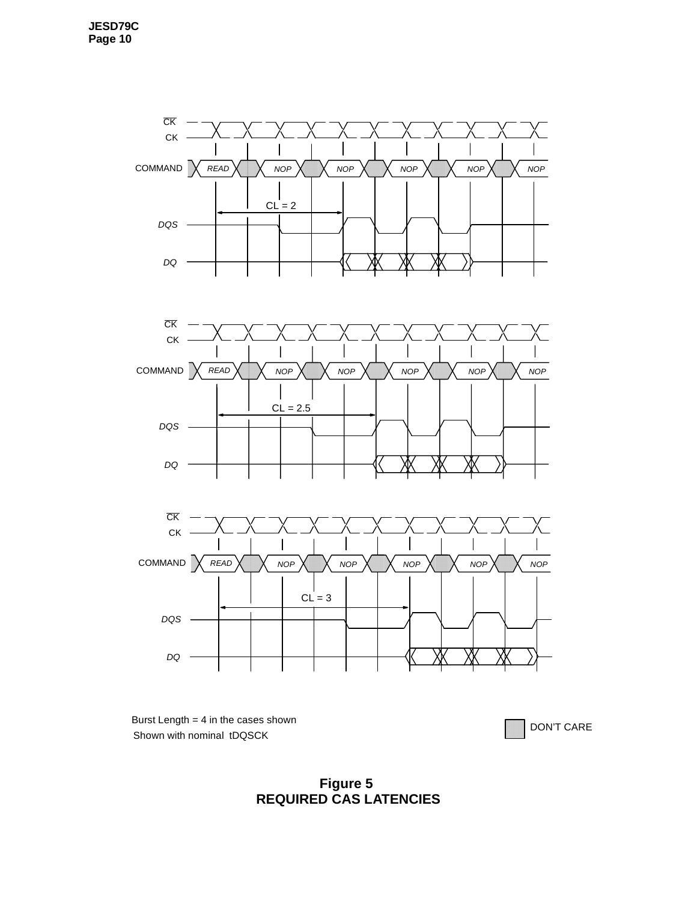CK

CK

COMMAND READ NOP NOP NOP NOP NOP

CL = 2

DQS

DQ

CK

CK

COMMAND READ NOP NOP NOP NOP NOP

CL = 2.5

DQS

DQ

CK

CK

COMMAND READ NOP NOP NOP NOP NOP

CL = 3

DQS

DQ

Burst Length = 4 in the cases shown
Shown with nominal tDQSCK

DON'T CARE

**Figure 5**
**REQUIRED CAS LATENCIES**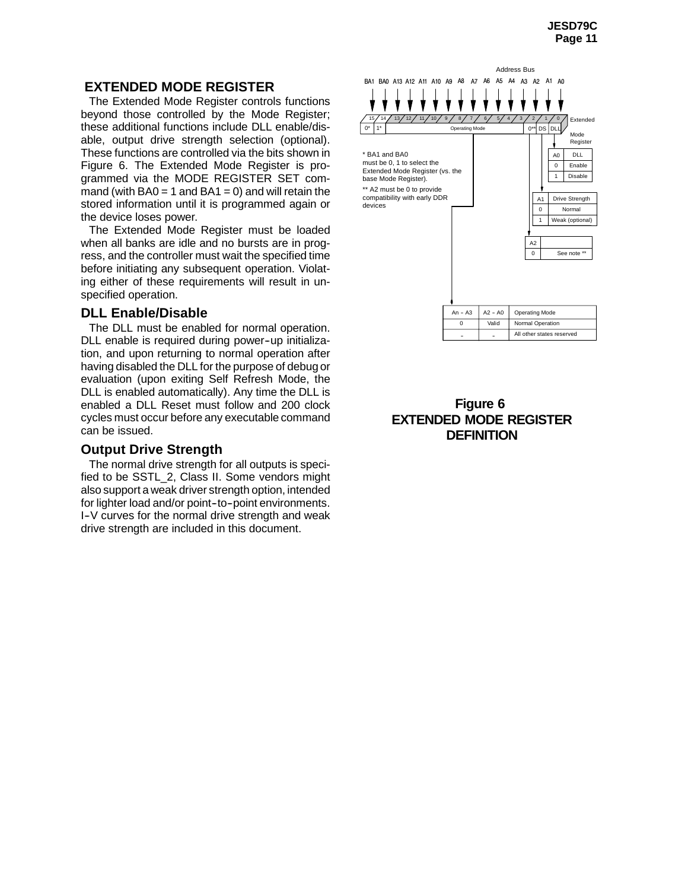## EXTENDED MODE REGISTER

The Extended Mode Register controls functions beyond those controlled by the Mode Register; these additional functions include DLL enable/disable, output drive strength selection (optional). These functions are controlled via the bits shown in Figure 6. The Extended Mode Register is programmed via the MODE REGISTER SET command (with BA0 = 1 and BA1 = 0) and will retain the stored information until it is programmed again or the device loses power.

The Extended Mode Register must be loaded when all banks are idle and no bursts are in progress, and the controller must wait the specified time before initiating any subsequent operation. Violating either of these requirements will result in unspecified operation.

### DLL Enable/Disable

The DLL must be enabled for normal operation. DLL enable is required during power-up initialization, and upon returning to normal operation after having disabled the DLL for the purpose of debug or evaluation (upon exiting Self Refresh Mode, the DLL is enabled automatically). Any time the DLL is enabled a DLL Reset must follow and 200 clock cycles must occur before any executable command can be issued.

### Output Drive Strength

The normal drive strength for all outputs is specified to be SSTL_2, Class II. Some vendors might also support a weak driver strength option, intended for lighter load and/or point-to-point environments. I-V curves for the normal drive strength and weak drive strength are included in this document.

Address Bus: BA1 BA0 A13 A12 A11 A10 A9 A8 A7 A6 A5 A4 A3 A2 A1 A0

Extended Mode Register:

| 15 | 14 | 13–3 | 2 | 1 | 0 |
|---|---|---|---|---|---|
| 0* | 1* | Operating Mode | 0** | DS | DLL |

\* BA1 and BA0 must be 0, 1 to select the Extended Mode Register (vs. the base Mode Register).

** A2 must be 0 to provide compatibility with early DDR devices

| A0 | DLL |
|---|---|
| 0 | Enable |
| 1 | Disable |

| A1 | Drive Strength |
|---|---|
| 0 | Normal |
| 1 | Weak (optional) |

| A2 | |
|---|---|
| 0 | See note ** |

| An - A3 | A2 - A0 | Operating Mode |
|---|---|---|
| 0 | Valid | Normal Operation |
| - | - | All other states reserved |

**Figure 6**
**EXTENDED MODE REGISTER DEFINITION**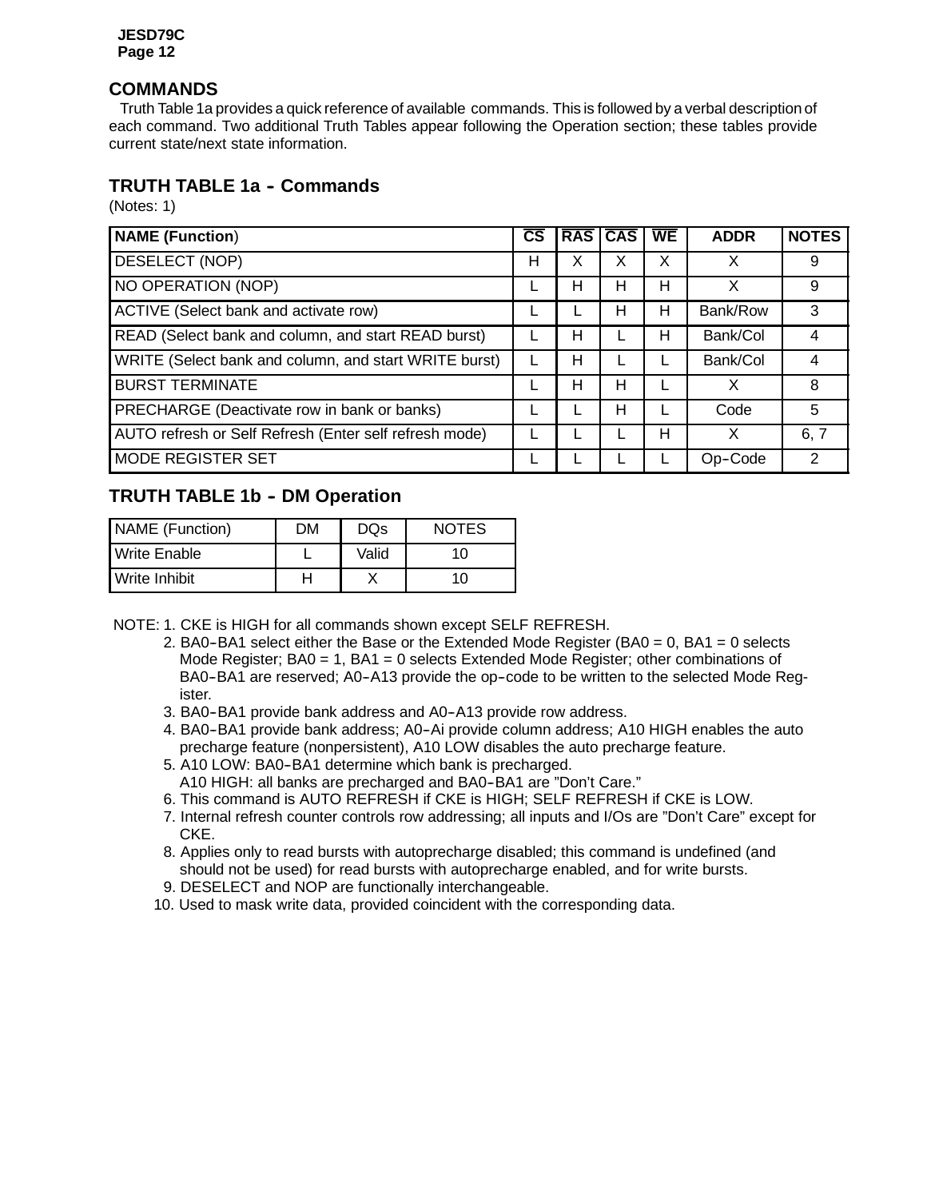## COMMANDS

Truth Table 1a provides a quick reference of available commands. This is followed by a verbal description of each command. Two additional Truth Tables appear following the Operation section; these tables provide current state/next state information.

### TRUTH TABLE 1a – Commands

(Notes: 1)

| NAME (Function) | $\overline{CS}$ | $\overline{RAS}$ | $\overline{CAS}$ | $\overline{WE}$ | ADDR | NOTES |
|---|---|---|---|---|---|---|
| DESELECT (NOP) | H | X | X | X | X | 9 |
| NO OPERATION (NOP) | L | H | H | H | X | 9 |
| ACTIVE (Select bank and activate row) | L | L | H | H | Bank/Row | 3 |
| READ (Select bank and column, and start READ burst) | L | H | L | H | Bank/Col | 4 |
| WRITE (Select bank and column, and start WRITE burst) | L | H | L | L | Bank/Col | 4 |
| BURST TERMINATE | L | H | H | L | X | 8 |
| PRECHARGE (Deactivate row in bank or banks) | L | L | H | L | Code | 5 |
| AUTO refresh or Self Refresh (Enter self refresh mode) | L | L | L | H | X | 6, 7 |
| MODE REGISTER SET | L | L | L | L | Op–Code | 2 |

### TRUTH TABLE 1b – DM Operation

| NAME (Function) | DM | DQs | NOTES |
|---|---|---|---|
| Write Enable | L | Valid | 10 |
| Write Inhibit | H | X | 10 |

NOTE:
1. CKE is HIGH for all commands shown except SELF REFRESH.
2. BA0–BA1 select either the Base or the Extended Mode Register (BA0 = 0, BA1 = 0 selects Mode Register; BA0 = 1, BA1 = 0 selects Extended Mode Register; other combinations of BA0–BA1 are reserved; A0–A13 provide the op–code to be written to the selected Mode Register.
3. BA0–BA1 provide bank address and A0–A13 provide row address.
4. BA0–BA1 provide bank address; A0–Ai provide column address; A10 HIGH enables the auto precharge feature (nonpersistent), A10 LOW disables the auto precharge feature.
5. A10 LOW: BA0–BA1 determine which bank is precharged.
   A10 HIGH: all banks are precharged and BA0–BA1 are "Don't Care."
6. This command is AUTO REFRESH if CKE is HIGH; SELF REFRESH if CKE is LOW.
7. Internal refresh counter controls row addressing; all inputs and I/Os are "Don't Care" except for CKE.
8. Applies only to read bursts with autoprecharge disabled; this command is undefined (and should not be used) for read bursts with autoprecharge enabled, and for write bursts.
9. DESELECT and NOP are functionally interchangeable.
10. Used to mask write data, provided coincident with the corresponding data.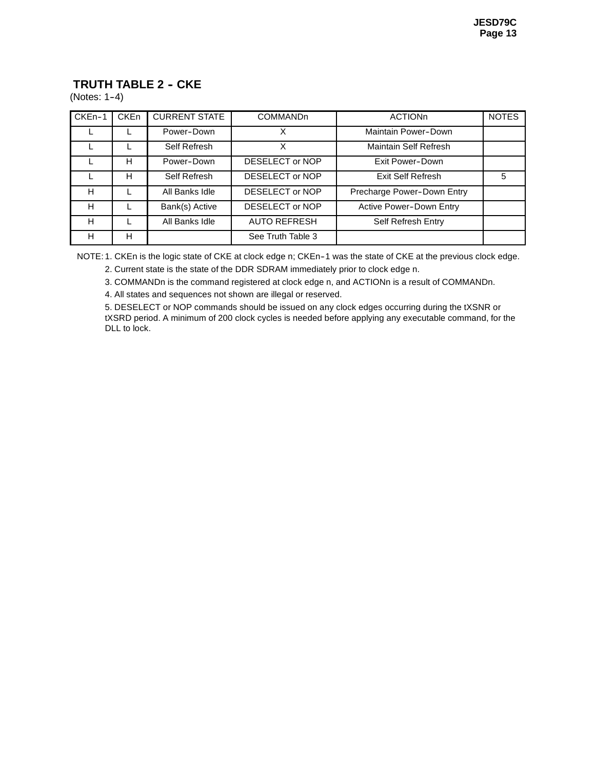## TRUTH TABLE 2 - CKE

(Notes: 1–4)

| CKEn–1 | CKEn | CURRENT STATE | COMMANDn | ACTIONn | NOTES |
|---|---|---|---|---|---|
| L | L | Power–Down | X | Maintain Power–Down | |
| L | L | Self Refresh | X | Maintain Self Refresh | |
| L | H | Power–Down | DESELECT or NOP | Exit Power–Down | |
| L | H | Self Refresh | DESELECT or NOP | Exit Self Refresh | 5 |
| H | L | All Banks Idle | DESELECT or NOP | Precharge Power–Down Entry | |
| H | L | Bank(s) Active | DESELECT or NOP | Active Power–Down Entry | |
| H | L | All Banks Idle | AUTO REFRESH | Self Refresh Entry | |
| H | H | | See Truth Table 3 | | |

NOTE: 1. CKEn is the logic state of CKE at clock edge n; CKEn–1 was the state of CKE at the previous clock edge.

2. Current state is the state of the DDR SDRAM immediately prior to clock edge n.

3. COMMANDn is the command registered at clock edge n, and ACTIONn is a result of COMMANDn.

4. All states and sequences not shown are illegal or reserved.

5. DESELECT or NOP commands should be issued on any clock edges occurring during the tXSNR or tXSRD period. A minimum of 200 clock cycles is needed before applying any executable command, for the DLL to lock.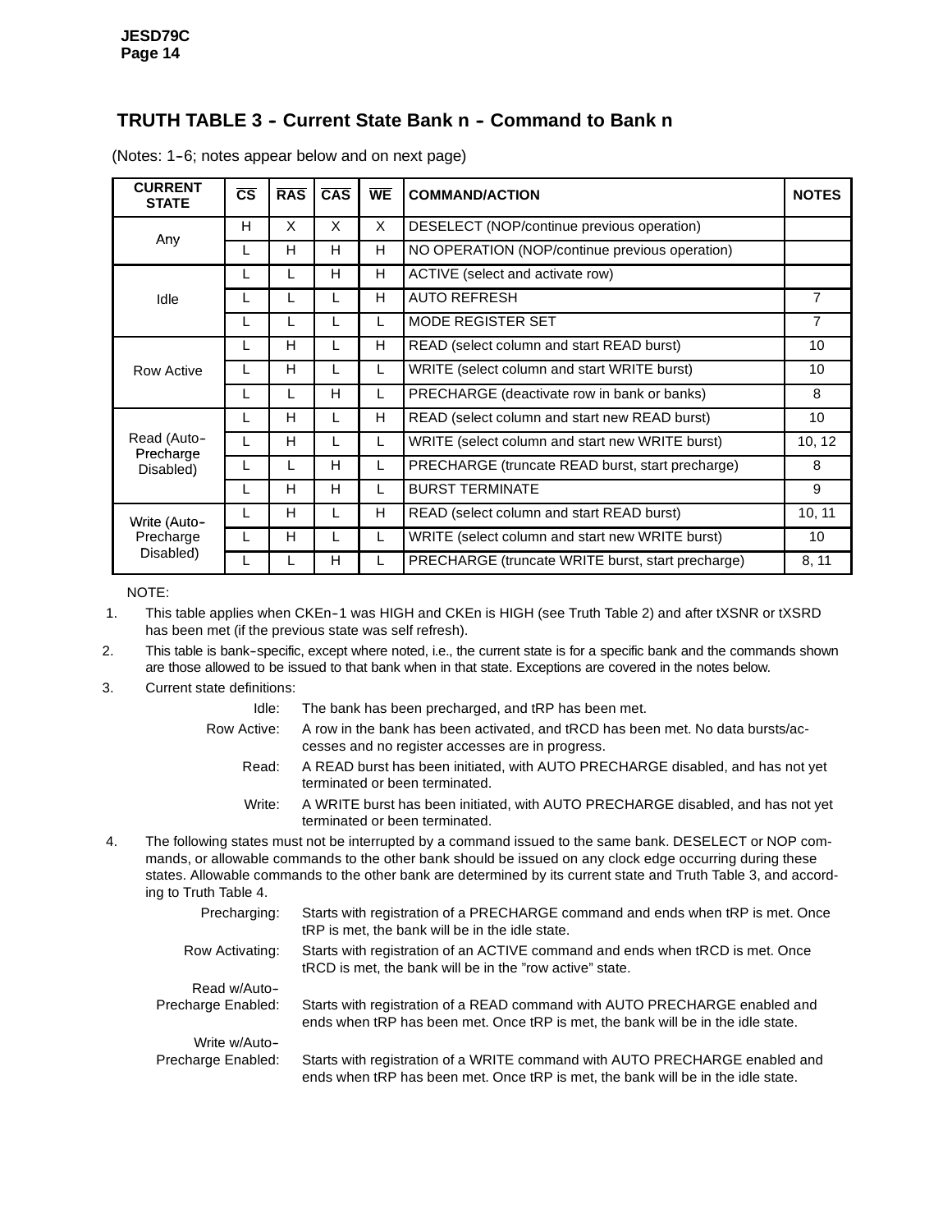## TRUTH TABLE 3 – Current State Bank n – Command to Bank n

(Notes: 1–6; notes appear below and on next page)

| CURRENT STATE | $\overline{CS}$ | $\overline{RAS}$ | $\overline{CAS}$ | $\overline{WE}$ | COMMAND/ACTION | NOTES |
|---|---|---|---|---|---|---|
| Any | H | X | X | X | DESELECT (NOP/continue previous operation) | |
| | L | H | H | H | NO OPERATION (NOP/continue previous operation) | |
| Idle | L | L | H | H | ACTIVE (select and activate row) | |
| | L | L | L | H | AUTO REFRESH | 7 |
| | L | L | L | L | MODE REGISTER SET | 7 |
| Row Active | L | H | L | H | READ (select column and start READ burst) | 10 |
| | L | H | L | L | WRITE (select column and start WRITE burst) | 10 |
| | L | L | H | L | PRECHARGE (deactivate row in bank or banks) | 8 |
| Read (Auto–Precharge Disabled) | L | H | L | H | READ (select column and start new READ burst) | 10 |
| | L | H | L | L | WRITE (select column and start new WRITE burst) | 10, 12 |
| | L | L | H | L | PRECHARGE (truncate READ burst, start precharge) | 8 |
| | L | H | H | L | BURST TERMINATE | 9 |
| Write (Auto–Precharge Disabled) | L | H | L | H | READ (select column and start READ burst) | 10, 11 |
| | L | H | L | L | WRITE (select column and start new WRITE burst) | 10 |
| | L | L | H | L | PRECHARGE (truncate WRITE burst, start precharge) | 8, 11 |

NOTE:

1. This table applies when CKEn–1 was HIGH and CKEn is HIGH (see Truth Table 2) and after tXSNR or tXSRD has been met (if the previous state was self refresh).
2. This table is bank–specific, except where noted, i.e., the current state is for a specific bank and the commands shown are those allowed to be issued to that bank when in that state. Exceptions are covered in the notes below.
3. Current state definitions:
   - Idle: The bank has been precharged, and tRP has been met.
   - Row Active: A row in the bank has been activated, and tRCD has been met. No data bursts/accesses and no register accesses are in progress.
   - Read: A READ burst has been initiated, with AUTO PRECHARGE disabled, and has not yet terminated or been terminated.
   - Write: A WRITE burst has been initiated, with AUTO PRECHARGE disabled, and has not yet terminated or been terminated.
4. The following states must not be interrupted by a command issued to the same bank. DESELECT or NOP commands, or allowable commands to the other bank should be issued on any clock edge occurring during these states. Allowable commands to the other bank are determined by its current state and Truth Table 3, and according to Truth Table 4.
   - Precharging: Starts with registration of a PRECHARGE command and ends when tRP is met. Once tRP is met, the bank will be in the idle state.
   - Row Activating: Starts with registration of an ACTIVE command and ends when tRCD is met. Once tRCD is met, the bank will be in the "row active" state.
   - Read w/Auto–Precharge Enabled: Starts with registration of a READ command with AUTO PRECHARGE enabled and ends when tRP has been met. Once tRP is met, the bank will be in the idle state.
   - Write w/Auto–Precharge Enabled: Starts with registration of a WRITE command with AUTO PRECHARGE enabled and ends when tRP has been met. Once tRP is met, the bank will be in the idle state.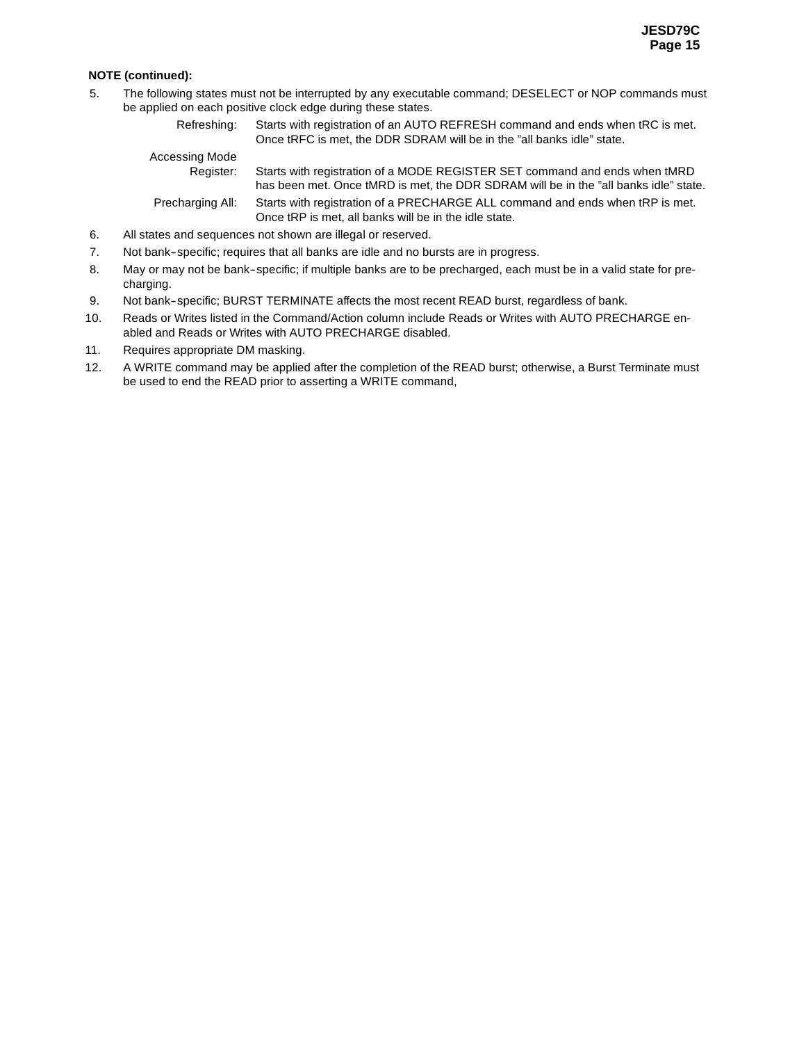**NOTE (continued):**

5. The following states must not be interrupted by any executable command; DESELECT or NOP commands must be applied on each positive clock edge during these states.

   Refreshing: Starts with registration of an AUTO REFRESH command and ends when tRC is met. Once tRFC is met, the DDR SDRAM will be in the "all banks idle" state.

   Accessing Mode Register: Starts with registration of a MODE REGISTER SET command and ends when tMRD has been met. Once tMRD is met, the DDR SDRAM will be in the "all banks idle" state.

   Precharging All: Starts with registration of a PRECHARGE ALL command and ends when tRP is met. Once tRP is met, all banks will be in the idle state.

6. All states and sequences not shown are illegal or reserved.
7. Not bank-specific; requires that all banks are idle and no bursts are in progress.
8. May or may not be bank-specific; if multiple banks are to be precharged, each must be in a valid state for precharging.
9. Not bank-specific; BURST TERMINATE affects the most recent READ burst, regardless of bank.
10. Reads or Writes listed in the Command/Action column include Reads or Writes with AUTO PRECHARGE enabled and Reads or Writes with AUTO PRECHARGE disabled.
11. Requires appropriate DM masking.
12. A WRITE command may be applied after the completion of the READ burst; otherwise, a Burst Terminate must be used to end the READ prior to asserting a WRITE command,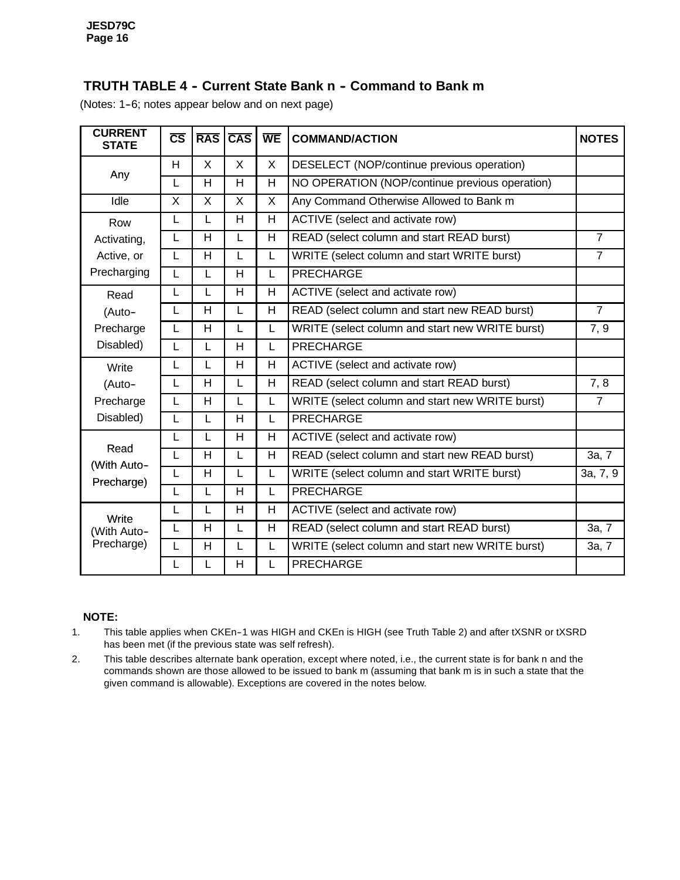## TRUTH TABLE 4 – Current State Bank n – Command to Bank m

(Notes: 1–6; notes appear below and on next page)

| CURRENT STATE | $\overline{CS}$ | $\overline{RAS}$ | $\overline{CAS}$ | $\overline{WE}$ | COMMAND/ACTION | NOTES |
|---|---|---|---|---|---|---|
| Any | H | X | X | X | DESELECT (NOP/continue previous operation) | |
| | L | H | H | H | NO OPERATION (NOP/continue previous operation) | |
| Idle | X | X | X | X | Any Command Otherwise Allowed to Bank m | |
| Row Activating, Active, or Precharging | L | L | H | H | ACTIVE (select and activate row) | |
| | L | H | L | H | READ (select column and start READ burst) | 7 |
| | L | H | L | L | WRITE (select column and start WRITE burst) | 7 |
| | L | L | H | L | PRECHARGE | |
| Read (Auto–Precharge Disabled) | L | L | H | H | ACTIVE (select and activate row) | |
| | L | H | L | H | READ (select column and start new READ burst) | 7 |
| | L | H | L | L | WRITE (select column and start new WRITE burst) | 7, 9 |
| | L | L | H | L | PRECHARGE | |
| Write (Auto–Precharge Disabled) | L | L | H | H | ACTIVE (select and activate row) | |
| | L | H | L | H | READ (select column and start READ burst) | 7, 8 |
| | L | H | L | L | WRITE (select column and start new WRITE burst) | 7 |
| | L | L | H | L | PRECHARGE | |
| Read (With Auto–Precharge) | L | L | H | H | ACTIVE (select and activate row) | |
| | L | H | L | H | READ (select column and start new READ burst) | 3a, 7 |
| | L | H | L | L | WRITE (select column and start WRITE burst) | 3a, 7, 9 |
| | L | L | H | L | PRECHARGE | |
| Write (With Auto–Precharge) | L | L | H | H | ACTIVE (select and activate row) | |
| | L | H | L | H | READ (select column and start READ burst) | 3a, 7 |
| | L | H | L | L | WRITE (select column and start new WRITE burst) | 3a, 7 |
| | L | L | H | L | PRECHARGE | |

**NOTE:**

1. This table applies when CKEn–1 was HIGH and CKEn is HIGH (see Truth Table 2) and after tXSNR or tXSRD has been met (if the previous state was self refresh).
2. This table describes alternate bank operation, except where noted, i.e., the current state is for bank n and the commands shown are those allowed to be issued to bank m (assuming that bank m is in such a state that the given command is allowable). Exceptions are covered in the notes below.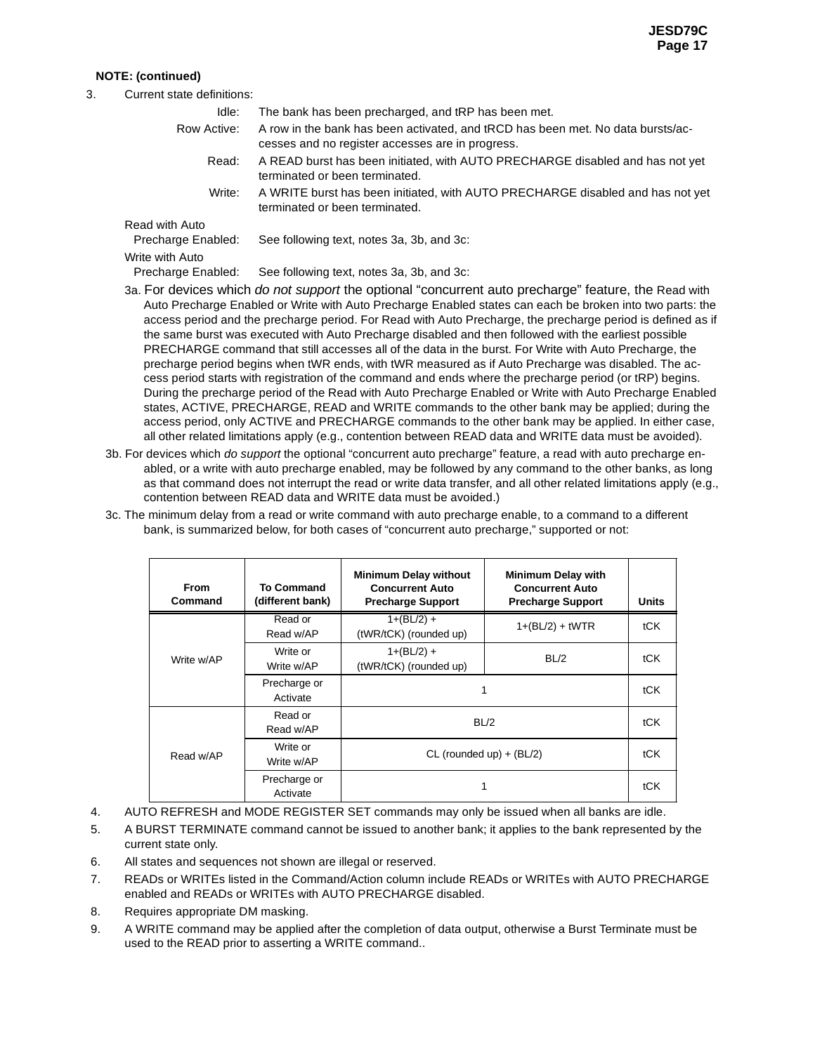**NOTE: (continued)**

3. Current state definitions:

   Idle: The bank has been precharged, and tRP has been met.

   Row Active: A row in the bank has been activated, and tRCD has been met. No data bursts/accesses and no register accesses are in progress.

   Read: A READ burst has been initiated, with AUTO PRECHARGE disabled and has not yet terminated or been terminated.

   Write: A WRITE burst has been initiated, with AUTO PRECHARGE disabled and has not yet terminated or been terminated.

   Read with Auto Precharge Enabled: See following text, notes 3a, 3b, and 3c:

   Write with Auto Precharge Enabled: See following text, notes 3a, 3b, and 3c:

   3a. For devices which *do not support* the optional “concurrent auto precharge” feature, the Read with Auto Precharge Enabled or Write with Auto Precharge Enabled states can each be broken into two parts: the access period and the precharge period. For Read with Auto Precharge, the precharge period is defined as if the same burst was executed with Auto Precharge disabled and then followed with the earliest possible PRECHARGE command that still accesses all of the data in the burst. For Write with Auto Precharge, the precharge period begins when tWR ends, with tWR measured as if Auto Precharge was disabled. The access period starts with registration of the command and ends where the precharge period (or tRP) begins. During the precharge period of the Read with Auto Precharge Enabled or Write with Auto Precharge Enabled states, ACTIVE, PRECHARGE, READ and WRITE commands to the other bank may be applied; during the access period, only ACTIVE and PRECHARGE commands to the other bank may be applied. In either case, all other related limitations apply (e.g., contention between READ data and WRITE data must be avoided).

   3b. For devices which *do support* the optional “concurrent auto precharge” feature, a read with auto precharge enabled, or a write with auto precharge enabled, may be followed by any command to the other banks, as long as that command does not interrupt the read or write data transfer, and all other related limitations apply (e.g., contention between READ data and WRITE data must be avoided.)

   3c. The minimum delay from a read or write command with auto precharge enable, to a command to a different bank, is summarized below, for both cases of “concurrent auto precharge,” supported or not:

| From Command | To Command (different bank) | Minimum Delay without Concurrent Auto Precharge Support | Minimum Delay with Concurrent Auto Precharge Support | Units |
|---|---|---|---|---|
| Write w/AP | Read or Read w/AP | 1+(BL/2) + (tWR/tCK) (rounded up) | 1+(BL/2) + tWTR | tCK |
| | Write or Write w/AP | 1+(BL/2) + (tWR/tCK) (rounded up) | BL/2 | tCK |
| | Precharge or Activate | 1 | | tCK |
| Read w/AP | Read or Read w/AP | BL/2 | | tCK |
| | Write or Write w/AP | CL (rounded up) + (BL/2) | | tCK |
| | Precharge or Activate | 1 | | tCK |

4. AUTO REFRESH and MODE REGISTER SET commands may only be issued when all banks are idle.
5. A BURST TERMINATE command cannot be issued to another bank; it applies to the bank represented by the current state only.
6. All states and sequences not shown are illegal or reserved.
7. READs or WRITEs listed in the Command/Action column include READs or WRITEs with AUTO PRECHARGE enabled and READs or WRITEs with AUTO PRECHARGE disabled.
8. Requires appropriate DM masking.
9. A WRITE command may be applied after the completion of data output, otherwise a Burst Terminate must be used to the READ prior to asserting a WRITE command..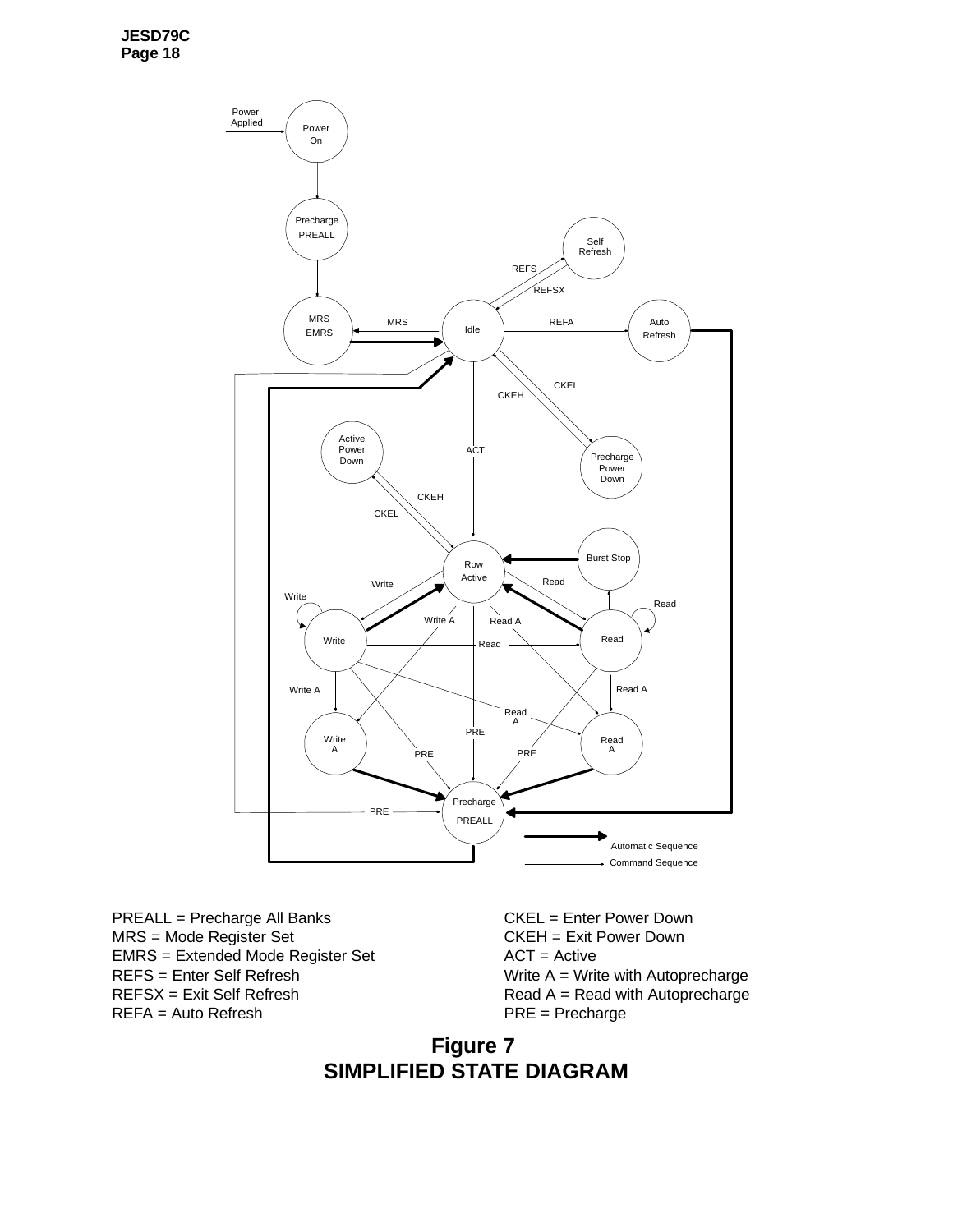PREALL = Precharge All Banks
MRS = Mode Register Set
EMRS = Extended Mode Register Set
REFS = Enter Self Refresh
REFSX = Exit Self Refresh
REFA = Auto Refresh

CKEL = Enter Power Down
CKEH = Exit Power Down
ACT = Active
Write A = Write with Autoprecharge
Read A = Read with Autoprecharge
PRE = Precharge

**Figure 7**
**SIMPLIFIED STATE DIAGRAM**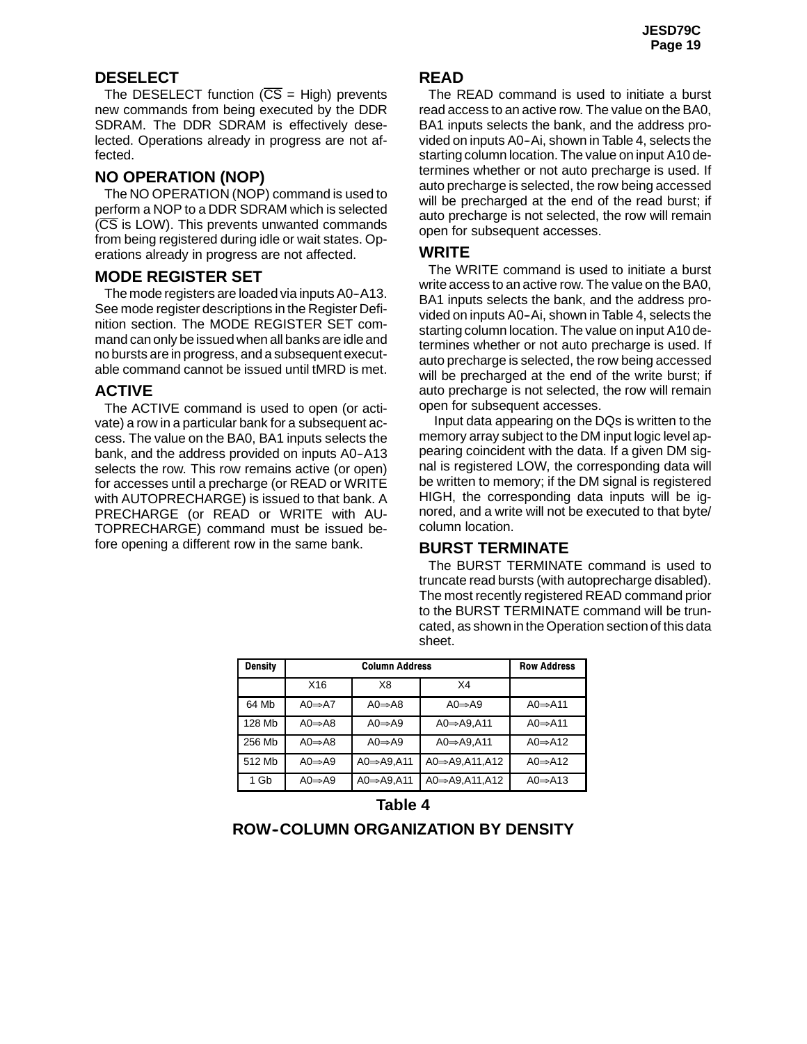## DESELECT

The DESELECT function ($\overline{CS}$ = High) prevents new commands from being executed by the DDR SDRAM. The DDR SDRAM is effectively deselected. Operations already in progress are not affected.

## NO OPERATION (NOP)

The NO OPERATION (NOP) command is used to perform a NOP to a DDR SDRAM which is selected ($\overline{CS}$ is LOW). This prevents unwanted commands from being registered during idle or wait states. Operations already in progress are not affected.

## MODE REGISTER SET

The mode registers are loaded via inputs A0–A13. See mode register descriptions in the Register Definition section. The MODE REGISTER SET command can only be issued when all banks are idle and no bursts are in progress, and a subsequent executable command cannot be issued until tMRD is met.

## ACTIVE

The ACTIVE command is used to open (or activate) a row in a particular bank for a subsequent access. The value on the BA0, BA1 inputs selects the bank, and the address provided on inputs A0–A13 selects the row. This row remains active (or open) for accesses until a precharge (or READ or WRITE with AUTOPRECHARGE) is issued to that bank. A PRECHARGE (or READ or WRITE with AUTOPRECHARGE) command must be issued before opening a different row in the same bank.

## READ

The READ command is used to initiate a burst read access to an active row. The value on the BA0, BA1 inputs selects the bank, and the address provided on inputs A0–Ai, shown in Table 4, selects the starting column location. The value on input A10 determines whether or not auto precharge is used. If auto precharge is selected, the row being accessed will be precharged at the end of the read burst; if auto precharge is not selected, the row will remain open for subsequent accesses.

## WRITE

The WRITE command is used to initiate a burst write access to an active row. The value on the BA0, BA1 inputs selects the bank, and the address provided on inputs A0–Ai, shown in Table 4, selects the starting column location. The value on input A10 determines whether or not auto precharge is used. If auto precharge is selected, the row being accessed will be precharged at the end of the write burst; if auto precharge is not selected, the row will remain open for subsequent accesses.

Input data appearing on the DQs is written to the memory array subject to the DM input logic level appearing coincident with the data. If a given DM signal is registered LOW, the corresponding data will be written to memory; if the DM signal is registered HIGH, the corresponding data inputs will be ignored, and a write will not be executed to that byte/column location.

## BURST TERMINATE

The BURST TERMINATE command is used to truncate read bursts (with autoprecharge disabled). The most recently registered READ command prior to the BURST TERMINATE command will be truncated, as shown in the Operation section of this data sheet.

| Density | Column Address | | | Row Address |
|---|---|---|---|---|
| | X16 | X8 | X4 | |
| 64 Mb | A0⇒A7 | A0⇒A8 | A0⇒A9 | A0⇒A11 |
| 128 Mb | A0⇒A8 | A0⇒A9 | A0⇒A9,A11 | A0⇒A11 |
| 256 Mb | A0⇒A8 | A0⇒A9 | A0⇒A9,A11 | A0⇒A12 |
| 512 Mb | A0⇒A9 | A0⇒A9,A11 | A0⇒A9,A11,A12 | A0⇒A12 |
| 1 Gb | A0⇒A9 | A0⇒A9,A11 | A0⇒A9,A11,A12 | A0⇒A13 |

**Table 4**

**ROW–COLUMN ORGANIZATION BY DENSITY**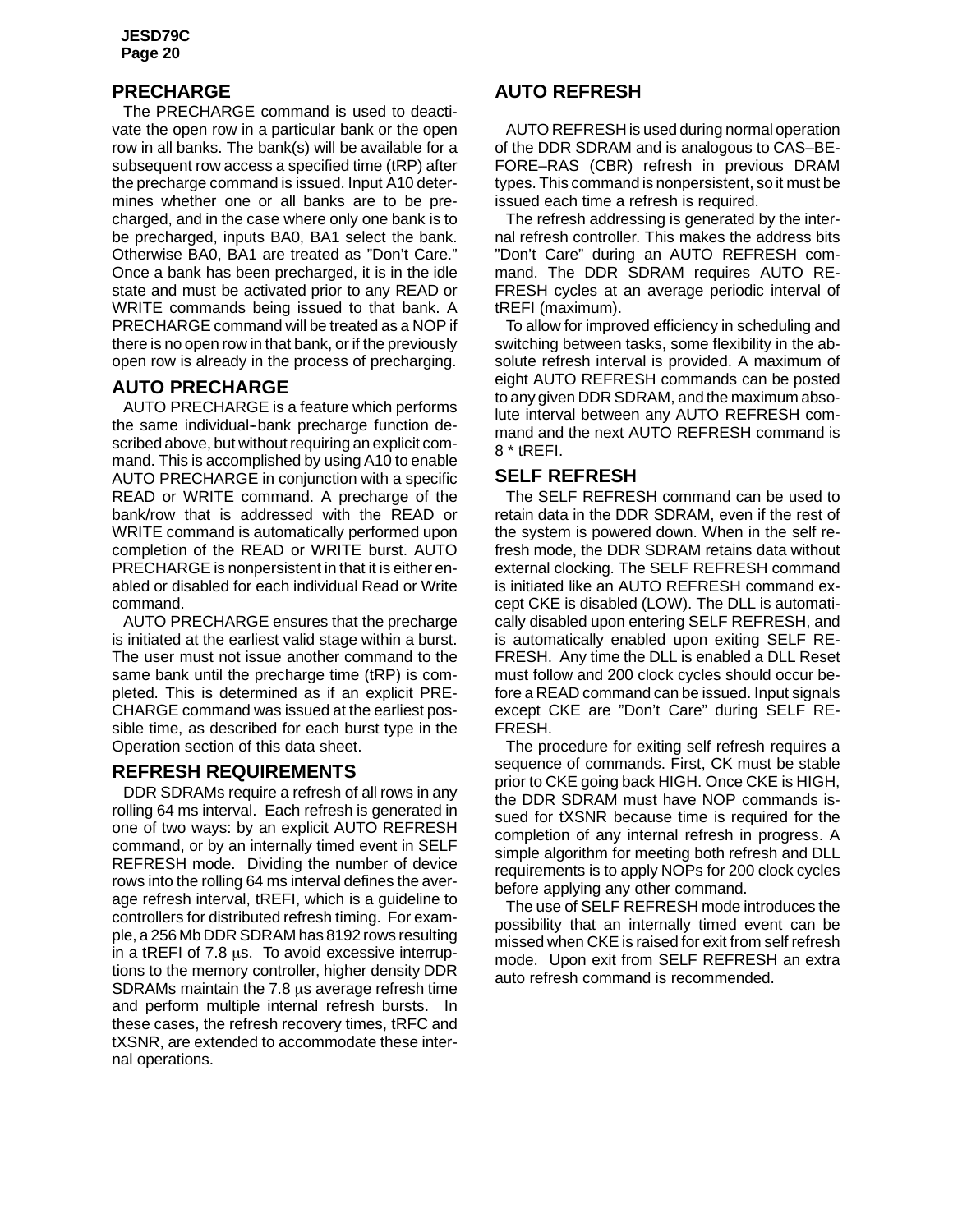## PRECHARGE

The PRECHARGE command is used to deactivate the open row in a particular bank or the open row in all banks. The bank(s) will be available for a subsequent row access a specified time (tRP) after the precharge command is issued. Input A10 determines whether one or all banks are to be precharged, and in the case where only one bank is to be precharged, inputs BA0, BA1 select the bank. Otherwise BA0, BA1 are treated as "Don't Care." Once a bank has been precharged, it is in the idle state and must be activated prior to any READ or WRITE commands being issued to that bank. A PRECHARGE command will be treated as a NOP if there is no open row in that bank, or if the previously open row is already in the process of precharging.

## AUTO PRECHARGE

AUTO PRECHARGE is a feature which performs the same individual-bank precharge function described above, but without requiring an explicit command. This is accomplished by using A10 to enable AUTO PRECHARGE in conjunction with a specific READ or WRITE command. A precharge of the bank/row that is addressed with the READ or WRITE command is automatically performed upon completion of the READ or WRITE burst. AUTO PRECHARGE is nonpersistent in that it is either enabled or disabled for each individual Read or Write command.

AUTO PRECHARGE ensures that the precharge is initiated at the earliest valid stage within a burst. The user must not issue another command to the same bank until the precharge time (tRP) is completed. This is determined as if an explicit PRECHARGE command was issued at the earliest possible time, as described for each burst type in the Operation section of this data sheet.

## REFRESH REQUIREMENTS

DDR SDRAMs require a refresh of all rows in any rolling 64 ms interval. Each refresh is generated in one of two ways: by an explicit AUTO REFRESH command, or by an internally timed event in SELF REFRESH mode. Dividing the number of device rows into the rolling 64 ms interval defines the average refresh interval, tREFI, which is a guideline to controllers for distributed refresh timing. For example, a 256 Mb DDR SDRAM has 8192 rows resulting in a tREFI of 7.8 μs. To avoid excessive interruptions to the memory controller, higher density DDR SDRAMs maintain the 7.8 μs average refresh time and perform multiple internal refresh bursts. In these cases, the refresh recovery times, tRFC and tXSNR, are extended to accommodate these internal operations.

## AUTO REFRESH

AUTO REFRESH is used during normal operation of the DDR SDRAM and is analogous to CAS–BEFORE–RAS (CBR) refresh in previous DRAM types. This command is nonpersistent, so it must be issued each time a refresh is required.

The refresh addressing is generated by the internal refresh controller. This makes the address bits "Don't Care" during an AUTO REFRESH command. The DDR SDRAM requires AUTO REFRESH cycles at an average periodic interval of tREFI (maximum).

To allow for improved efficiency in scheduling and switching between tasks, some flexibility in the absolute refresh interval is provided. A maximum of eight AUTO REFRESH commands can be posted to any given DDR SDRAM, and the maximum absolute interval between any AUTO REFRESH command and the next AUTO REFRESH command is 8 * tREFI.

## SELF REFRESH

The SELF REFRESH command can be used to retain data in the DDR SDRAM, even if the rest of the system is powered down. When in the self refresh mode, the DDR SDRAM retains data without external clocking. The SELF REFRESH command is initiated like an AUTO REFRESH command except CKE is disabled (LOW). The DLL is automatically disabled upon entering SELF REFRESH, and is automatically enabled upon exiting SELF REFRESH. Any time the DLL is enabled a DLL Reset must follow and 200 clock cycles should occur before a READ command can be issued. Input signals except CKE are "Don't Care" during SELF REFRESH.

The procedure for exiting self refresh requires a sequence of commands. First, CK must be stable prior to CKE going back HIGH. Once CKE is HIGH, the DDR SDRAM must have NOP commands issued for tXSNR because time is required for the completion of any internal refresh in progress. A simple algorithm for meeting both refresh and DLL requirements is to apply NOPs for 200 clock cycles before applying any other command.

The use of SELF REFRESH mode introduces the possibility that an internally timed event can be missed when CKE is raised for exit from self refresh mode. Upon exit from SELF REFRESH an extra auto refresh command is recommended.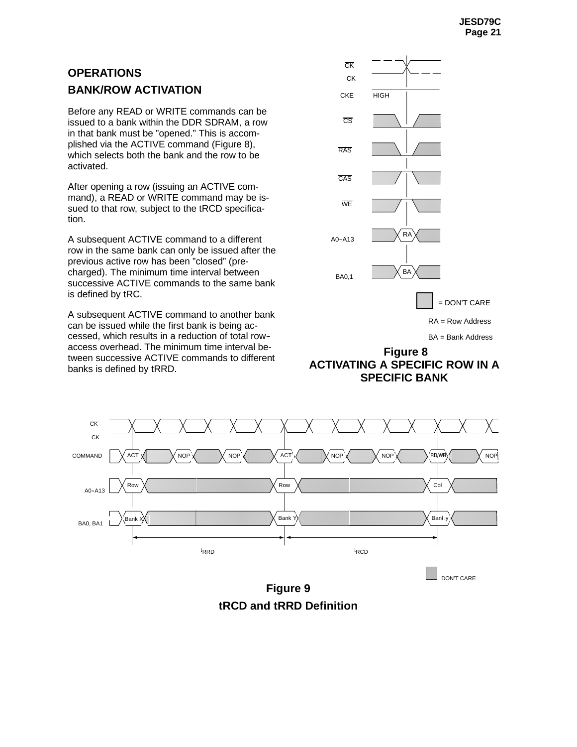## OPERATIONS

### BANK/ROW ACTIVATION

Before any READ or WRITE commands can be issued to a bank within the DDR SDRAM, a row in that bank must be "opened." This is accomplished via the ACTIVE command (Figure 8), which selects both the bank and the row to be activated.

After opening a row (issuing an ACTIVE command), a READ or WRITE command may be issued to that row, subject to the tRCD specification.

A subsequent ACTIVE command to a different row in the same bank can only be issued after the previous active row has been "closed" (precharged). The minimum time interval between successive ACTIVE commands to the same bank is defined by tRC.

A subsequent ACTIVE command to another bank can be issued while the first bank is being accessed, which results in a reduction of total row–access overhead. The minimum time interval between successive ACTIVE commands to different banks is defined by tRRD.

CK, CK, CKE HIGH, CS, RAS, CAS, WE, A0–A13 RA, BA0,1 BA

= DON'T CARE

RA = Row Address

BA = Bank Address

**Figure 8**
**ACTIVATING A SPECIFIC ROW IN A SPECIFIC BANK**

CK, CK

COMMAND: ACT, NOP, NOP, ACT, NOP, NOP, RD/WR, NOP

A0–A13: Row, Row, Col

BA0, BA1: Bank X, Bank Y, Bank y

$t_{RRD}$ $t_{RCD}$

DON'T CARE

**Figure 9**
**tRCD and tRRD Definition**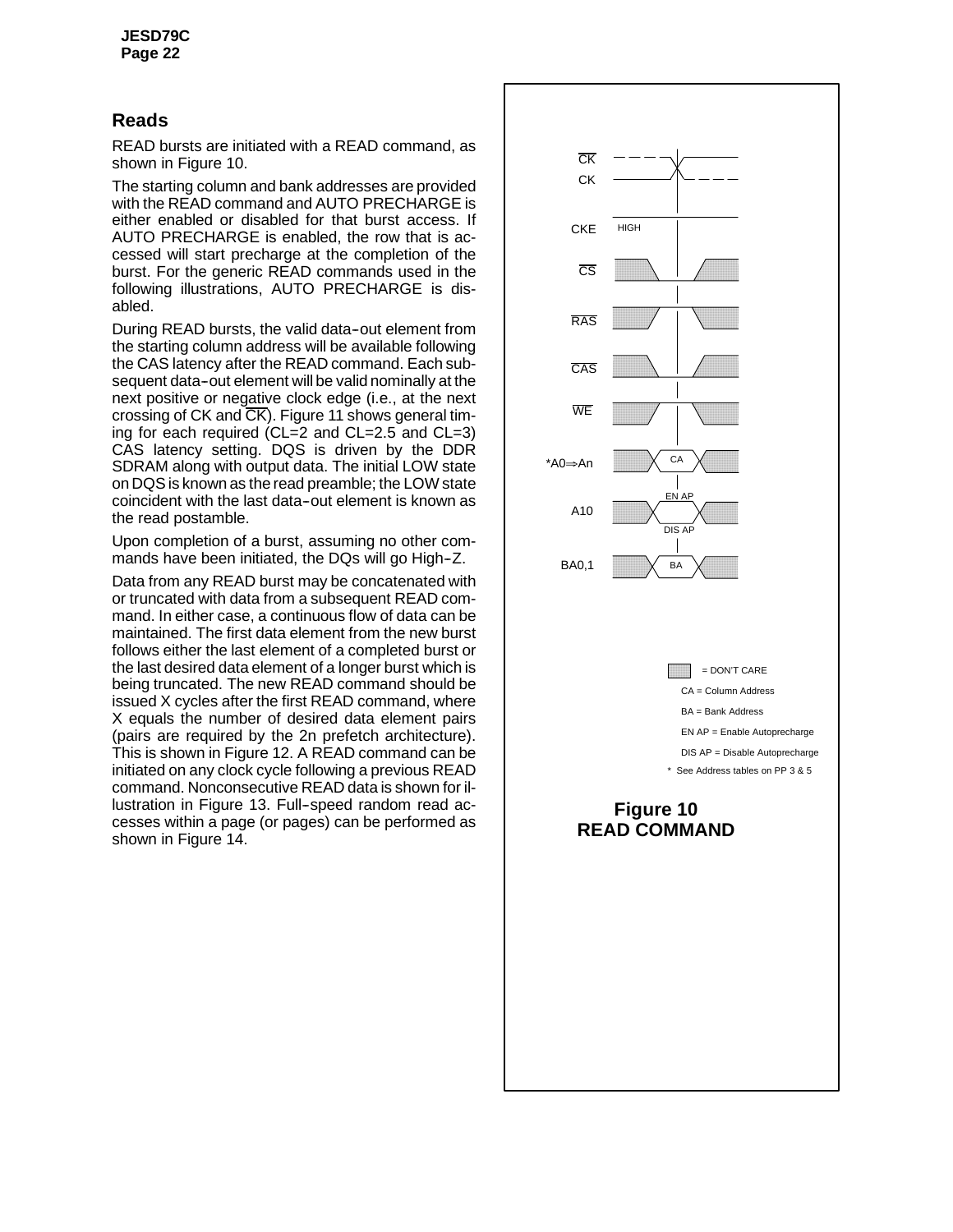## Reads

READ bursts are initiated with a READ command, as shown in Figure 10.

The starting column and bank addresses are provided with the READ command and AUTO PRECHARGE is either enabled or disabled for that burst access. If AUTO PRECHARGE is enabled, the row that is accessed will start precharge at the completion of the burst. For the generic READ commands used in the following illustrations, AUTO PRECHARGE is disabled.

During READ bursts, the valid data-out element from the starting column address will be available following the CAS latency after the READ command. Each subsequent data-out element will be valid nominally at the next positive or negative clock edge (i.e., at the next crossing of CK and $\overline{CK}$). Figure 11 shows general timing for each required (CL=2 and CL=2.5 and CL=3) CAS latency setting. DQS is driven by the DDR SDRAM along with output data. The initial LOW state on DQS is known as the read preamble; the LOW state coincident with the last data-out element is known as the read postamble.

Upon completion of a burst, assuming no other commands have been initiated, the DQs will go High-Z.

Data from any READ burst may be concatenated with or truncated with data from a subsequent READ command. In either case, a continuous flow of data can be maintained. The first data element from the new burst follows either the last element of a completed burst or the last desired data element of a longer burst which is being truncated. The new READ command should be issued X cycles after the first READ command, where X equals the number of desired data element pairs (pairs are required by the 2n prefetch architecture). This is shown in Figure 12. A READ command can be initiated on any clock cycle following a previous READ command. Nonconsecutive READ data is shown for illustration in Figure 13. Full-speed random read accesses within a page (or pages) can be performed as shown in Figure 14.

$\overline{CK}$
CK
CKE HIGH
$\overline{CS}$
$\overline{RAS}$
$\overline{CAS}$
$\overline{WE}$
*A0⇒An CA
A10 EN AP / DIS AP
BA0,1 BA

= DON'T CARE
CA = Column Address
BA = Bank Address
EN AP = Enable Autoprecharge
DIS AP = Disable Autoprecharge
* See Address tables on PP 3 & 5

**Figure 10**
**READ COMMAND**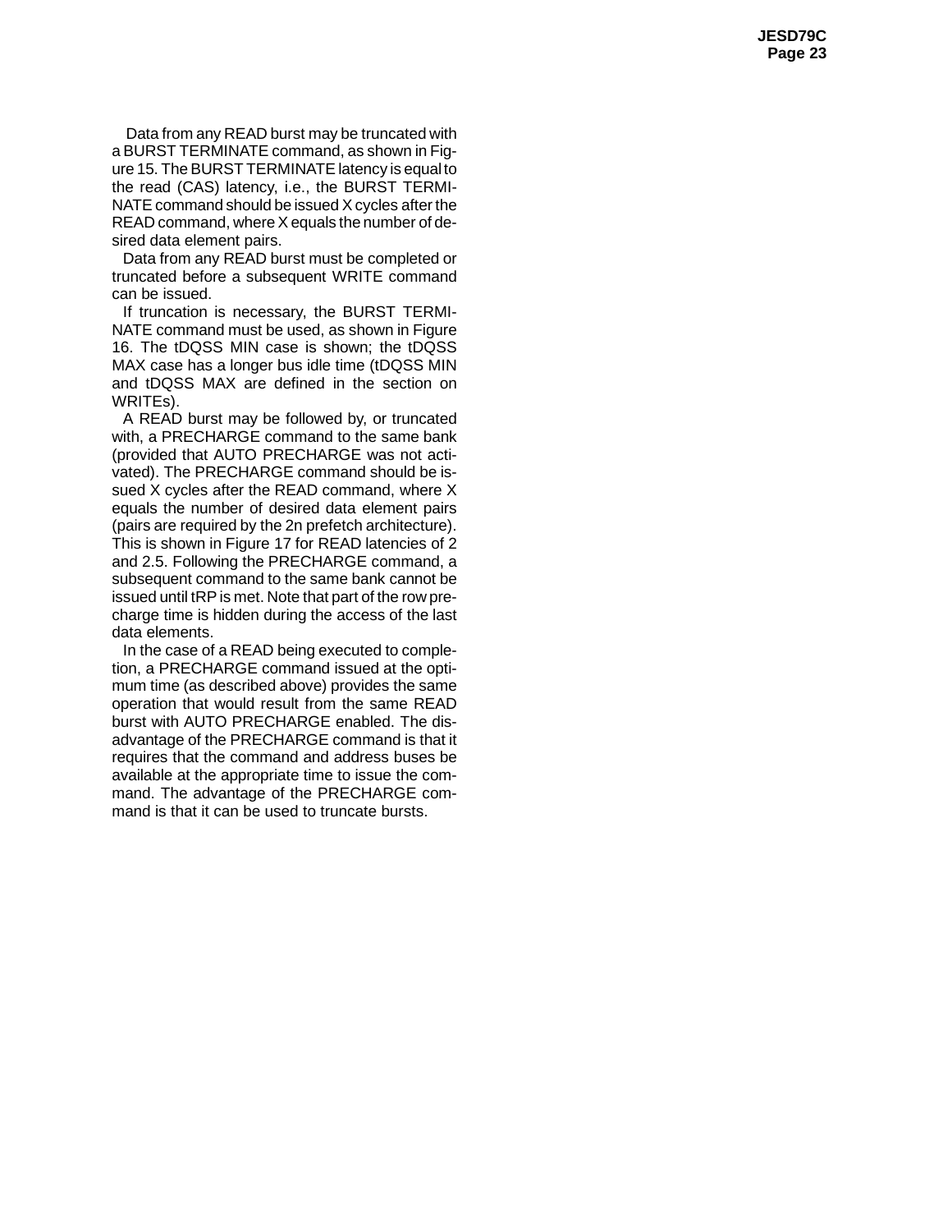Data from any READ burst may be truncated with a BURST TERMINATE command, as shown in Figure 15. The BURST TERMINATE latency is equal to the read (CAS) latency, i.e., the BURST TERMINATE command should be issued X cycles after the READ command, where X equals the number of desired data element pairs.

Data from any READ burst must be completed or truncated before a subsequent WRITE command can be issued.

If truncation is necessary, the BURST TERMINATE command must be used, as shown in Figure 16. The tDQSS MIN case is shown; the tDQSS MAX case has a longer bus idle time (tDQSS MIN and tDQSS MAX are defined in the section on WRITEs).

A READ burst may be followed by, or truncated with, a PRECHARGE command to the same bank (provided that AUTO PRECHARGE was not activated). The PRECHARGE command should be issued X cycles after the READ command, where X equals the number of desired data element pairs (pairs are required by the 2n prefetch architecture). This is shown in Figure 17 for READ latencies of 2 and 2.5. Following the PRECHARGE command, a subsequent command to the same bank cannot be issued until tRP is met. Note that part of the row precharge time is hidden during the access of the last data elements.

In the case of a READ being executed to completion, a PRECHARGE command issued at the optimum time (as described above) provides the same operation that would result from the same READ burst with AUTO PRECHARGE enabled. The disadvantage of the PRECHARGE command is that it requires that the command and address buses be available at the appropriate time to issue the command. The advantage of the PRECHARGE command is that it can be used to truncate bursts.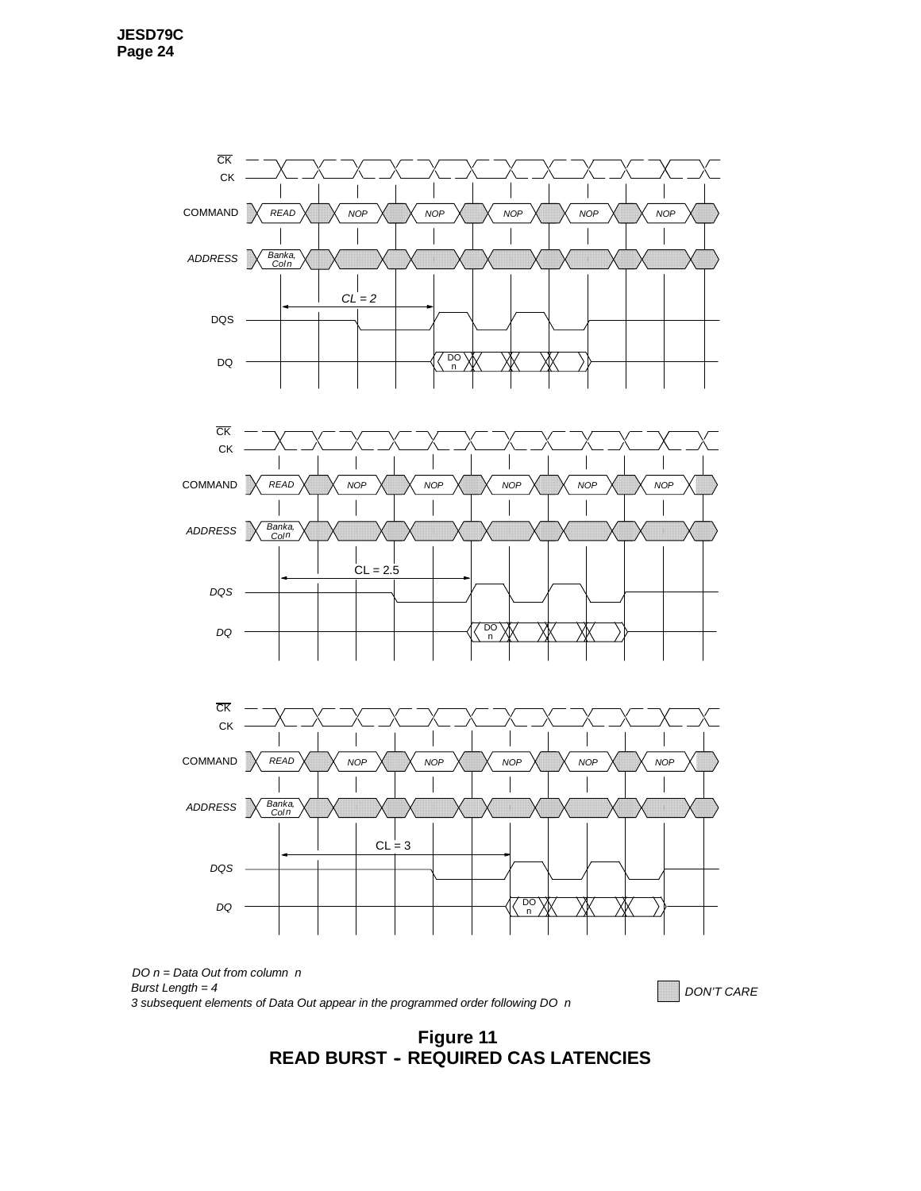DO n = Data Out from column n

Burst Length = 4

3 subsequent elements of Data Out appear in the programmed order following DO n

DON'T CARE

**Figure 11**
**READ BURST - REQUIRED CAS LATENCIES**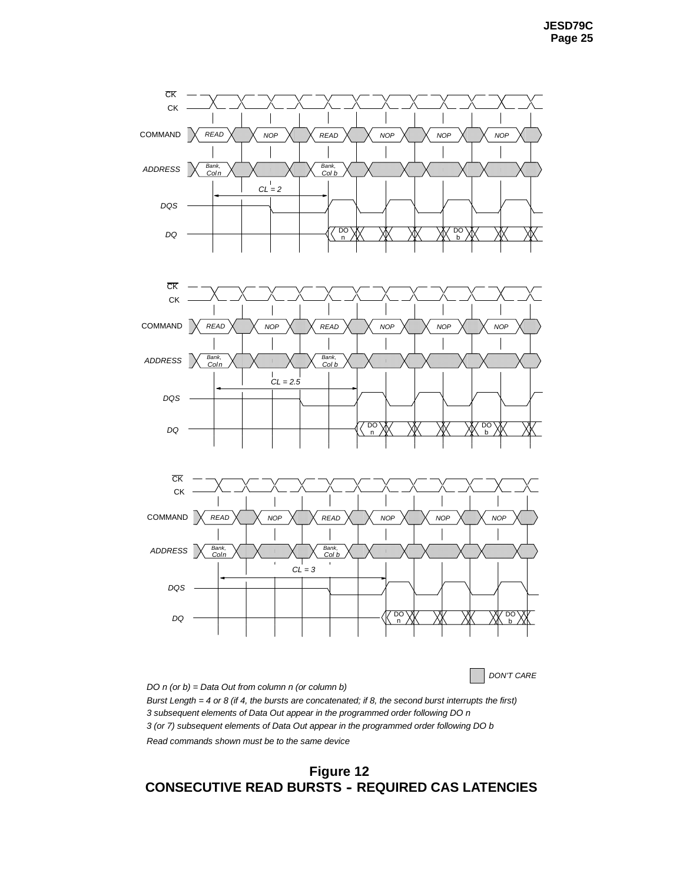CK̄
CK
COMMAND READ NOP READ NOP NOP NOP
ADDRESS Bank, Col n Bank, Col b
CL = 2
DQS
DQ DO n DO b

CK̄
CK
COMMAND READ NOP READ NOP NOP NOP
ADDRESS Bank, Col n Bank, Col b
CL = 2.5
DQS
DQ DO n DO b

CK̄
CK
COMMAND READ NOP READ NOP NOP NOP
ADDRESS Bank, Col n Bank, Col b
CL = 3
DQS
DQ DO n DO b

DON'T CARE

*DO n (or b) = Data Out from column n (or column b)*

*Burst Length = 4 or 8 (if 4, the bursts are concatenated; if 8, the second burst interrupts the first)*

*3 subsequent elements of Data Out appear in the programmed order following DO n*

*3 (or 7) subsequent elements of Data Out appear in the programmed order following DO b*

*Read commands shown must be to the same device*

**Figure 12**
**CONSECUTIVE READ BURSTS - REQUIRED CAS LATENCIES**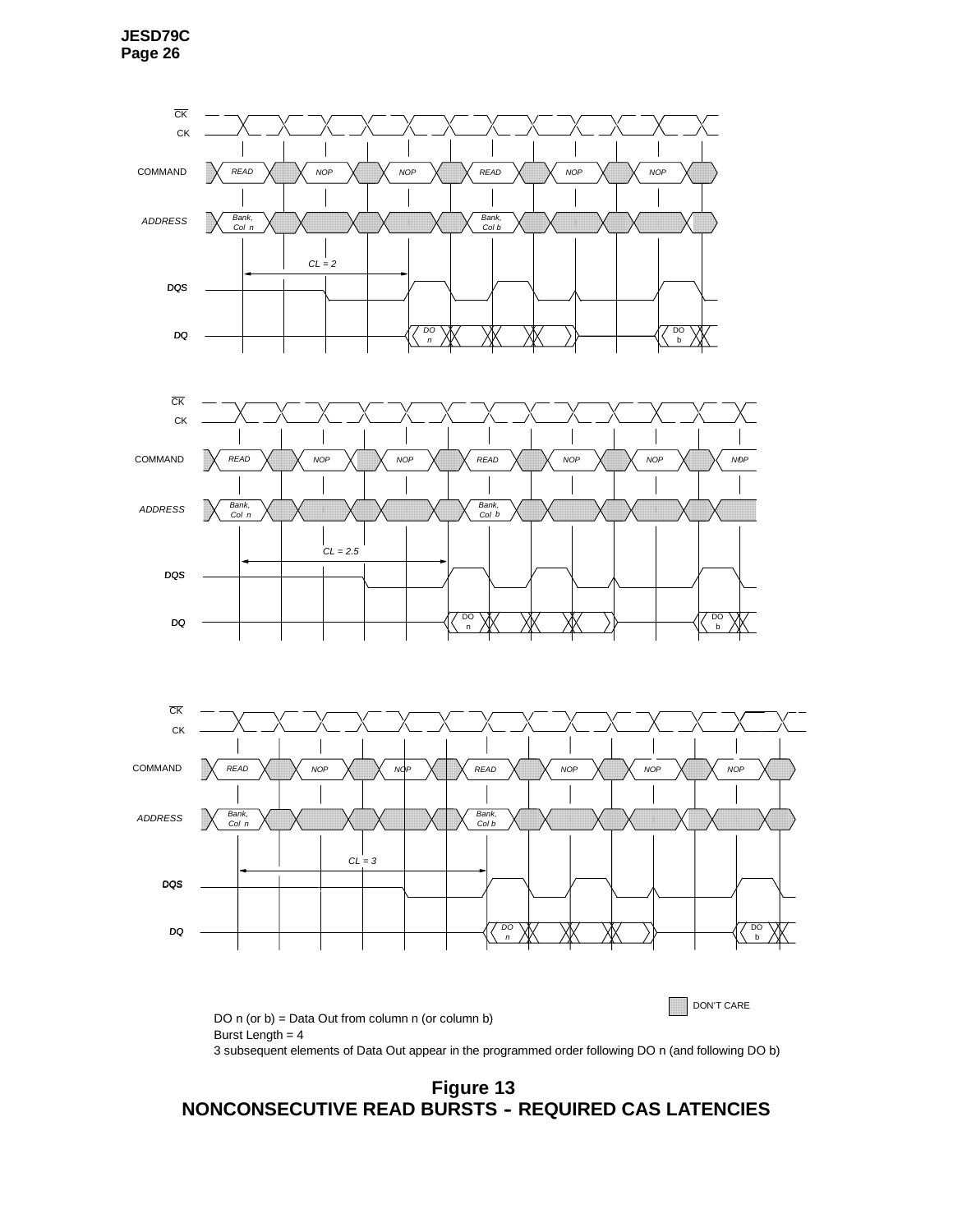CK

CK

COMMAND: READ, NOP, NOP, READ, NOP, NOP

ADDRESS: Bank, Col n; Bank, Col b

CL = 2

DQS

DQ: DO n, DO b

CK

CK

COMMAND: READ, NOP, NOP, READ, NOP, NOP, NOP

ADDRESS: Bank, Col n; Bank, Col b

CL = 2.5

DQS

DQ: DO n, DO b

CK

CK

COMMAND: READ, NOP, NOP, READ, NOP, NOP, NOP

ADDRESS: Bank, Col n; Bank, Col b

CL = 3

DQS

DQ: DO n, DO b

DON'T CARE

DO n (or b) = Data Out from column n (or column b)

Burst Length = 4

3 subsequent elements of Data Out appear in the programmed order following DO n (and following DO b)

**Figure 13**

**NONCONSECUTIVE READ BURSTS - REQUIRED CAS LATENCIES**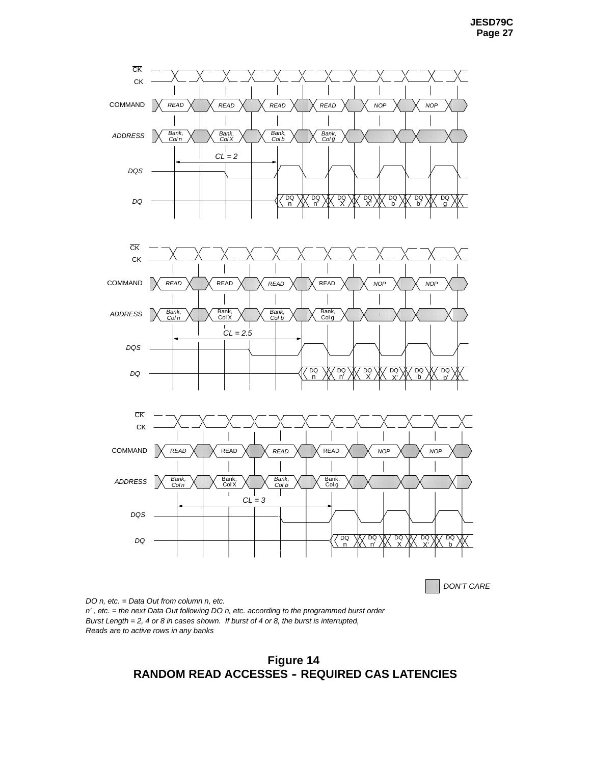DO n, etc. = Data Out from column n, etc.
n' , etc. = the next Data Out following DO n, etc. according to the programmed burst order
Burst Length = 2, 4 or 8 in cases shown. If burst of 4 or 8, the burst is interrupted,
Reads are to active rows in any banks

**Figure 14**
**RANDOM READ ACCESSES - REQUIRED CAS LATENCIES**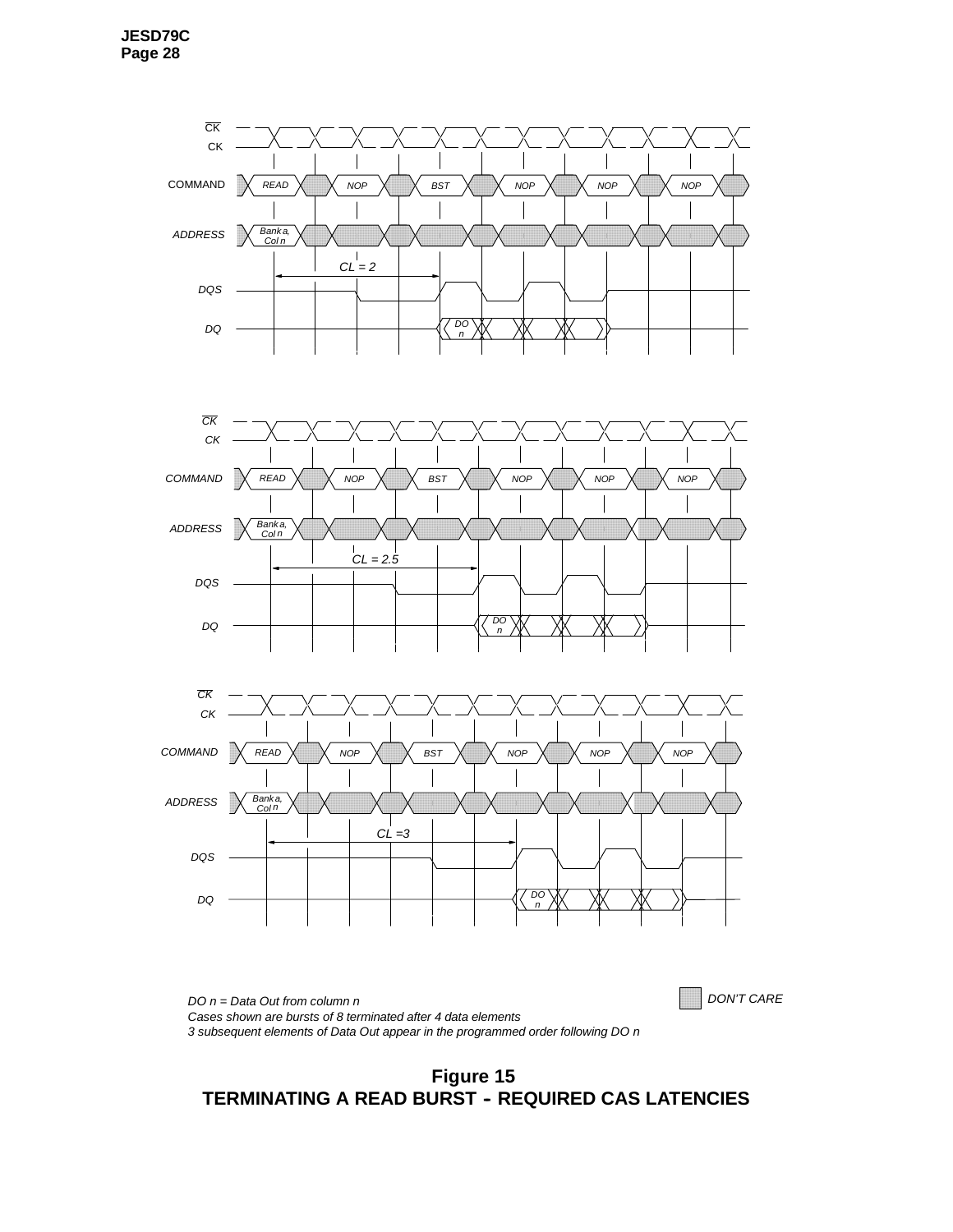DO n = Data Out from column n

Cases shown are bursts of 8 terminated after 4 data elements

3 subsequent elements of Data Out appear in the programmed order following DO n

DON'T CARE

**Figure 15**
**TERMINATING A READ BURST - REQUIRED CAS LATENCIES**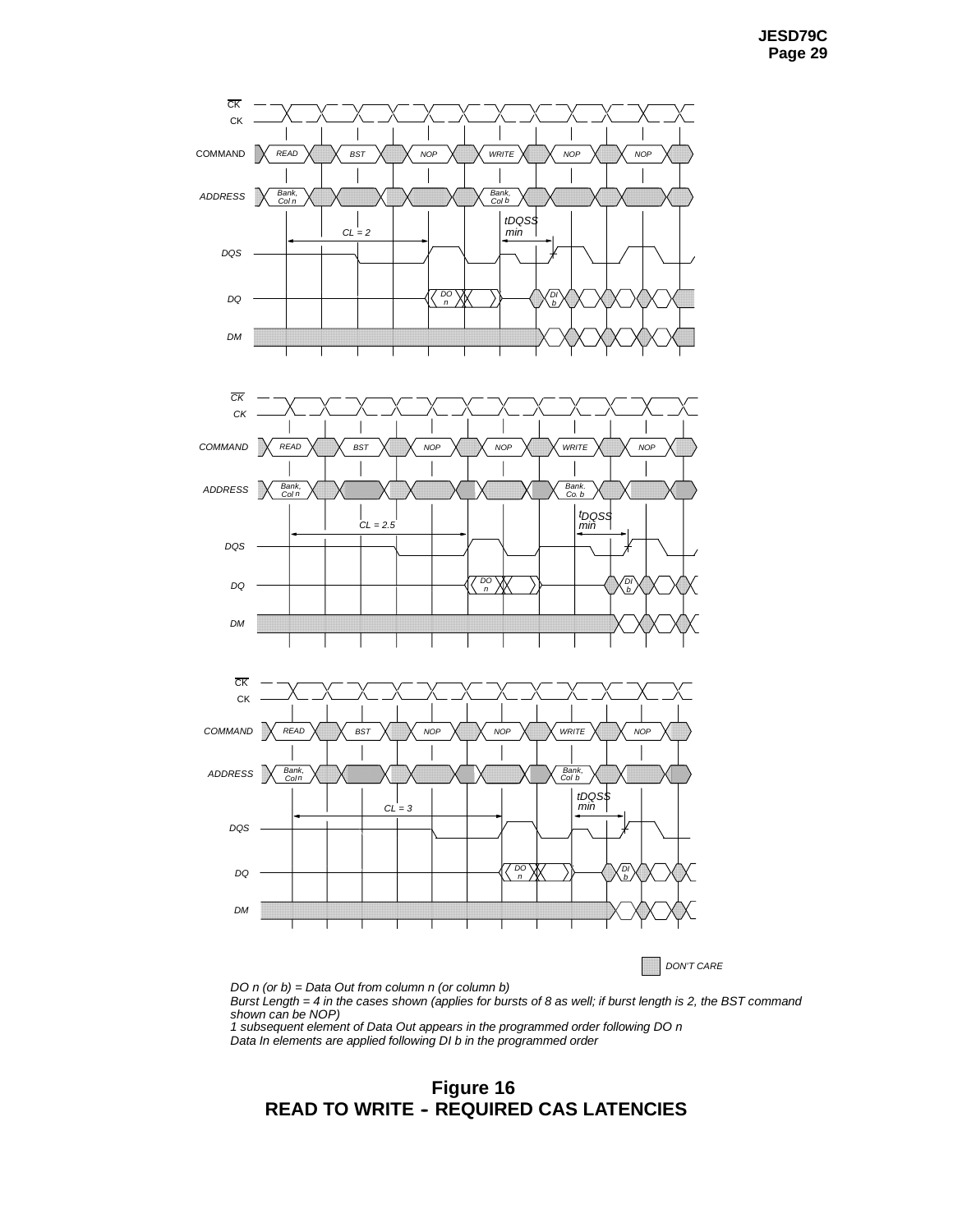DON'T CARE

DO n (or b) = Data Out from column n (or column b)
Burst Length = 4 in the cases shown (applies for bursts of 8 as well; if burst length is 2, the BST command shown can be NOP)
1 subsequent element of Data Out appears in the programmed order following DO n
Data In elements are applied following DI b in the programmed order

**Figure 16**
**READ TO WRITE - REQUIRED CAS LATENCIES**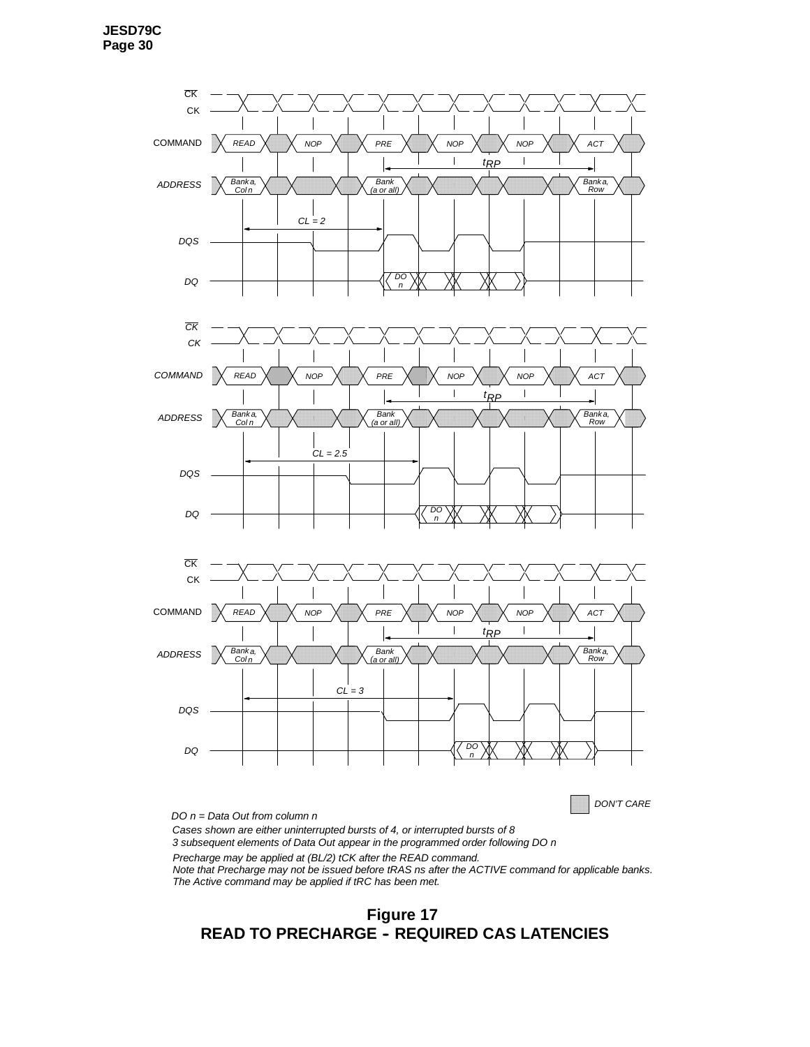DO n = Data Out from column n

Cases shown are either uninterrupted bursts of 4, or interrupted bursts of 8

3 subsequent elements of Data Out appear in the programmed order following DO n

Precharge may be applied at (BL/2) tCK after the READ command.

Note that Precharge may not be issued before tRAS ns after the ACTIVE command for applicable banks.

The Active command may be applied if tRC has been met.

DON'T CARE

**Figure 17**
**READ TO PRECHARGE - REQUIRED CAS LATENCIES**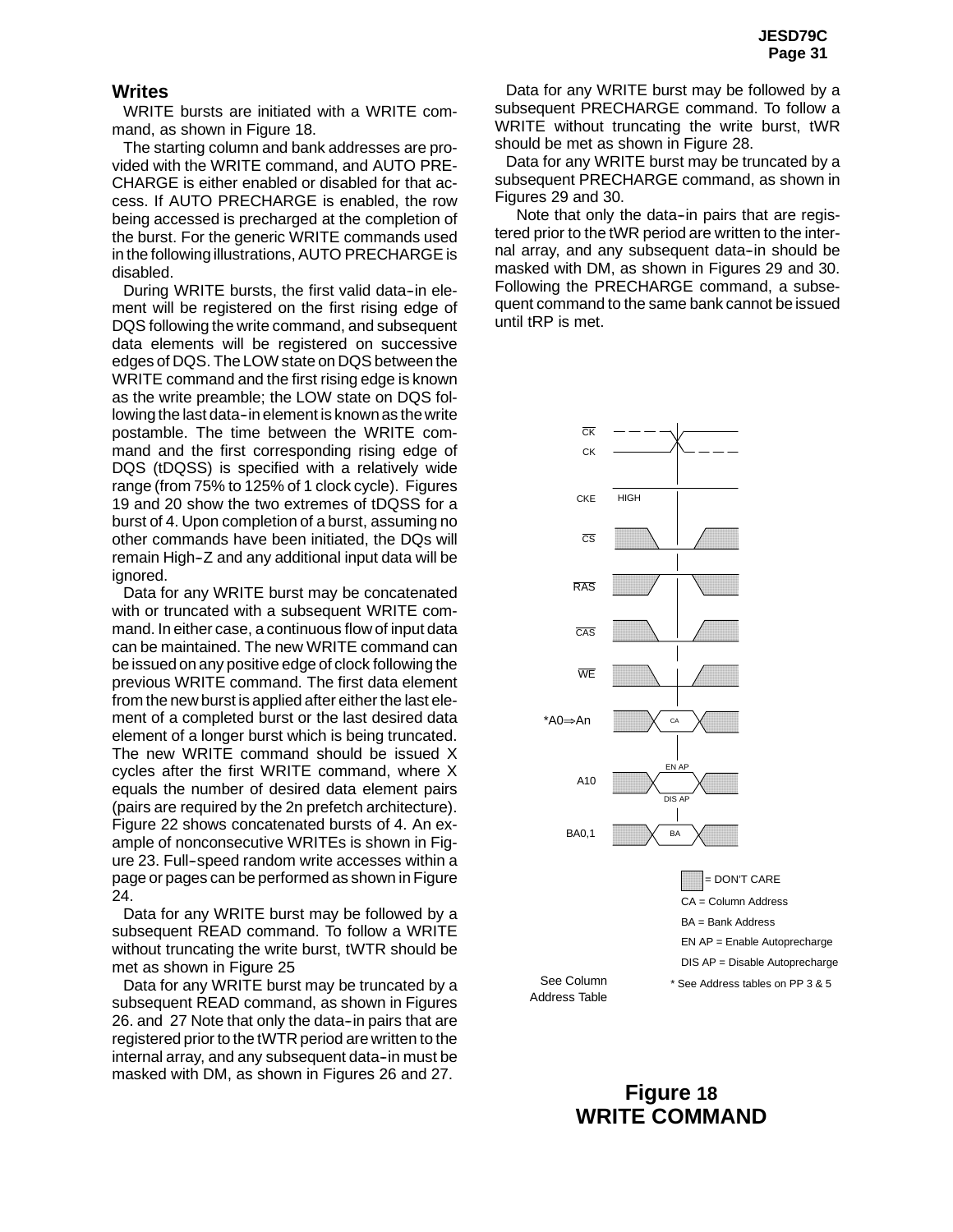## Writes

WRITE bursts are initiated with a WRITE command, as shown in Figure 18.

The starting column and bank addresses are provided with the WRITE command, and AUTO PRECHARGE is either enabled or disabled for that access. If AUTO PRECHARGE is enabled, the row being accessed is precharged at the completion of the burst. For the generic WRITE commands used in the following illustrations, AUTO PRECHARGE is disabled.

During WRITE bursts, the first valid data-in element will be registered on the first rising edge of DQS following the write command, and subsequent data elements will be registered on successive edges of DQS. The LOW state on DQS between the WRITE command and the first rising edge is known as the write preamble; the LOW state on DQS following the last data-in element is known as the write postamble. The time between the WRITE command and the first corresponding rising edge of DQS (tDQSS) is specified with a relatively wide range (from 75% to 125% of 1 clock cycle). Figures 19 and 20 show the two extremes of tDQSS for a burst of 4. Upon completion of a burst, assuming no other commands have been initiated, the DQs will remain High-Z and any additional input data will be ignored.

Data for any WRITE burst may be concatenated with or truncated with a subsequent WRITE command. In either case, a continuous flow of input data can be maintained. The new WRITE command can be issued on any positive edge of clock following the previous WRITE command. The first data element from the new burst is applied after either the last element of a completed burst or the last desired data element of a longer burst which is being truncated. The new WRITE command should be issued X cycles after the first WRITE command, where X equals the number of desired data element pairs (pairs are required by the 2n prefetch architecture). Figure 22 shows concatenated bursts of 4. An example of nonconsecutive WRITEs is shown in Figure 23. Full-speed random write accesses within a page or pages can be performed as shown in Figure 24.

Data for any WRITE burst may be followed by a subsequent READ command. To follow a WRITE without truncating the write burst, tWTR should be met as shown in Figure 25

Data for any WRITE burst may be truncated by a subsequent READ command, as shown in Figures 26. and 27 Note that only the data-in pairs that are registered prior to the tWTR period are written to the internal array, and any subsequent data-in must be masked with DM, as shown in Figures 26 and 27.

Data for any WRITE burst may be followed by a subsequent PRECHARGE command. To follow a WRITE without truncating the write burst, tWR should be met as shown in Figure 28.

Data for any WRITE burst may be truncated by a subsequent PRECHARGE command, as shown in Figures 29 and 30.

Note that only the data-in pairs that are registered prior to the tWR period are written to the internal array, and any subsequent data-in should be masked with DM, as shown in Figures 29 and 30. Following the PRECHARGE command, a subsequent command to the same bank cannot be issued until tRP is met.

CK#, CK, CKE (HIGH), CS#, RAS#, CAS#, WE#, *A0⇒An (CA), A10 (EN AP / DIS AP), BA0,1 (BA)

= DON'T CARE
CA = Column Address
BA = Bank Address
EN AP = Enable Autoprecharge
DIS AP = Disable Autoprecharge
* See Address tables on PP 3 & 5

See Column Address Table

**Figure 18**
**WRITE COMMAND**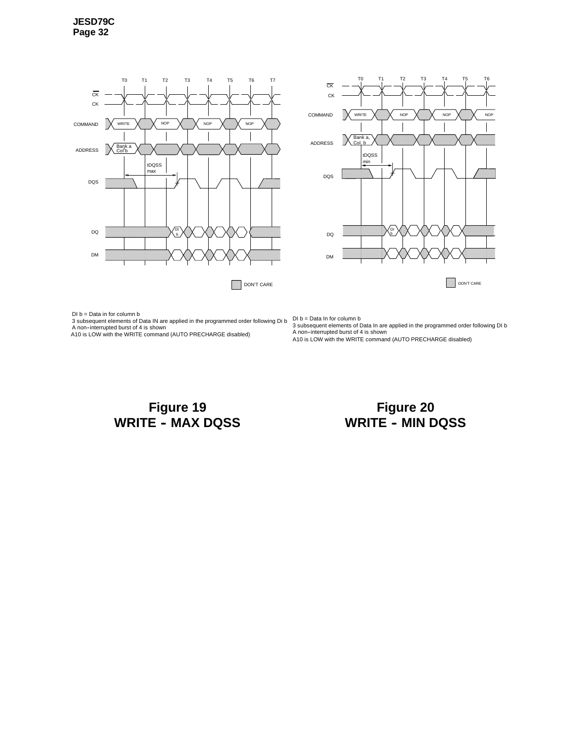DI b = Data in for column b
3 subsequent elements of Data IN are applied in the programmed order following Di b
A non-interrupted burst of 4 is shown
A10 is LOW with the WRITE command (AUTO PRECHARGE disabled)

**Figure 19**
**WRITE - MAX DQSS**

DI b = Data In for column b
3 subsequent elements of Data In are applied in the programmed order following DI b
A non-interrupted burst of 4 is shown
A10 is LOW with the WRITE command (AUTO PRECHARGE disabled)

**Figure 20**
**WRITE - MIN DQSS**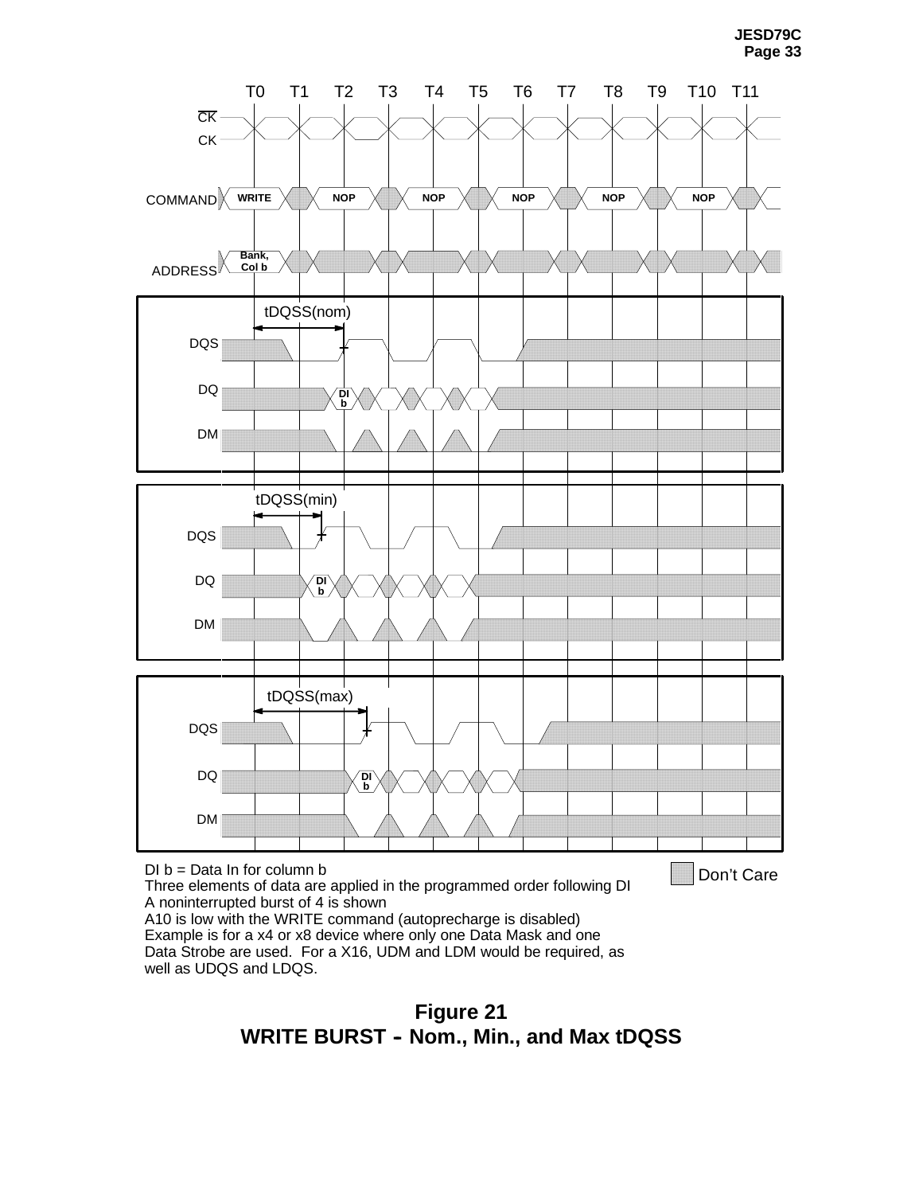DI b = Data In for column b
Three elements of data are applied in the programmed order following DI
A noninterrupted burst of 4 is shown
A10 is low with the WRITE command (autoprecharge is disabled)
Example is for a x4 or x8 device where only one Data Mask and one Data Strobe are used. For a X16, UDM and LDM would be required, as well as UDQS and LDQS.

Don't Care

**Figure 21**
**WRITE BURST - Nom., Min., and Max tDQSS**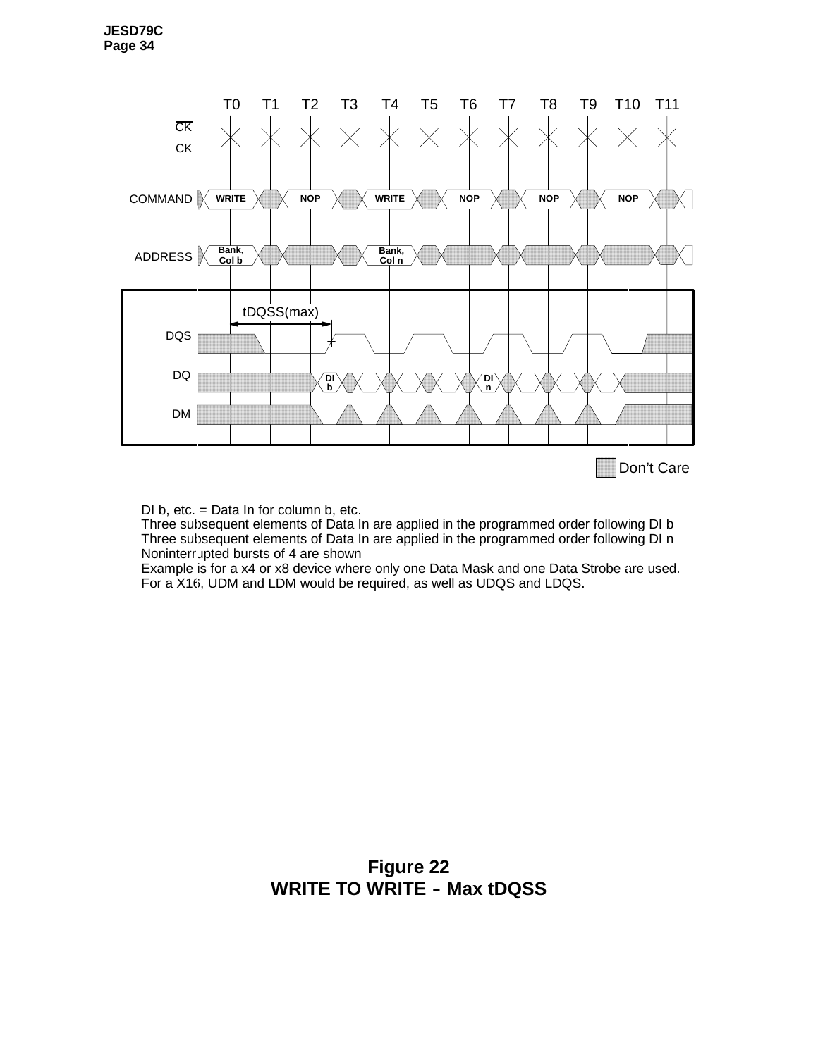DI b, etc. = Data In for column b, etc.
Three subsequent elements of Data In are applied in the programmed order following DI b
Three subsequent elements of Data In are applied in the programmed order following DI n
Noninterrupted bursts of 4 are shown
Example is for a x4 or x8 device where only one Data Mask and one Data Strobe are used.
For a X16, UDM and LDM would be required, as well as UDQS and LDQS.

**Figure 22**
**WRITE TO WRITE - Max tDQSS**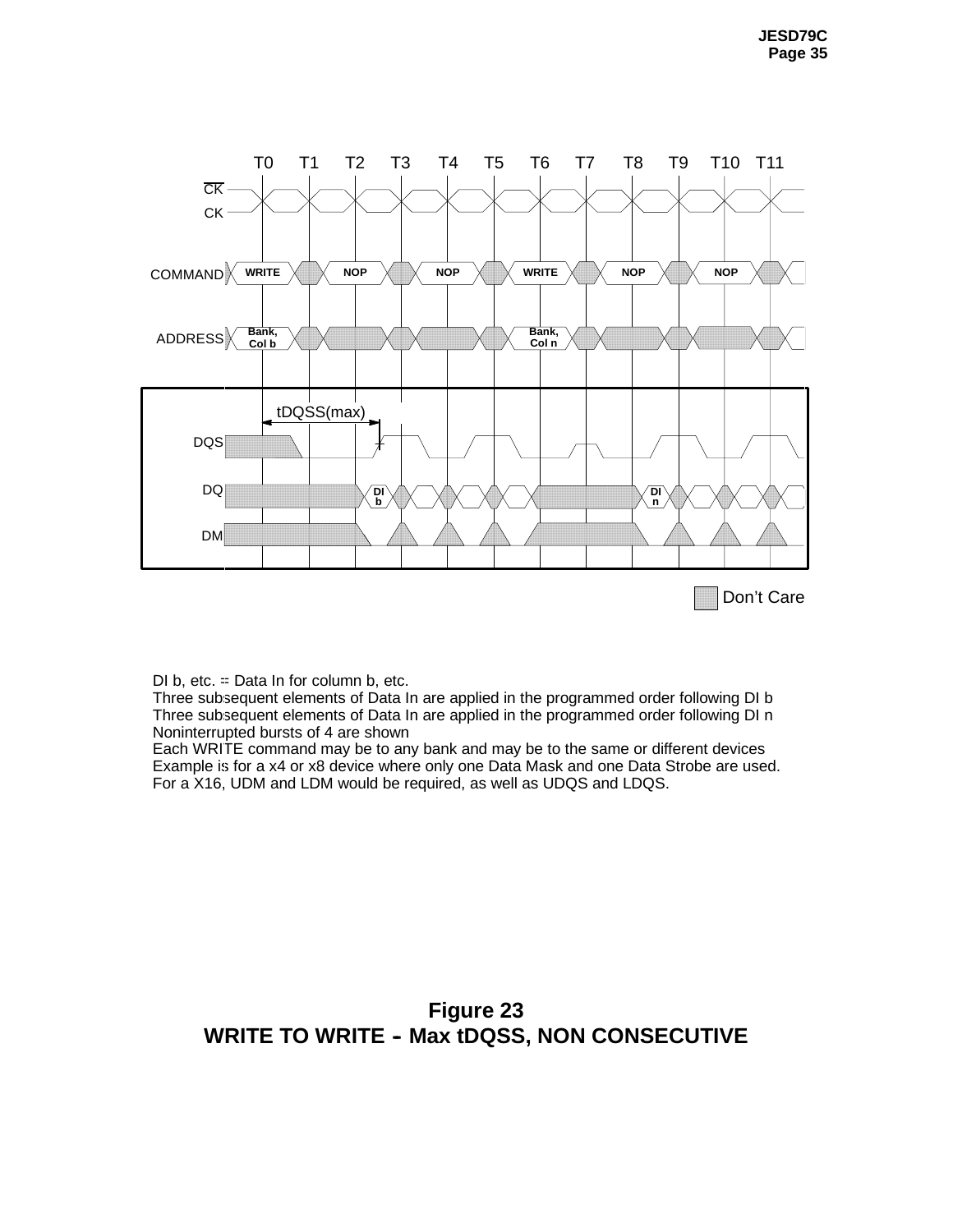DI b, etc. = Data In for column b, etc.
Three subsequent elements of Data In are applied in the programmed order following DI b
Three subsequent elements of Data In are applied in the programmed order following DI n
Noninterrupted bursts of 4 are shown
Each WRITE command may be to any bank and may be to the same or different devices
Example is for a x4 or x8 device where only one Data Mask and one Data Strobe are used.
For a X16, UDM and LDM would be required, as well as UDQS and LDQS.

**Figure 23**
**WRITE TO WRITE - Max tDQSS, NON CONSECUTIVE**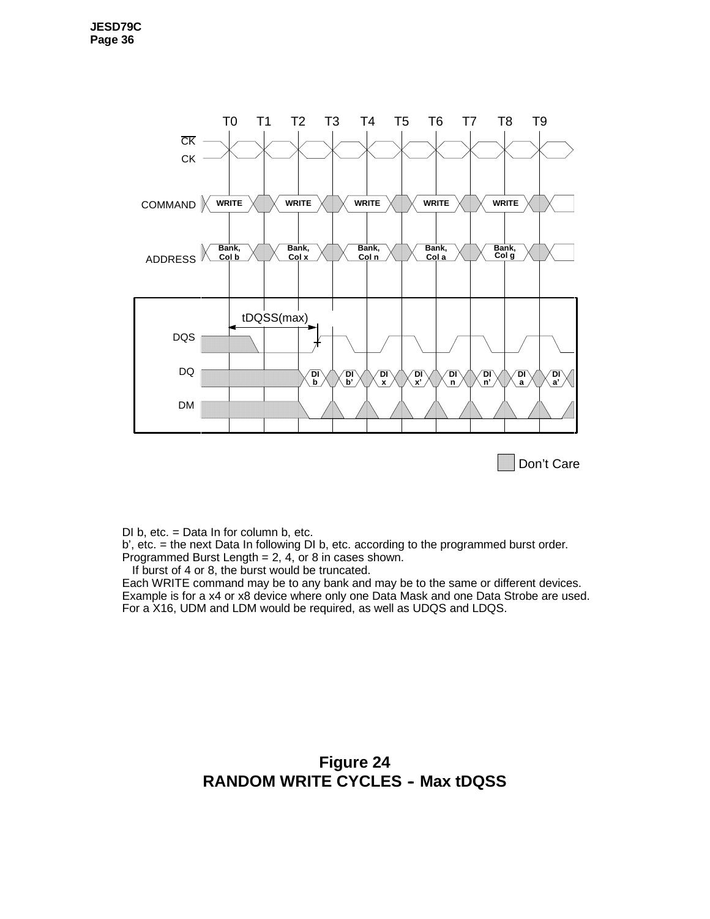T0 T1 T2 T3 T4 T5 T6 T7 T8 T9

CK (overbar)
CK

COMMAND: WRITE, WRITE, WRITE, WRITE, WRITE

ADDRESS: Bank, Col b; Bank, Col x; Bank, Col n; Bank, Col a; Bank, Col g

tDQSS(max)

DQS

DQ: DI b, DI b', DI x, DI x', DI n, DI n', DI a, DI a'

DM

Don't Care

DI b, etc. = Data In for column b, etc.
b', etc. = the next Data In following DI b, etc. according to the programmed burst order.
Programmed Burst Length = 2, 4, or 8 in cases shown.
   If burst of 4 or 8, the burst would be truncated.
Each WRITE command may be to any bank and may be to the same or different devices.
Example is for a x4 or x8 device where only one Data Mask and one Data Strobe are used.
For a X16, UDM and LDM would be required, as well as UDQS and LDQS.

**Figure 24**
**RANDOM WRITE CYCLES - Max tDQSS**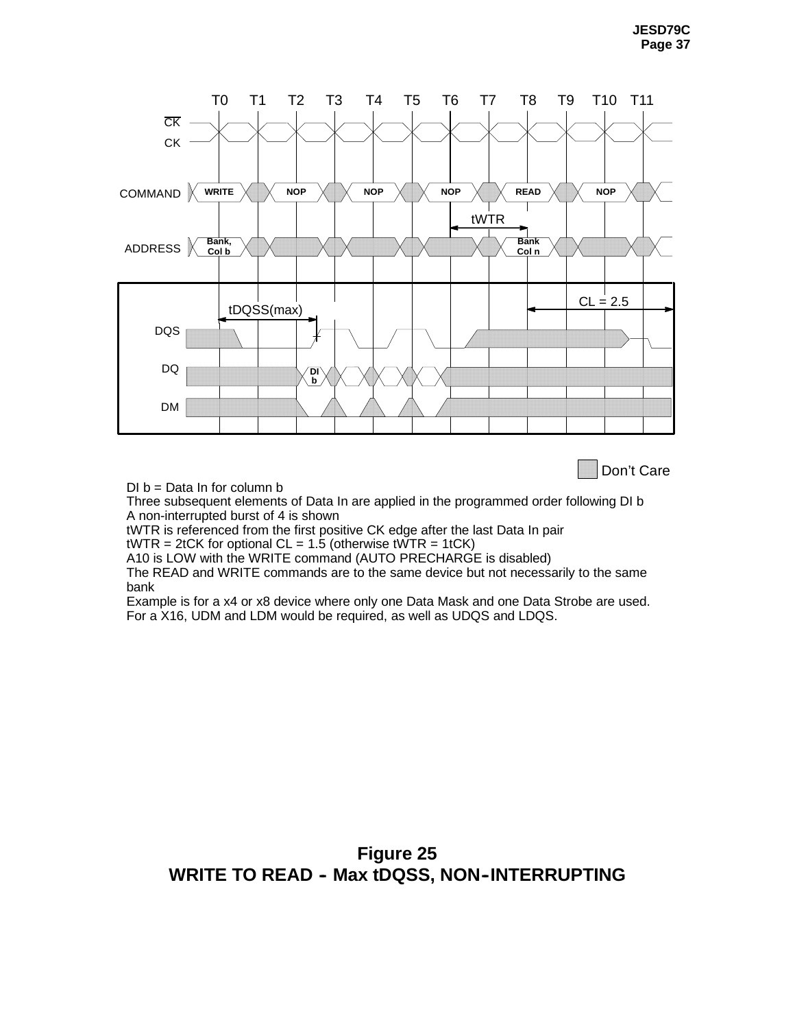DI b = Data In for column b

Three subsequent elements of Data In are applied in the programmed order following DI b

A non-interrupted burst of 4 is shown

tWTR is referenced from the first positive CK edge after the last Data In pair

tWTR = 2tCK for optional CL = 1.5 (otherwise tWTR = 1tCK)

A10 is LOW with the WRITE command (AUTO PRECHARGE is disabled)

The READ and WRITE commands are to the same device but not necessarily to the same bank

Example is for a x4 or x8 device where only one Data Mask and one Data Strobe are used. For a X16, UDM and LDM would be required, as well as UDQS and LDQS.

**Figure 25**
**WRITE TO READ - Max tDQSS, NON-INTERRUPTING**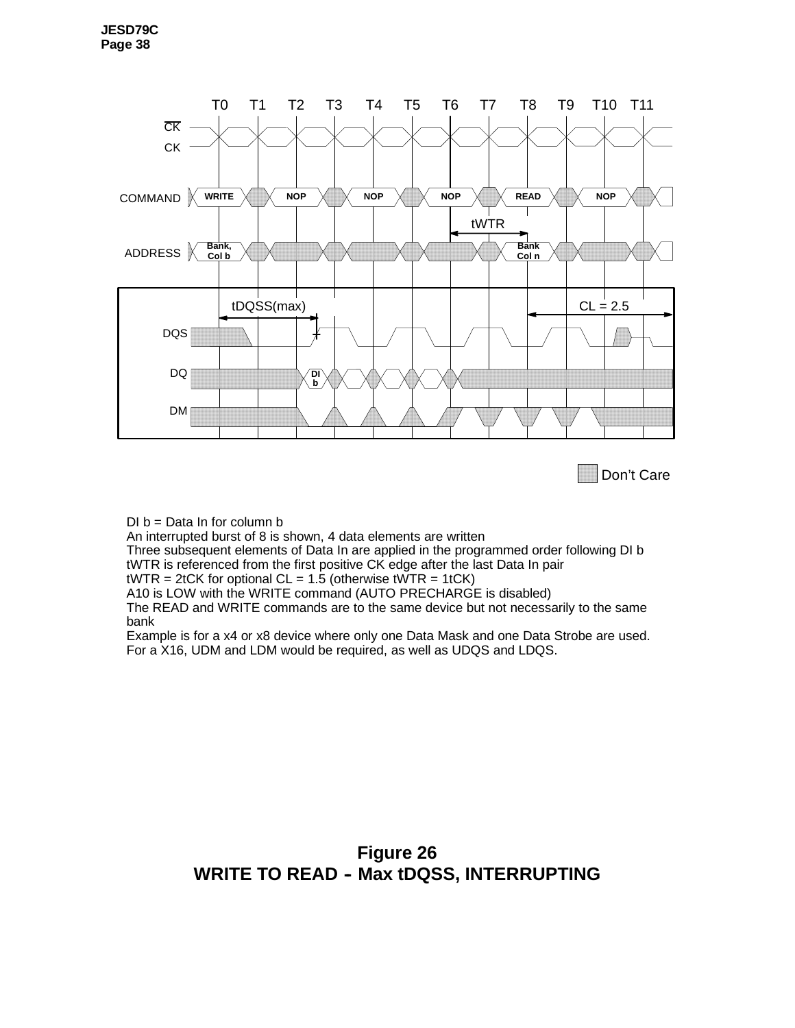DI b = Data In for column b
An interrupted burst of 8 is shown, 4 data elements are written
Three subsequent elements of Data In are applied in the programmed order following DI b
tWTR is referenced from the first positive CK edge after the last Data In pair
tWTR = 2tCK for optional CL = 1.5 (otherwise tWTR = 1tCK)
A10 is LOW with the WRITE command (AUTO PRECHARGE is disabled)
The READ and WRITE commands are to the same device but not necessarily to the same bank
Example is for a x4 or x8 device where only one Data Mask and one Data Strobe are used.
For a X16, UDM and LDM would be required, as well as UDQS and LDQS.

**Figure 26**
**WRITE TO READ - Max tDQSS, INTERRUPTING**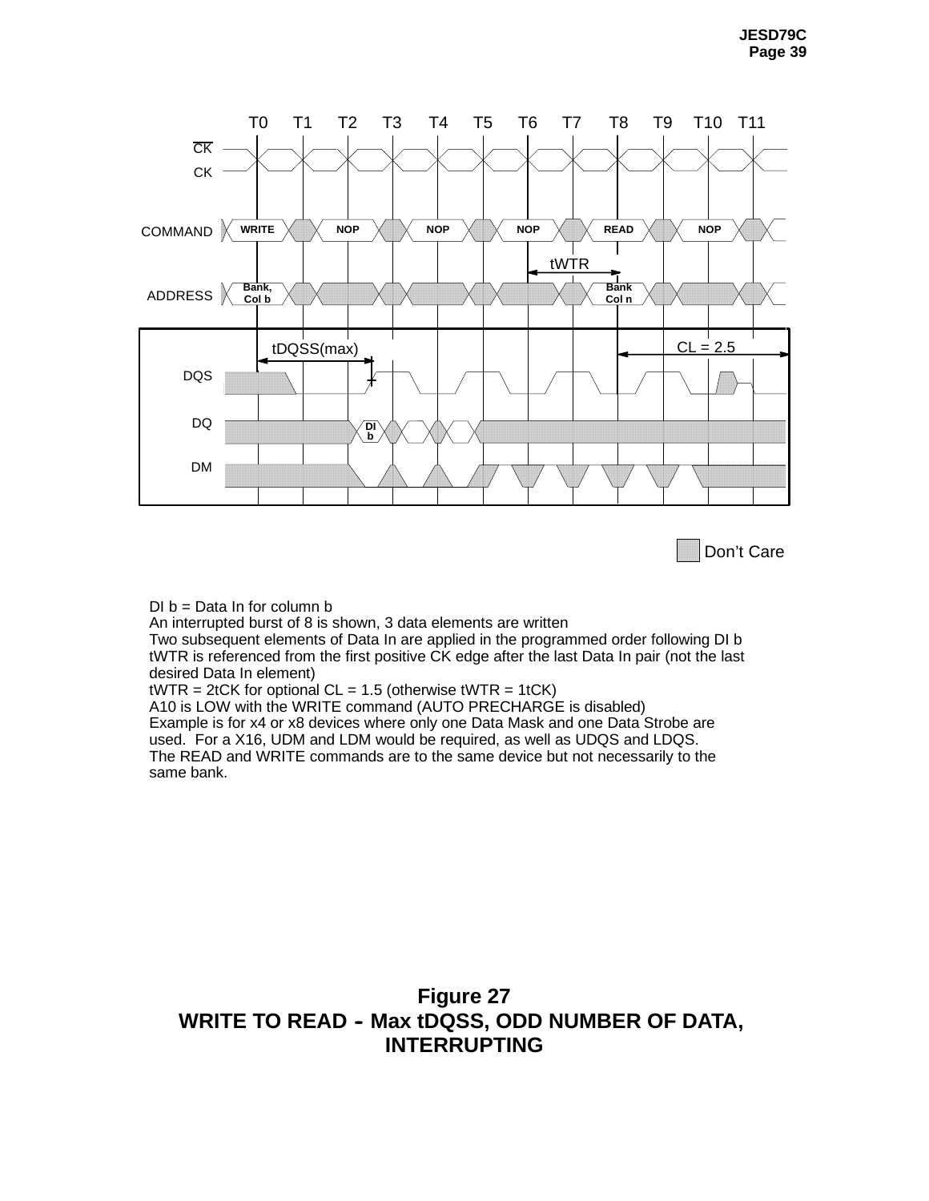DI b = Data In for column b
An interrupted burst of 8 is shown, 3 data elements are written
Two subsequent elements of Data In are applied in the programmed order following DI b
tWTR is referenced from the first positive CK edge after the last Data In pair (not the last desired Data In element)
tWTR = 2tCK for optional CL = 1.5 (otherwise tWTR = 1tCK)
A10 is LOW with the WRITE command (AUTO PRECHARGE is disabled)
Example is for x4 or x8 devices where only one Data Mask and one Data Strobe are used. For a X16, UDM and LDM would be required, as well as UDQS and LDQS.
The READ and WRITE commands are to the same device but not necessarily to the same bank.

**Figure 27**
**WRITE TO READ - Max tDQSS, ODD NUMBER OF DATA, INTERRUPTING**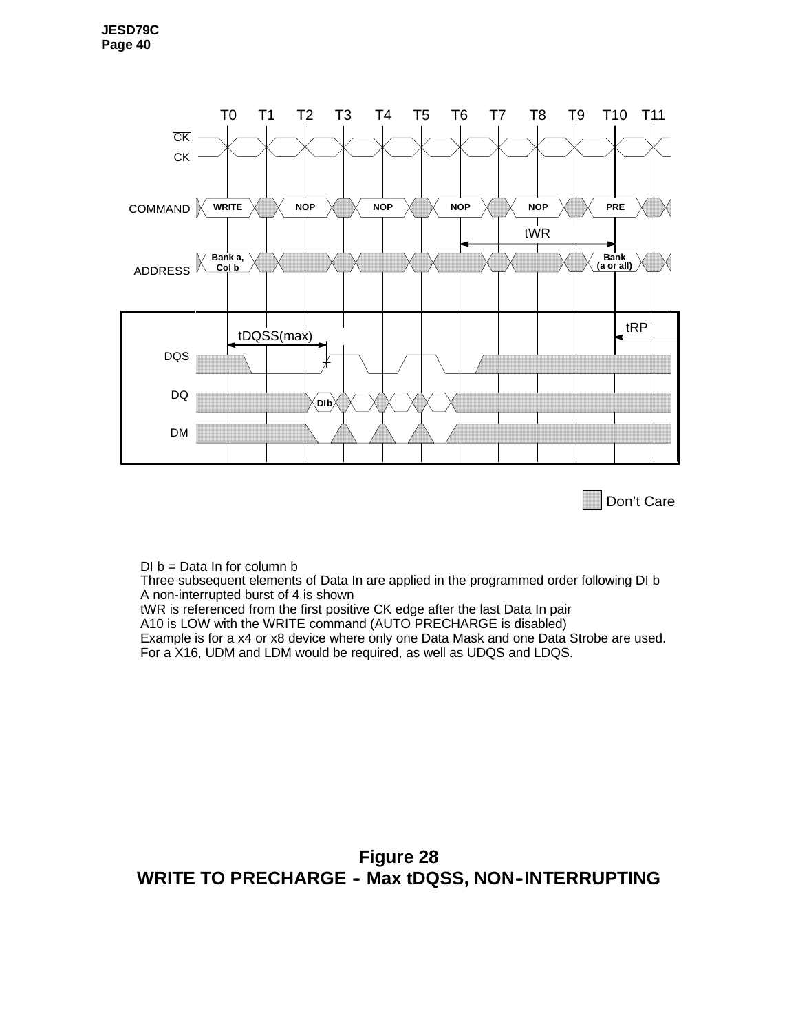DI b = Data In for column b
Three subsequent elements of Data In are applied in the programmed order following DI b
A non-interrupted burst of 4 is shown
tWR is referenced from the first positive CK edge after the last Data In pair
A10 is LOW with the WRITE command (AUTO PRECHARGE is disabled)
Example is for a x4 or x8 device where only one Data Mask and one Data Strobe are used.
For a X16, UDM and LDM would be required, as well as UDQS and LDQS.

**Figure 28**
**WRITE TO PRECHARGE - Max tDQSS, NON-INTERRUPTING**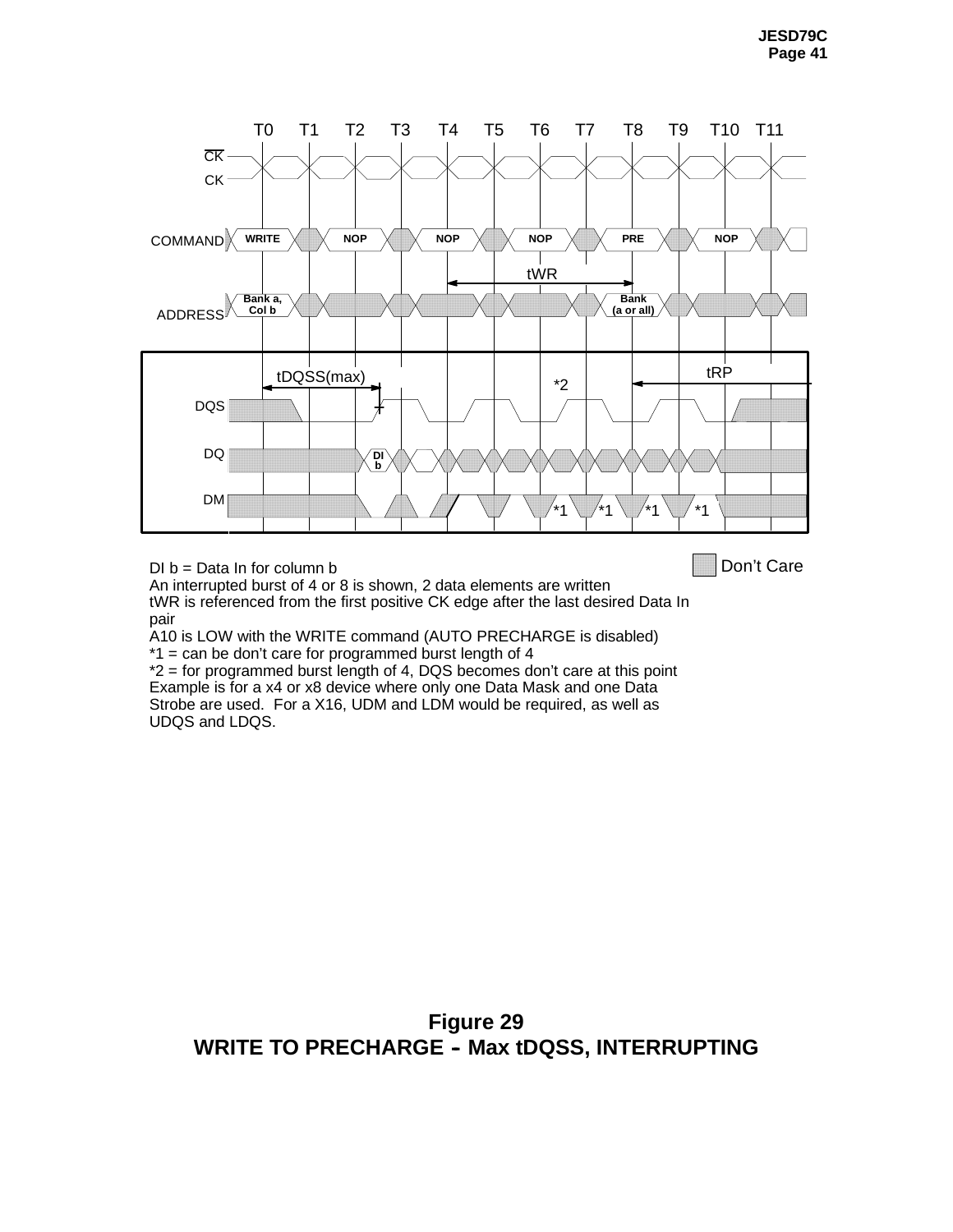DI b = Data In for column b
An interrupted burst of 4 or 8 is shown, 2 data elements are written
tWR is referenced from the first positive CK edge after the last desired Data In pair
A10 is LOW with the WRITE command (AUTO PRECHARGE is disabled)
*1 = can be don't care for programmed burst length of 4
*2 = for programmed burst length of 4, DQS becomes don't care at this point
Example is for a x4 or x8 device where only one Data Mask and one Data Strobe are used. For a X16, UDM and LDM would be required, as well as UDQS and LDQS.

**Figure 29**
**WRITE TO PRECHARGE - Max tDQSS, INTERRUPTING**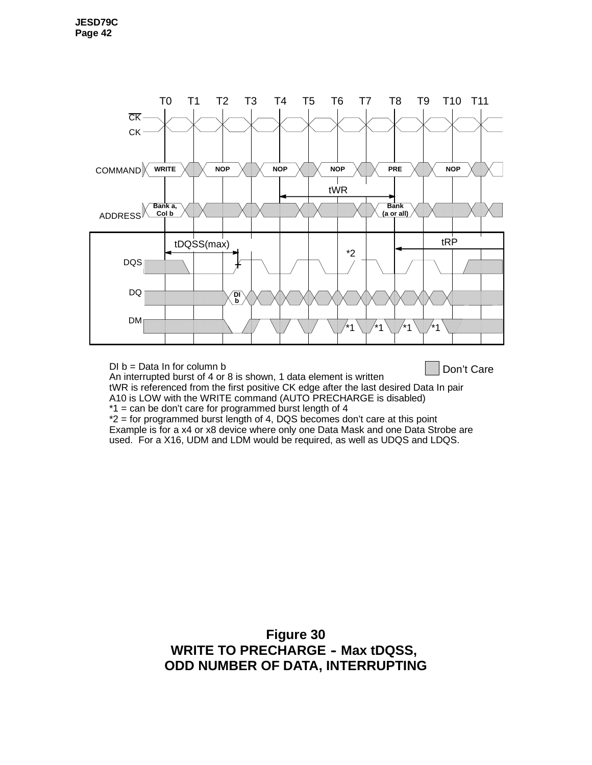DI b = Data In for column b

An interrupted burst of 4 or 8 is shown, 1 data element is written

tWR is referenced from the first positive CK edge after the last desired Data In pair

A10 is LOW with the WRITE command (AUTO PRECHARGE is disabled)

*1 = can be don't care for programmed burst length of 4

*2 = for programmed burst length of 4, DQS becomes don't care at this point

Example is for a x4 or x8 device where only one Data Mask and one Data Strobe are used. For a X16, UDM and LDM would be required, as well as UDQS and LDQS.

Don't Care

**Figure 30**
**WRITE TO PRECHARGE - Max tDQSS, ODD NUMBER OF DATA, INTERRUPTING**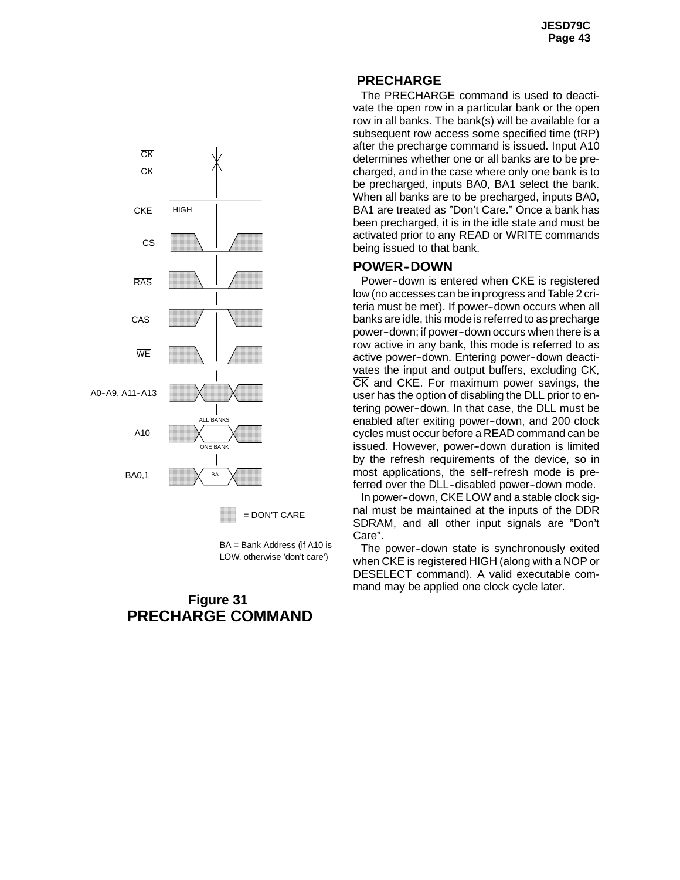Figure 31
**PRECHARGE COMMAND**

= DON'T CARE

BA = Bank Address (if A10 is LOW, otherwise 'don't care')

## PRECHARGE

The PRECHARGE command is used to deactivate the open row in a particular bank or the open row in all banks. The bank(s) will be available for a subsequent row access some specified time (tRP) after the precharge command is issued. Input A10 determines whether one or all banks are to be precharged, and in the case where only one bank is to be precharged, inputs BA0, BA1 select the bank. When all banks are to be precharged, inputs BA0, BA1 are treated as "Don't Care." Once a bank has been precharged, it is in the idle state and must be activated prior to any READ or WRITE commands being issued to that bank.

## POWER-DOWN

Power-down is entered when CKE is registered low (no accesses can be in progress and Table 2 criteria must be met). If power-down occurs when all banks are idle, this mode is referred to as precharge power-down; if power-down occurs when there is a row active in any bank, this mode is referred to as active power-down. Entering power-down deactivates the input and output buffers, excluding CK, $\overline{CK}$ and CKE. For maximum power savings, the user has the option of disabling the DLL prior to entering power-down. In that case, the DLL must be enabled after exiting power-down, and 200 clock cycles must occur before a READ command can be issued. However, power-down duration is limited by the refresh requirements of the device, so in most applications, the self-refresh mode is preferred over the DLL-disabled power-down mode.

In power-down, CKE LOW and a stable clock signal must be maintained at the inputs of the DDR SDRAM, and all other input signals are "Don't Care".

The power-down state is synchronously exited when CKE is registered HIGH (along with a NOP or DESELECT command). A valid executable command may be applied one clock cycle later.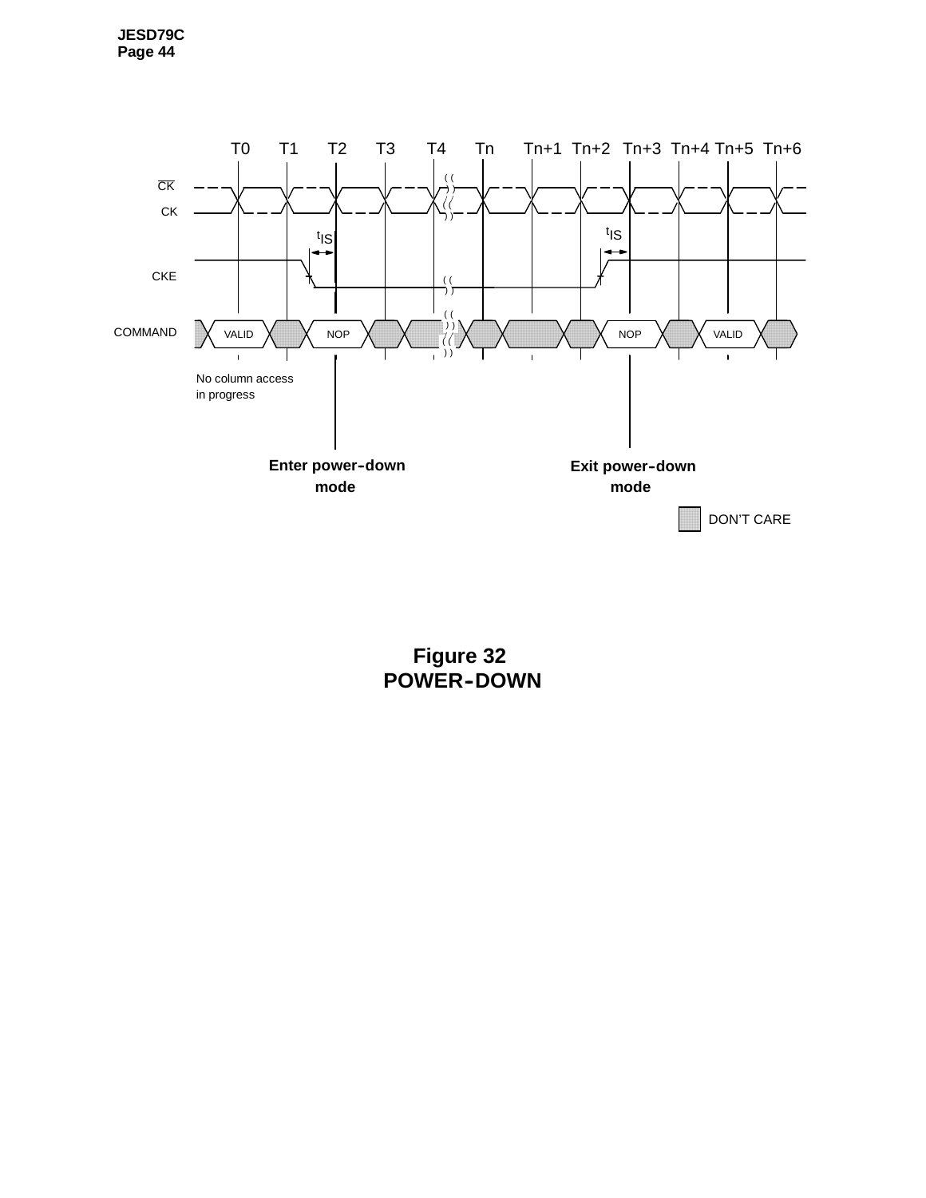T0 T1 T2 T3 T4 Tn Tn+1 Tn+2 Tn+3 Tn+4 Tn+5 Tn+6

CK̄

CK

$t_{IS}$ $t_{IS}$

CKE

COMMAND VALID NOP NOP VALID

No column access in progress

**Enter power-down mode**

**Exit power-down mode**

DON'T CARE

**Figure 32**
**POWER-DOWN**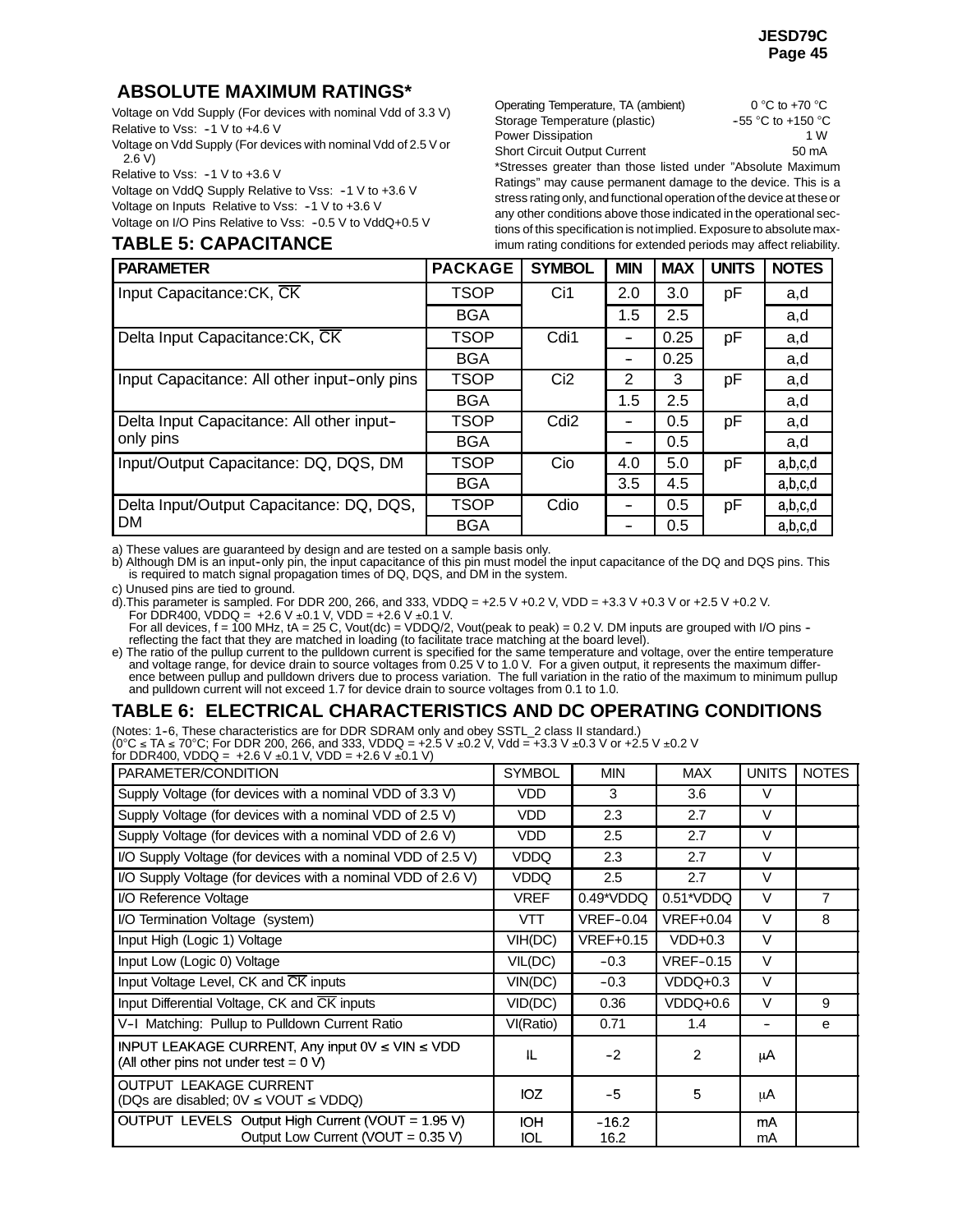## ABSOLUTE MAXIMUM RATINGS*

Voltage on Vdd Supply (For devices with nominal Vdd of 3.3 V)
Relative to Vss: -1 V to +4.6 V

Voltage on Vdd Supply (For devices with nominal Vdd of 2.5 V or 2.6 V)
Relative to Vss: -1 V to +3.6 V

Voltage on VddQ Supply Relative to Vss: -1 V to +3.6 V

Voltage on Inputs Relative to Vss: -1 V to +3.6 V

Voltage on I/O Pins Relative to Vss: -0.5 V to VddQ+0.5 V

| | |
|---|---|
| Operating Temperature, TA (ambient) | 0 °C to +70 °C |
| Storage Temperature (plastic) | -55 °C to +150 °C |
| Power Dissipation | 1 W |
| Short Circuit Output Current | 50 mA |

*Stresses greater than those listed under "Absolute Maximum Ratings" may cause permanent damage to the device. This is a stress rating only, and functional operation of the device at these or any other conditions above those indicated in the operational sections of this specification is not implied. Exposure to absolute maximum rating conditions for extended periods may affect reliability.

## TABLE 5: CAPACITANCE

| PARAMETER | PACKAGE | SYMBOL | MIN | MAX | UNITS | NOTES |
|---|---|---|---|---|---|---|
| Input Capacitance:CK, $\overline{CK}$ | TSOP | Ci1 | 2.0 | 3.0 | pF | a,d |
| | BGA | | 1.5 | 2.5 | | a,d |
| Delta Input Capacitance:CK, $\overline{CK}$ | TSOP | Cdi1 | - | 0.25 | pF | a,d |
| | BGA | | - | 0.25 | | a,d |
| Input Capacitance: All other input-only pins | TSOP | Ci2 | 2 | 3 | pF | a,d |
| | BGA | | 1.5 | 2.5 | | a,d |
| Delta Input Capacitance: All other input-only pins | TSOP | Cdi2 | - | 0.5 | pF | a,d |
| | BGA | | - | 0.5 | | a,d |
| Input/Output Capacitance: DQ, DQS, DM | TSOP | Cio | 4.0 | 5.0 | pF | a,b,c,d |
| | BGA | | 3.5 | 4.5 | | a,b,c,d |
| Delta Input/Output Capacitance: DQ, DQS, DM | TSOP | Cdio | - | 0.5 | pF | a,b,c,d |
| | BGA | | - | 0.5 | | a,b,c,d |

a) These values are guaranteed by design and are tested on a sample basis only.

b) Although DM is an input-only pin, the input capacitance of this pin must model the input capacitance of the DQ and DQS pins. This is required to match signal propagation times of DQ, DQS, and DM in the system.

c) Unused pins are tied to ground.

d).This parameter is sampled. For DDR 200, 266, and 333, VDDQ = +2.5 V +0.2 V, VDD = +3.3 V +0.3 V or +2.5 V +0.2 V.
For DDR400, VDDQ = +2.6 V ±0.1 V, VDD = +2.6 V ±0.1 V.
For all devices, f = 100 MHz, tA = 25 C, Vout(dc) = VDDQ/2, Vout(peak to peak) = 0.2 V. DM inputs are grouped with I/O pins - reflecting the fact that they are matched in loading (to facilitate trace matching at the board level).

e) The ratio of the pullup current to the pulldown current is specified for the same temperature and voltage, over the entire temperature and voltage range, for device drain to source voltages from 0.25 V to 1.0 V. For a given output, it represents the maximum difference between pullup and pulldown drivers due to process variation. The full variation in the ratio of the maximum to minimum pullup and pulldown current will not exceed 1.7 for device drain to source voltages from 0.1 to 1.0.

## TABLE 6: ELECTRICAL CHARACTERISTICS AND DC OPERATING CONDITIONS

(Notes: 1-6, These characteristics are for DDR SDRAM only and obey SSTL_2 class II standard.)
(0°C ≤ TA ≤ 70°C; For DDR 200, 266, and 333, VDDQ = +2.5 V ±0.2 V, Vdd = +3.3 V ±0.3 V or +2.5 V ±0.2 V
for DDR400, VDDQ = +2.6 V ±0.1 V, VDD = +2.6 V ±0.1 V)

| PARAMETER/CONDITION | SYMBOL | MIN | MAX | UNITS | NOTES |
|---|---|---|---|---|---|
| Supply Voltage (for devices with a nominal VDD of 3.3 V) | VDD | 3 | 3.6 | V | |
| Supply Voltage (for devices with a nominal VDD of 2.5 V) | VDD | 2.3 | 2.7 | V | |
| Supply Voltage (for devices with a nominal VDD of 2.6 V) | VDD | 2.5 | 2.7 | V | |
| I/O Supply Voltage (for devices with a nominal VDD of 2.5 V) | VDDQ | 2.3 | 2.7 | V | |
| I/O Supply Voltage (for devices with a nominal VDD of 2.6 V) | VDDQ | 2.5 | 2.7 | V | |
| I/O Reference Voltage | VREF | 0.49*VDDQ | 0.51*VDDQ | V | 7 |
| I/O Termination Voltage (system) | VTT | VREF-0.04 | VREF+0.04 | V | 8 |
| Input High (Logic 1) Voltage | VIH(DC) | VREF+0.15 | VDD+0.3 | V | |
| Input Low (Logic 0) Voltage | VIL(DC) | -0.3 | VREF-0.15 | V | |
| Input Voltage Level, CK and $\overline{CK}$ inputs | VIN(DC) | -0.3 | VDDQ+0.3 | V | |
| Input Differential Voltage, CK and $\overline{CK}$ inputs | VID(DC) | 0.36 | VDDQ+0.6 | V | 9 |
| V-I Matching: Pullup to Pulldown Current Ratio | VI(Ratio) | 0.71 | 1.4 | - | e |
| INPUT LEAKAGE CURRENT, Any input 0V ≤ VIN ≤ VDD (All other pins not under test = 0 V) | IL | -2 | 2 | μA | |
| OUTPUT LEAKAGE CURRENT (DQs are disabled; 0V ≤ VOUT ≤ VDDQ) | IOZ | -5 | 5 | μA | |
| OUTPUT LEVELS Output High Current (VOUT = 1.95 V) | IOH | -16.2 | | mA | |
| Output Low Current (VOUT = 0.35 V) | IOL | 16.2 | | mA | |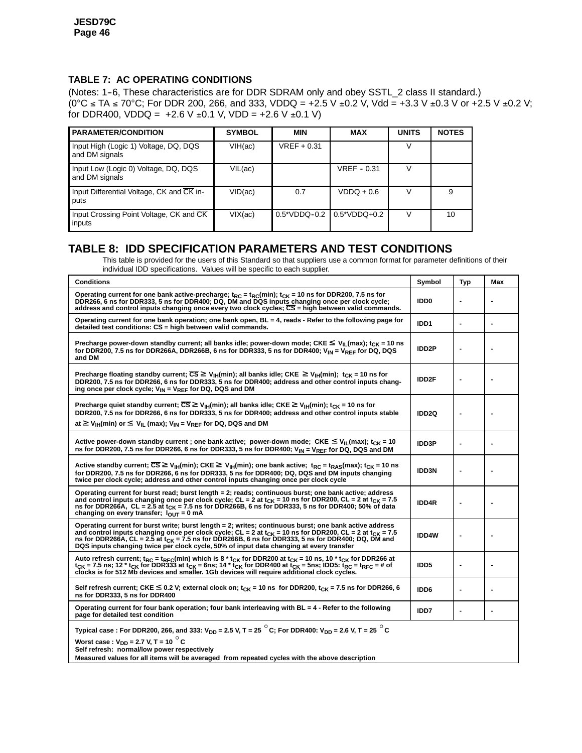## TABLE 7: AC OPERATING CONDITIONS

(Notes: 1–6, These characteristics are for DDR SDRAM only and obey SSTL_2 class II standard.)
(0°C ≤ TA ≤ 70°C; For DDR 200, 266, and 333, VDDQ = +2.5 V ±0.2 V, Vdd = +3.3 V ±0.3 V or +2.5 V ±0.2 V; for DDR400, VDDQ = +2.6 V ±0.1 V, VDD = +2.6 V ±0.1 V)

| PARAMETER/CONDITION | SYMBOL | MIN | MAX | UNITS | NOTES |
|---|---|---|---|---|---|
| Input High (Logic 1) Voltage, DQ, DQS and DM signals | VIH(ac) | VREF + 0.31 | | V | |
| Input Low (Logic 0) Voltage, DQ, DQS and DM signals | VIL(ac) | | VREF – 0.31 | V | |
| Input Differential Voltage, CK and $\overline{CK}$ inputs | VID(ac) | 0.7 | VDDQ + 0.6 | V | 9 |
| Input Crossing Point Voltage, CK and $\overline{CK}$ inputs | VIX(ac) | 0.5*VDDQ–0.2 | 0.5*VDDQ+0.2 | V | 10 |

## TABLE 8: IDD SPECIFICATION PARAMETERS AND TEST CONDITIONS

This table is provided for the users of this Standard so that suppliers use a common format for parameter definitions of their individual IDD specifications. Values will be specific to each supplier.

| Conditions | Symbol | Typ | Max |
|---|---|---|---|
| **Operating current for one bank active-precharge; $t_{RC} = t_{RC}$(min); $t_{CK}$ = 10 ns for DDR200, 7.5 ns for DDR266, 6 ns for DDR333, 5 ns for DDR400; DQ, DM and DQS inputs changing once per clock cycle; address and control inputs changing once every two clock cycles; $\overline{CS}$ = high between valid commands.** | IDD0 | - | - |
| **Operating current for one bank operation; one bank open, BL = 4, reads - Refer to the following page for detailed test conditions: $\overline{CS}$ = high between valid commands.** | IDD1 | - | - |
| **Precharge power-down standby current; all banks idle; power-down mode; CKE ≤ $V_{IL}$(max); $t_{CK}$ = 10 ns for DDR200, 7.5 ns for DDR266A, DDR266B, 6 ns for DDR333, 5 ns for DDR400; $V_{IN} = V_{REF}$ for DQ, DQS and DM** | IDD2P | - | - |
| **Precharge floating standby current; $\overline{CS}$ ≥ $V_{IH}$(min); all banks idle; CKE ≥ $V_{IH}$(min); $t_{CK}$ = 10 ns for DDR200, 7.5 ns for DDR266, 6 ns for DDR333, 5 ns for DDR400; address and other control inputs changing once per clock cycle; $V_{IN} = V_{REF}$ for DQ, DQS and DM** | IDD2F | - | - |
| **Precharge quiet standby current; $\overline{CS}$ ≥ $V_{IH}$(min); all banks idle; CKE ≥ $V_{IH}$(min); $t_{CK}$ = 10 ns for DDR200, 7.5 ns for DDR266, 6 ns for DDR333, 5 ns for DDR400; address and other control inputs stable at ≥ $V_{IH}$(min) or ≤ $V_{IL}$ (max); $V_{IN} = V_{REF}$ for DQ, DQS and DM** | IDD2Q | - | - |
| **Active power-down standby current ; one bank active; power-down mode; CKE ≤ $V_{IL}$(max); $t_{CK}$ = 10 ns for DDR200, 7.5 ns for DDR266, 6 ns for DDR333, 5 ns for DDR400; $V_{IN} = V_{REF}$ for DQ, DQS and DM** | IDD3P | - | - |
| **Active standby current; $\overline{CS}$ ≥ $V_{IH}$(min); CKE ≥ $V_{IH}$(min); one bank active; $t_{RC} = t_{RAS}$(max); $t_{CK}$ = 10 ns for DDR200, 7.5 ns for DDR266, 6 ns for DDR333, 5 ns for DDR400; DQ, DQS and DM inputs changing twice per clock cycle; address and other control inputs changing once per clock cycle** | IDD3N | - | - |
| **Operating current for burst read; burst length = 2; reads; continuous burst; one bank active; address and control inputs changing once per clock cycle; CL = 2 at $t_{CK}$ = 10 ns for DDR200, CL = 2 at $t_{CK}$ = 7.5 ns for DDR266A, CL = 2.5 at $t_{CK}$ = 7.5 ns for DDR266B, 6 ns for DDR333, 5 ns for DDR400; 50% of data changing on every transfer; $I_{OUT}$ = 0 mA** | IDD4R | - | - |
| **Operating current for burst write; burst length = 2; writes; continuous burst; one bank active address and control inputs changing once per clock cycle; CL = 2 at $t_{CK}$ = 10 ns for DDR200, CL = 2 at $t_{CK}$ = 7.5 ns for DDR266A, CL = 2.5 at $t_{CK}$ = 7.5 ns for DDR266B, 6 ns for DDR333, 5 ns for DDR400; DQ, DM and DQS inputs changing twice per clock cycle, 50% of input data changing at every transfer** | IDD4W | - | - |
| **Auto refresh current; $t_{RC} = t_{RFC}$(min) which is 8 * $t_{CK}$ for DDR200 at $t_{CK}$ = 10 ns, 10 * $t_{CK}$ for DDR266 at $t_{CK}$ = 7.5 ns; 12 * $t_{CK}$ for DDR333 at $t_{CK}$ = 6ns; 14 * $t_{CK}$ for DDR400 at $t_{CK}$ = 5ns; IDD5: $t_{RC} = t_{RFC}$ = # of clocks is for 512 Mb devices and smaller. 1Gb devices will require additional clock cycles.** | IDD5 | - | - |
| **Self refresh current; CKE ≤ 0.2 V; external clock on; $t_{CK}$ = 10 ns for DDR200, $t_{CK}$ = 7.5 ns for DDR266, 6 ns for DDR333, 5 ns for DDR400** | IDD6 | - | - |
| **Operating current for four bank operation; four bank interleaving with BL = 4 - Refer to the following page for detailed test condition** | IDD7 | - | - |
| **Typical case : For DDR200, 266, and 333: $V_{DD}$ = 2.5 V, T = 25 °C; For DDR400: $V_{DD}$ = 2.6 V, T = 25 °C<br>Worst case : $V_{DD}$ = 2.7 V, T = 10 °C<br>Self refresh: normal/low power respectively<br>Measured values for all items will be averaged from repeated cycles with the above description** | | | |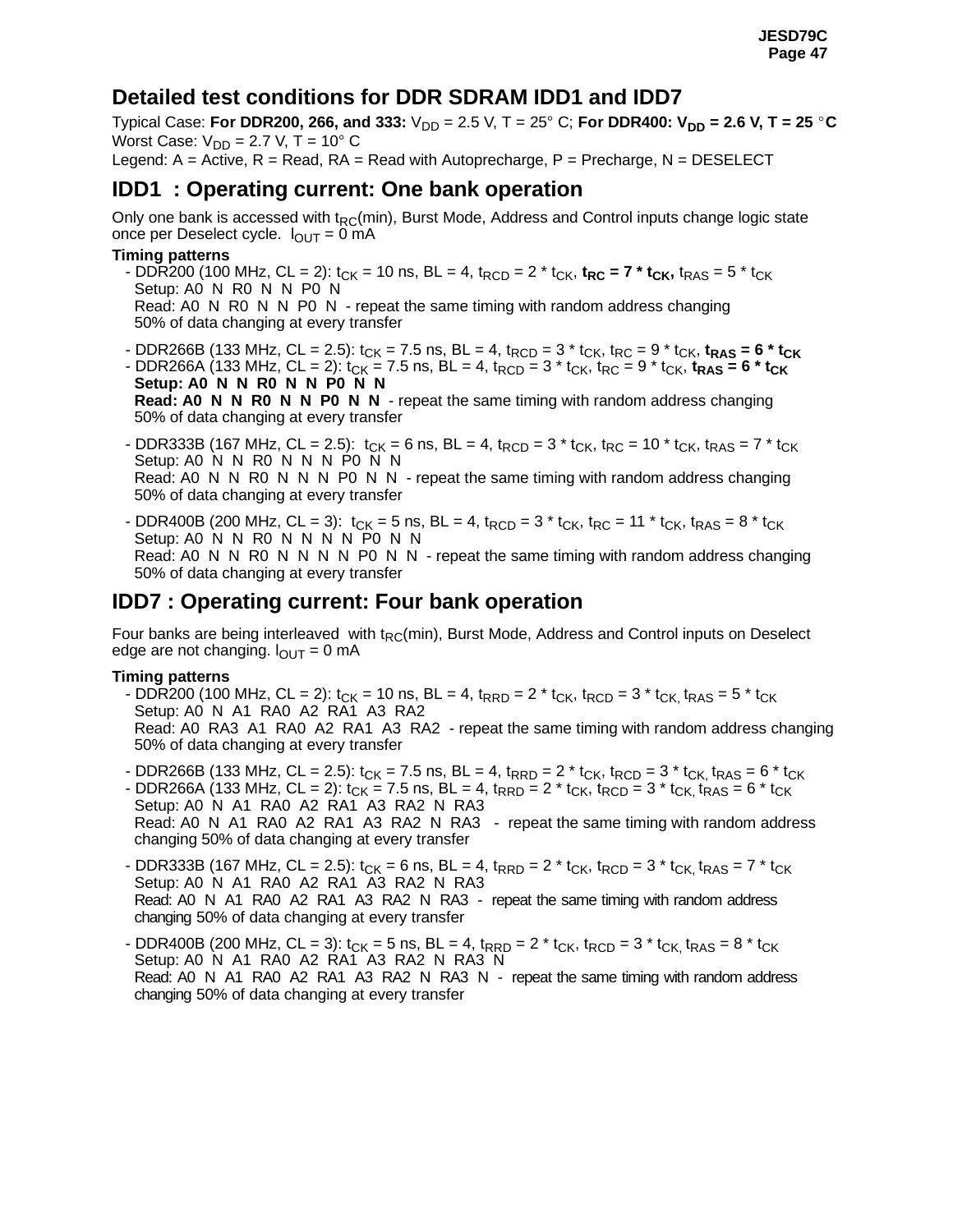## Detailed test conditions for DDR SDRAM IDD1 and IDD7

Typical Case: **For DDR200, 266, and 333:** $V_{DD}$ = 2.5 V, T = 25° C; **For DDR400: $V_{DD}$ = 2.6 V, T = 25 °C**
Worst Case: $V_{DD}$ = 2.7 V, T = 10° C
Legend: A = Active, R = Read, RA = Read with Autoprecharge, P = Precharge, N = DESELECT

## IDD1 : Operating current: One bank operation

Only one bank is accessed with $t_{RC}$(min), Burst Mode, Address and Control inputs change logic state once per Deselect cycle. $I_{OUT}$ = 0 mA

**Timing patterns**

- DDR200 (100 MHz, CL = 2): $t_{CK}$ = 10 ns, BL = 4, $t_{RCD}$ = 2 * $t_{CK}$, **$t_{RC}$ = 7 * $t_{CK}$,** $t_{RAS}$ = 5 * $t_{CK}$
  Setup: A0 N R0 N N P0 N
  Read: A0 N R0 N N P0 N - repeat the same timing with random address changing
  50% of data changing at every transfer

- DDR266B (133 MHz, CL = 2.5): $t_{CK}$ = 7.5 ns, BL = 4, $t_{RCD}$ = 3 * $t_{CK}$, $t_{RC}$ = 9 * $t_{CK}$, **$t_{RAS}$ = 6 * $t_{CK}$**
- DDR266A (133 MHz, CL = 2): $t_{CK}$ = 7.5 ns, BL = 4, $t_{RCD}$ = 3 * $t_{CK}$, $t_{RC}$ = 9 * $t_{CK}$, **$t_{RAS}$ = 6 * $t_{CK}$**
  **Setup: A0 N N R0 N N P0 N N**
  **Read: A0 N N R0 N N P0 N N** - repeat the same timing with random address changing
  50% of data changing at every transfer

- DDR333B (167 MHz, CL = 2.5): $t_{CK}$ = 6 ns, BL = 4, $t_{RCD}$ = 3 * $t_{CK}$, $t_{RC}$ = 10 * $t_{CK}$, $t_{RAS}$ = 7 * $t_{CK}$
  Setup: A0 N N R0 N N N P0 N N
  Read: A0 N N R0 N N N P0 N N - repeat the same timing with random address changing
  50% of data changing at every transfer

- DDR400B (200 MHz, CL = 3): $t_{CK}$ = 5 ns, BL = 4, $t_{RCD}$ = 3 * $t_{CK}$, $t_{RC}$ = 11 * $t_{CK}$, $t_{RAS}$ = 8 * $t_{CK}$
  Setup: A0 N N R0 N N N N P0 N N
  Read: A0 N N R0 N N N N P0 N N - repeat the same timing with random address changing
  50% of data changing at every transfer

## IDD7 : Operating current: Four bank operation

Four banks are being interleaved with $t_{RC}$(min), Burst Mode, Address and Control inputs on Deselect edge are not changing. $I_{OUT}$ = 0 mA

**Timing patterns**

- DDR200 (100 MHz, CL = 2): $t_{CK}$ = 10 ns, BL = 4, $t_{RRD}$ = 2 * $t_{CK}$, $t_{RCD}$ = 3 * $t_{CK,}$ $t_{RAS}$ = 5 * $t_{CK}$
  Setup: A0 N A1 RA0 A2 RA1 A3 RA2
  Read: A0 RA3 A1 RA0 A2 RA1 A3 RA2 - repeat the same timing with random address changing
  50% of data changing at every transfer

- DDR266B (133 MHz, CL = 2.5): $t_{CK}$ = 7.5 ns, BL = 4, $t_{RRD}$ = 2 * $t_{CK}$, $t_{RCD}$ = 3 * $t_{CK,}$ $t_{RAS}$ = 6 * $t_{CK}$
- DDR266A (133 MHz, CL = 2): $t_{CK}$ = 7.5 ns, BL = 4, $t_{RRD}$ = 2 * $t_{CK}$, $t_{RCD}$ = 3 * $t_{CK,}$ $t_{RAS}$ = 6 * $t_{CK}$
  Setup: A0 N A1 RA0 A2 RA1 A3 RA2 N RA3
  Read: A0 N A1 RA0 A2 RA1 A3 RA2 N RA3 - repeat the same timing with random address changing 50% of data changing at every transfer

- DDR333B (167 MHz, CL = 2.5): $t_{CK}$ = 6 ns, BL = 4, $t_{RRD}$ = 2 * $t_{CK}$, $t_{RCD}$ = 3 * $t_{CK,}$ $t_{RAS}$ = 7 * $t_{CK}$
  Setup: A0 N A1 RA0 A2 RA1 A3 RA2 N RA3
  Read: A0 N A1 RA0 A2 RA1 A3 RA2 N RA3 - repeat the same timing with random address changing 50% of data changing at every transfer

- DDR400B (200 MHz, CL = 3): $t_{CK}$ = 5 ns, BL = 4, $t_{RRD}$ = 2 * $t_{CK}$, $t_{RCD}$ = 3 * $t_{CK,}$ $t_{RAS}$ = 8 * $t_{CK}$
  Setup: A0 N A1 RA0 A2 RA1 A3 RA2 N RA3 N
  Read: A0 N A1 RA0 A2 RA1 A3 RA2 N RA3 N - repeat the same timing with random address changing 50% of data changing at every transfer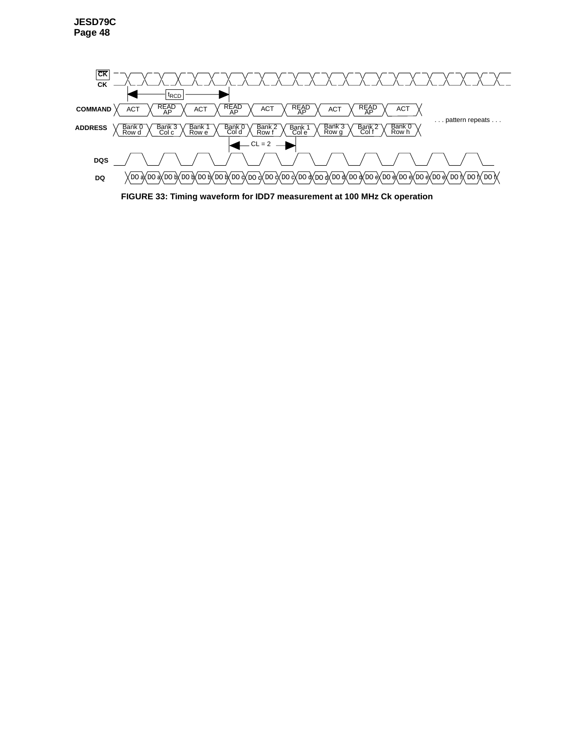CK

CK

$t_{RCD}$

| COMMAND | ACT | READ AP | ACT | READ AP | ACT | READ AP | ACT | READ AP | ACT |
|---|---|---|---|---|---|---|---|---|---|
| ADDRESS | Bank 0 Row d | Bank 3 Col c | Bank 1 Row e | Bank 0 Col d | Bank 2 Row f | Bank 1 Col e | Bank 3 Row g | Bank 2 Col f | Bank 0 Row h |

. . . pattern repeats . . .

CL = 2

DQS

DQ: DO a, DO a, DO b, DO b, DO b, DO b, DO c, DO c, DO c, DO c, DO d, DO d, DO d, DO d, DO e, DO e, DO e, DO e, DO f, DO f, DO f

**FIGURE 33: Timing waveform for IDD7 measurement at 100 MHz Ck operation**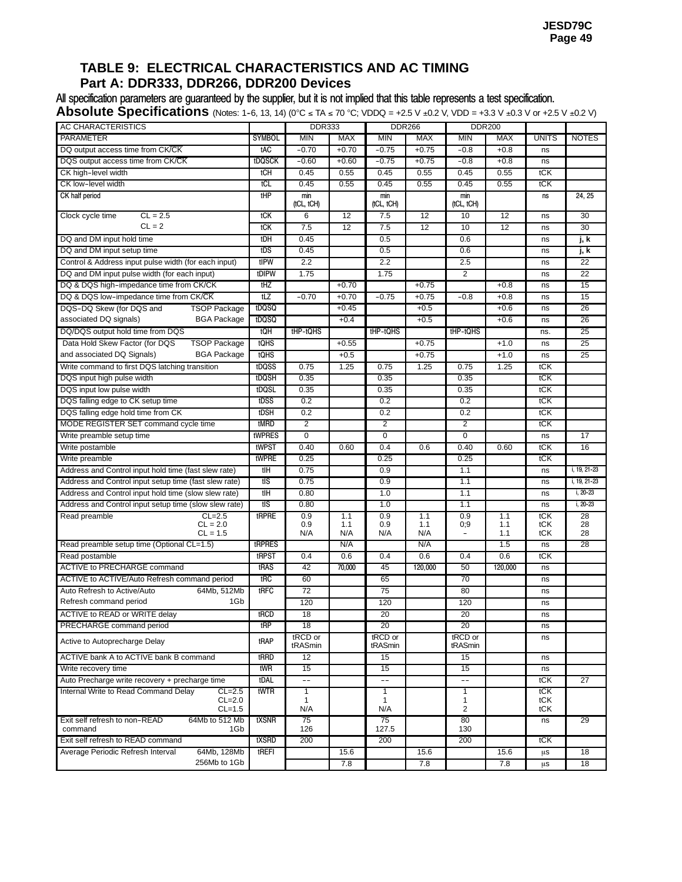## TABLE 9: ELECTRICAL CHARACTERISTICS AND AC TIMING
### Part A: DDR333, DDR266, DDR200 Devices

All specification parameters are guaranteed by the supplier, but it is not implied that this table represents a test specification.

**Absolute Specifications** (Notes: 1-6, 13, 14) (0°C ≤ TA ≤ 70 °C; VDDQ = +2.5 V ±0.2 V, VDD = +3.3 V ±0.3 V or +2.5 V ±0.2 V)

| AC CHARACTERISTICS | | DDR333 | | DDR266 | | DDR200 | | | |
|---|---|---|---|---|---|---|---|---|---|
| PARAMETER | SYMBOL | MIN | MAX | MIN | MAX | MIN | MAX | UNITS | NOTES |
| DQ output access time from CK/CK̄ | tAC | −0.70 | +0.70 | −0.75 | +0.75 | −0.8 | +0.8 | ns | |
| DQS output access time from CK/CK̄ | tDQSCK | −0.60 | +0.60 | −0.75 | +0.75 | −0.8 | +0.8 | ns | |
| CK high-level width | tCH | 0.45 | 0.55 | 0.45 | 0.55 | 0.45 | 0.55 | tCK | |
| CK low-level width | tCL | 0.45 | 0.55 | 0.45 | 0.55 | 0.45 | 0.55 | tCK | |
| CK half period | tHP | min (tCL, tCH) | | min (tCL, tCH) | | min (tCL, tCH) | | ns | 24, 25 |
| Clock cycle time CL = 2.5 | tCK | 6 | 12 | 7.5 | 12 | 10 | 12 | ns | 30 |
| Clock cycle time CL = 2 | tCK | 7.5 | 12 | 7.5 | 12 | 10 | 12 | ns | 30 |
| DQ and DM input hold time | tDH | 0.45 | | 0.5 | | 0.6 | | ns | **j, k** |
| DQ and DM input setup time | tDS | 0.45 | | 0.5 | | 0.6 | | ns | **j, k** |
| Control & Address input pulse width (for each input) | tIPW | 2.2 | | 2.2 | | 2.5 | | ns | 22 |
| DQ and DM input pulse width (for each input) | tDIPW | 1.75 | | 1.75 | | 2 | | ns | 22 |
| DQ & DQS high-impedance time from CK/CK̄ | tHZ | | +0.70 | | +0.75 | | +0.8 | ns | 15 |
| DQ & DQS low-impedance time from CK/CK̄ | tLZ | −0.70 | +0.70 | −0.75 | +0.75 | −0.8 | +0.8 | ns | 15 |
| DQS-DQ Skew (for DQS and associated DQ signals) TSOP Package | tDQSQ | | +0.45 | | +0.5 | | +0.6 | ns | 26 |
| DQS-DQ Skew (for DQS and associated DQ signals) BGA Package | tDQSQ | | +0.4 | | +0.5 | | +0.6 | ns | 26 |
| DQ/DQS output hold time from DQS | tQH | tHP-tQHS | | tHP-tQHS | | tHP-tQHS | | ns. | 25 |
| Data Hold Skew Factor (for DQS and associated DQ Signals) TSOP Package | tQHS | | +0.55 | | +0.75 | | +1.0 | ns | 25 |
| Data Hold Skew Factor (for DQS and associated DQ Signals) BGA Package | tQHS | | +0.5 | | +0.75 | | +1.0 | ns | 25 |
| Write command to first DQS latching transition | tDQSS | 0.75 | 1.25 | 0.75 | 1.25 | 0.75 | 1.25 | tCK | |
| DQS input high pulse width | tDQSH | 0.35 | | 0.35 | | 0.35 | | tCK | |
| DQS input low pulse width | tDQSL | 0.35 | | 0.35 | | 0.35 | | tCK | |
| DQS falling edge to CK setup time | tDSS | 0.2 | | 0.2 | | 0.2 | | tCK | |
| DQS falling edge hold time from CK | tDSH | 0.2 | | 0.2 | | 0.2 | | tCK | |
| MODE REGISTER SET command cycle time | tMRD | 2 | | 2 | | 2 | | tCK | |
| Write preamble setup time | tWPRES | 0 | | 0 | | 0 | | ns | 17 |
| Write postamble | tWPST | 0.40 | 0.60 | 0.4 | 0.6 | 0.40 | 0.60 | tCK | 16 |
| Write preamble | tWPRE | 0.25 | | 0.25 | | 0.25 | | tCK | |
| Address and Control input hold time (fast slew rate) | tIH | 0.75 | | 0.9 | | 1.1 | | ns | i, 19, 21-23 |
| Address and Control input setup time (fast slew rate) | tIS | 0.75 | | 0.9 | | 1.1 | | ns | i, 19, 21-23 |
| Address and Control input hold time (slow slew rate) | tIH | 0.80 | | 1.0 | | 1.1 | | ns | i, 20-23 |
| Address and Control input setup time (slow slew rate) | tIS | 0.80 | | 1.0 | | 1.1 | | ns | i, 20-23 |
| Read preamble CL=2.5 | tRPRE | 0.9 | 1.1 | 0.9 | 1.1 | 0.9 | 1.1 | tCK | 28 |
| Read preamble CL = 2.0 | tRPRE | 0.9 | 1.1 | 0.9 | 1.1 | 0;9 | 1.1 | tCK | 28 |
| Read preamble CL = 1.5 | tRPRE | N/A | N/A | N/A | N/A | - | 1.1 | tCK | 28 |
| Read preamble setup time (Optional CL=1.5) | tRPRES | | N/A | | N/A | | 1.5 | ns | 28 |
| Read postamble | tRPST | 0.4 | 0.6 | 0.4 | 0.6 | 0.4 | 0.6 | tCK | |
| ACTIVE to PRECHARGE command | tRAS | 42 | 70,000 | 45 | 120,000 | 50 | 120,000 | ns | |
| ACTIVE to ACTIVE/Auto Refresh command period | tRC | 60 | | 65 | | 70 | | ns | |
| Auto Refresh to Active/Auto Refresh command period 64Mb, 512Mb | tRFC | 72 | | 75 | | 80 | | ns | |
| Auto Refresh to Active/Auto Refresh command period 1Gb | tRFC | 120 | | 120 | | 120 | | ns | |
| ACTIVE to READ or WRITE delay | tRCD | 18 | | 20 | | 20 | | ns | |
| PRECHARGE command period | tRP | 18 | | 20 | | 20 | | ns | |
| Active to Autoprecharge Delay | tRAP | tRCD or tRASmin | | tRCD or tRASmin | | tRCD or tRASmin | | ns | |
| ACTIVE bank A to ACTIVE bank B command | tRRD | 12 | | 15 | | 15 | | ns | |
| Write recovery time | tWR | 15 | | 15 | | 15 | | ns | |
| Auto Precharge write recovery + precharge time | tDAL | -- | | -- | | -- | | tCK | 27 |
| Internal Write to Read Command Delay CL=2.5 | tWTR | 1 | | 1 | | 1 | | tCK | |
| Internal Write to Read Command Delay CL=2.0 | tWTR | 1 | | 1 | | 1 | | tCK | |
| Internal Write to Read Command Delay CL=1.5 | tWTR | N/A | | N/A | | 2 | | tCK | |
| Exit self refresh to non-READ command 64Mb to 512 Mb | tXSNR | 75 | | 75 | | 80 | | ns | 29 |
| Exit self refresh to non-READ command 1Gb | tXSNR | 126 | | 127.5 | | 130 | | ns | 29 |
| Exit self refresh to READ command | tXSRD | 200 | | 200 | | 200 | | tCK | |
| Average Periodic Refresh Interval 64Mb, 128Mb | tREFI | | 15.6 | | 15.6 | | 15.6 | μs | 18 |
| Average Periodic Refresh Interval 256Mb to 1Gb | tREFI | | 7.8 | | 7.8 | | 7.8 | μs | 18 |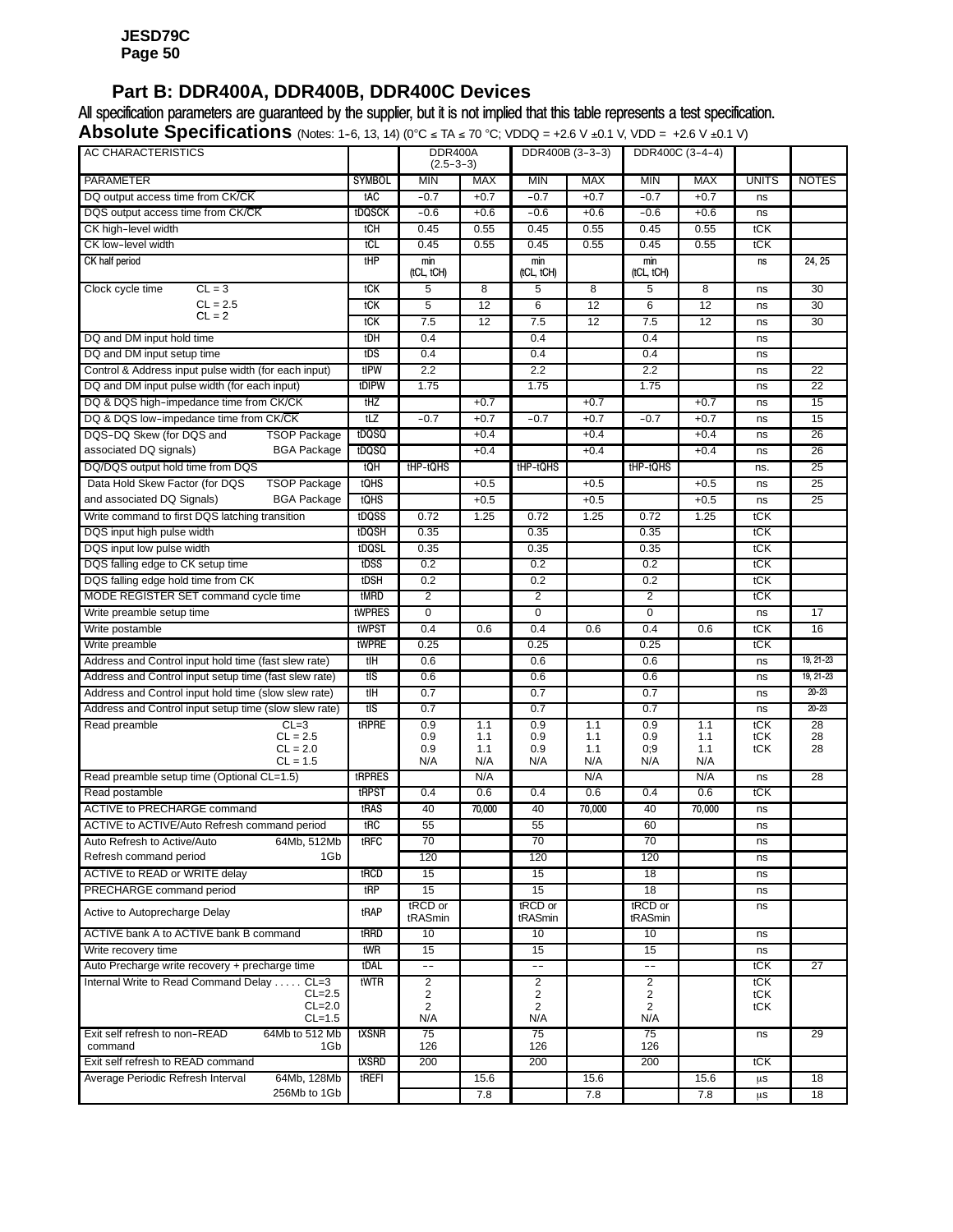## Part B: DDR400A, DDR400B, DDR400C Devices

All specification parameters are guaranteed by the supplier, but it is not implied that this table represents a test specification.

**Absolute Specifications** (Notes: 1-6, 13, 14) (0°C ≤ TA ≤ 70 °C; VDDQ = +2.6 V ±0.1 V, VDD = +2.6 V ±0.1 V)

| AC CHARACTERISTICS | | DDR400A (2.5-3-3) | | DDR400B (3-3-3) | | DDR400C (3-4-4) | | | |
|---|---|---|---|---|---|---|---|---|---|
| PARAMETER | SYMBOL | MIN | MAX | MIN | MAX | MIN | MAX | UNITS | NOTES |
| DQ output access time from CK/CK̄ | tAC | -0.7 | +0.7 | -0.7 | +0.7 | -0.7 | +0.7 | ns | |
| DQS output access time from CK/CK̄ | tDQSCK | -0.6 | +0.6 | -0.6 | +0.6 | -0.6 | +0.6 | ns | |
| CK high-level width | tCH | 0.45 | 0.55 | 0.45 | 0.55 | 0.45 | 0.55 | tCK | |
| CK low-level width | tCL | 0.45 | 0.55 | 0.45 | 0.55 | 0.45 | 0.55 | tCK | |
| CK half period | tHP | min (tCL, tCH) | | min (tCL, tCH) | | min (tCL, tCH) | | ns | 24, 25 |
| Clock cycle time CL = 3 | tCK | 5 | 8 | 5 | 8 | 5 | 8 | ns | 30 |
| CL = 2.5 | tCK | 5 | 12 | 6 | 12 | 6 | 12 | ns | 30 |
| CL = 2 | tCK | 7.5 | 12 | 7.5 | 12 | 7.5 | 12 | ns | 30 |
| DQ and DM input hold time | tDH | 0.4 | | 0.4 | | 0.4 | | ns | |
| DQ and DM input setup time | tDS | 0.4 | | 0.4 | | 0.4 | | ns | |
| Control & Address input pulse width (for each input) | tIPW | 2.2 | | 2.2 | | 2.2 | | ns | 22 |
| DQ and DM input pulse width (for each input) | tDIPW | 1.75 | | 1.75 | | 1.75 | | ns | 22 |
| DQ & DQS high-impedance time from CK/CK̄ | tHZ | | +0.7 | | +0.7 | | +0.7 | ns | 15 |
| DQ & DQS low-impedance time from CK/CK̄ | tLZ | -0.7 | +0.7 | -0.7 | +0.7 | -0.7 | +0.7 | ns | 15 |
| DQS-DQ Skew (for DQS and associated DQ signals) TSOP Package | tDQSQ | | +0.4 | | +0.4 | | +0.4 | ns | 26 |
| BGA Package | tDQSQ | | +0.4 | | +0.4 | | +0.4 | ns | 26 |
| DQ/DQS output hold time from DQS | tQH | tHP-tQHS | | tHP-tQHS | | tHP-tQHS | | ns. | 25 |
| Data Hold Skew Factor (for DQS and associated DQ Signals) TSOP Package | tQHS | | +0.5 | | +0.5 | | +0.5 | ns | 25 |
| BGA Package | tQHS | | +0.5 | | +0.5 | | +0.5 | ns | 25 |
| Write command to first DQS latching transition | tDQSS | 0.72 | 1.25 | 0.72 | 1.25 | 0.72 | 1.25 | tCK | |
| DQS input high pulse width | tDQSH | 0.35 | | 0.35 | | 0.35 | | tCK | |
| DQS input low pulse width | tDQSL | 0.35 | | 0.35 | | 0.35 | | tCK | |
| DQS falling edge to CK setup time | tDSS | 0.2 | | 0.2 | | 0.2 | | tCK | |
| DQS falling edge hold time from CK | tDSH | 0.2 | | 0.2 | | 0.2 | | tCK | |
| MODE REGISTER SET command cycle time | tMRD | 2 | | 2 | | 2 | | tCK | |
| Write preamble setup time | tWPRES | 0 | | 0 | | 0 | | ns | 17 |
| Write postamble | tWPST | 0.4 | 0.6 | 0.4 | 0.6 | 0.4 | 0.6 | tCK | 16 |
| Write preamble | tWPRE | 0.25 | | 0.25 | | 0.25 | | tCK | |
| Address and Control input hold time (fast slew rate) | tIH | 0.6 | | 0.6 | | 0.6 | | ns | 19, 21-23 |
| Address and Control input setup time (fast slew rate) | tIS | 0.6 | | 0.6 | | 0.6 | | ns | 19, 21-23 |
| Address and Control input hold time (slow slew rate) | tIH | 0.7 | | 0.7 | | 0.7 | | ns | 20-23 |
| Address and Control input setup time (slow slew rate) | tIS | 0.7 | | 0.7 | | 0.7 | | ns | 20-23 |
| Read preamble CL=3 | tRPRE | 0.9 | 1.1 | 0.9 | 1.1 | 0.9 | 1.1 | tCK | 28 |
| CL = 2.5 | | 0.9 | 1.1 | 0.9 | 1.1 | 0.9 | 1.1 | tCK | 28 |
| CL = 2.0 | | 0.9 | 1.1 | 0.9 | 1.1 | 0;9 | 1.1 | tCK | 28 |
| CL = 1.5 | | N/A | N/A | N/A | N/A | N/A | N/A | | |
| Read preamble setup time (Optional CL=1.5) | tRPRES | | N/A | | N/A | | N/A | ns | 28 |
| Read postamble | tRPST | 0.4 | 0.6 | 0.4 | 0.6 | 0.4 | 0.6 | tCK | |
| ACTIVE to PRECHARGE command | tRAS | 40 | 70,000 | 40 | 70,000 | 40 | 70,000 | ns | |
| ACTIVE to ACTIVE/Auto Refresh command period | tRC | 55 | | 55 | | 60 | | ns | |
| Auto Refresh to Active/Auto Refresh command period 64Mb, 512Mb | tRFC | 70 | | 70 | | 70 | | ns | |
| 1Gb | | 120 | | 120 | | 120 | | ns | |
| ACTIVE to READ or WRITE delay | tRCD | 15 | | 15 | | 18 | | ns | |
| PRECHARGE command period | tRP | 15 | | 15 | | 18 | | ns | |
| Active to Autoprecharge Delay | tRAP | tRCD or tRASmin | | tRCD or tRASmin | | tRCD or tRASmin | | ns | |
| ACTIVE bank A to ACTIVE bank B command | tRRD | 10 | | 10 | | 10 | | ns | |
| Write recovery time | tWR | 15 | | 15 | | 15 | | ns | |
| Auto Precharge write recovery + precharge time | tDAL | -- | | -- | | -- | | tCK | 27 |
| Internal Write to Read Command Delay . . . . . CL=3 | tWTR | 2 | | 2 | | 2 | | tCK | |
| CL=2.5 | | 2 | | 2 | | 2 | | tCK | |
| CL=2.0 | | 2 | | 2 | | 2 | | tCK | |
| CL=1.5 | | N/A | | N/A | | N/A | | | |
| Exit self refresh to non-READ command 64Mb to 512 Mb | tXSNR | 75 | | 75 | | 75 | | ns | 29 |
| 1Gb | | 126 | | 126 | | 126 | | | |
| Exit self refresh to READ command | tXSRD | 200 | | 200 | | 200 | | tCK | |
| Average Periodic Refresh Interval 64Mb, 128Mb | tREFI | | 15.6 | | 15.6 | | 15.6 | μs | 18 |
| 256Mb to 1Gb | | | 7.8 | | 7.8 | | 7.8 | μs | 18 |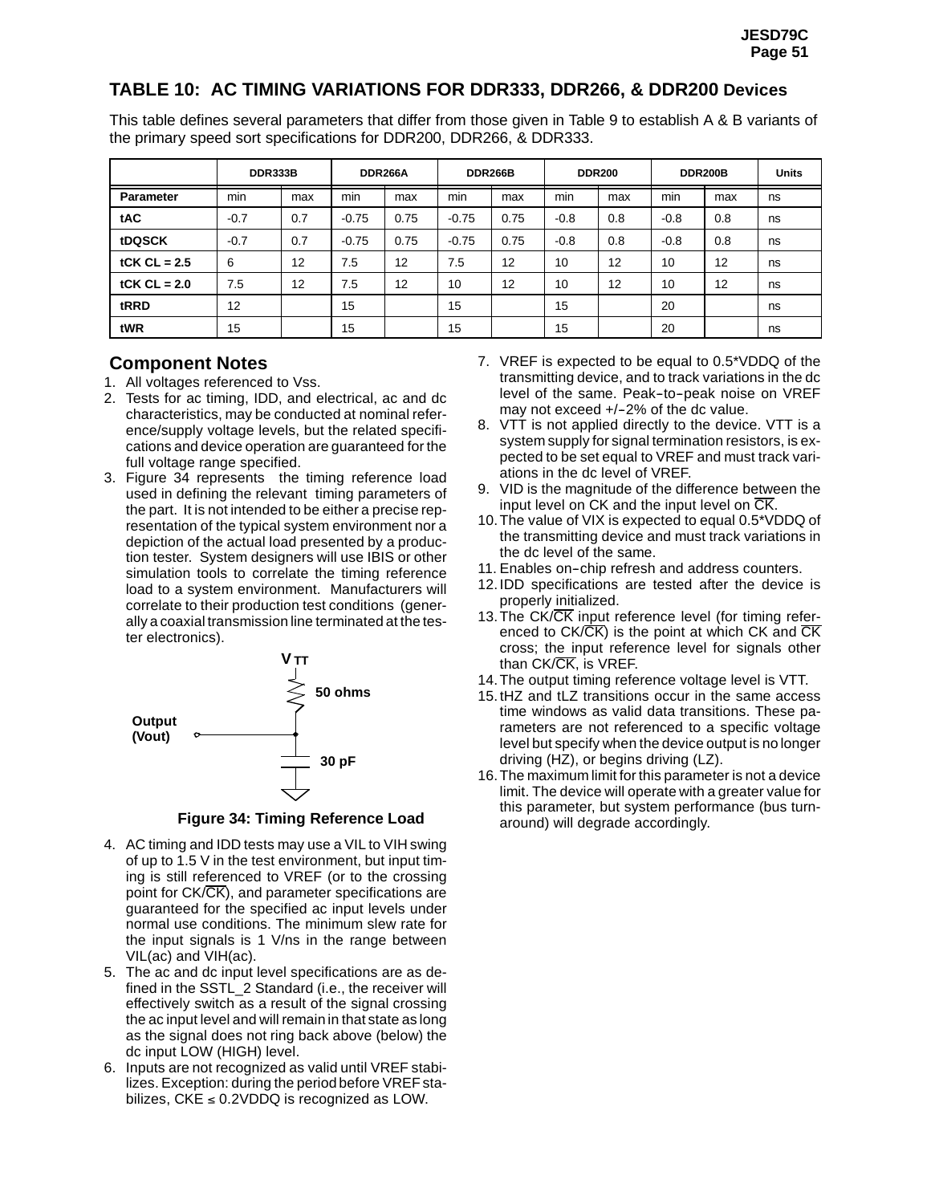## TABLE 10: AC TIMING VARIATIONS FOR DDR333, DDR266, & DDR200 Devices

This table defines several parameters that differ from those given in Table 9 to establish A & B variants of the primary speed sort specifications for DDR200, DDR266, & DDR333.

| | DDR333B | | DDR266A | | DDR266B | | DDR200 | | DDR200B | | Units |
|---|---|---|---|---|---|---|---|---|---|---|---|
| **Parameter** | min | max | min | max | min | max | min | max | min | max | ns |
| **tAC** | -0.7 | 0.7 | -0.75 | 0.75 | -0.75 | 0.75 | -0.8 | 0.8 | -0.8 | 0.8 | ns |
| **tDQSCK** | -0.7 | 0.7 | -0.75 | 0.75 | -0.75 | 0.75 | -0.8 | 0.8 | -0.8 | 0.8 | ns |
| **tCK CL = 2.5** | 6 | 12 | 7.5 | 12 | 7.5 | 12 | 10 | 12 | 10 | 12 | ns |
| **tCK CL = 2.0** | 7.5 | 12 | 7.5 | 12 | 10 | 12 | 10 | 12 | 10 | 12 | ns |
| **tRRD** | 12 | | 15 | | 15 | | 15 | | 20 | | ns |
| **tWR** | 15 | | 15 | | 15 | | 15 | | 20 | | ns |

### Component Notes

1. All voltages referenced to Vss.
2. Tests for ac timing, IDD, and electrical, ac and dc characteristics, may be conducted at nominal reference/supply voltage levels, but the related specifications and device operation are guaranteed for the full voltage range specified.
3. Figure 34 represents the timing reference load used in defining the relevant timing parameters of the part. It is not intended to be either a precise representation of the typical system environment nor a depiction of the actual load presented by a production tester. System designers will use IBIS or other simulation tools to correlate the timing reference load to a system environment. Manufacturers will correlate to their production test conditions (generally a coaxial transmission line terminated at the tester electronics).

$V_{TT}$ — 50 ohms — Output (Vout) — 30 pF

**Figure 34: Timing Reference Load**

4. AC timing and IDD tests may use a VIL to VIH swing of up to 1.5 V in the test environment, but input timing is still referenced to VREF (or to the crossing point for CK/$\overline{CK}$), and parameter specifications are guaranteed for the specified ac input levels under normal use conditions. The minimum slew rate for the input signals is 1 V/ns in the range between VIL(ac) and VIH(ac).
5. The ac and dc input level specifications are as defined in the SSTL_2 Standard (i.e., the receiver will effectively switch as a result of the signal crossing the ac input level and will remain in that state as long as the signal does not ring back above (below) the dc input LOW (HIGH) level.
6. Inputs are not recognized as valid until VREF stabilizes. Exception: during the period before VREF stabilizes, CKE ≤ 0.2VDDQ is recognized as LOW.
7. VREF is expected to be equal to 0.5*VDDQ of the transmitting device, and to track variations in the dc level of the same. Peak-to-peak noise on VREF may not exceed +/-2% of the dc value.
8. VTT is not applied directly to the device. VTT is a system supply for signal termination resistors, is expected to be set equal to VREF and must track variations in the dc level of VREF.
9. VID is the magnitude of the difference between the input level on CK and the input level on $\overline{CK}$.
10. The value of VIX is expected to equal 0.5*VDDQ of the transmitting device and must track variations in the dc level of the same.
11. Enables on-chip refresh and address counters.
12. IDD specifications are tested after the device is properly initialized.
13. The CK/$\overline{CK}$ input reference level (for timing referenced to CK/$\overline{CK}$) is the point at which CK and $\overline{CK}$ cross; the input reference level for signals other than CK/$\overline{CK}$, is VREF.
14. The output timing reference voltage level is VTT.
15. tHZ and tLZ transitions occur in the same access time windows as valid data transitions. These parameters are not referenced to a specific voltage level but specify when the device output is no longer driving (HZ), or begins driving (LZ).
16. The maximum limit for this parameter is not a device limit. The device will operate with a greater value for this parameter, but system performance (bus turnaround) will degrade accordingly.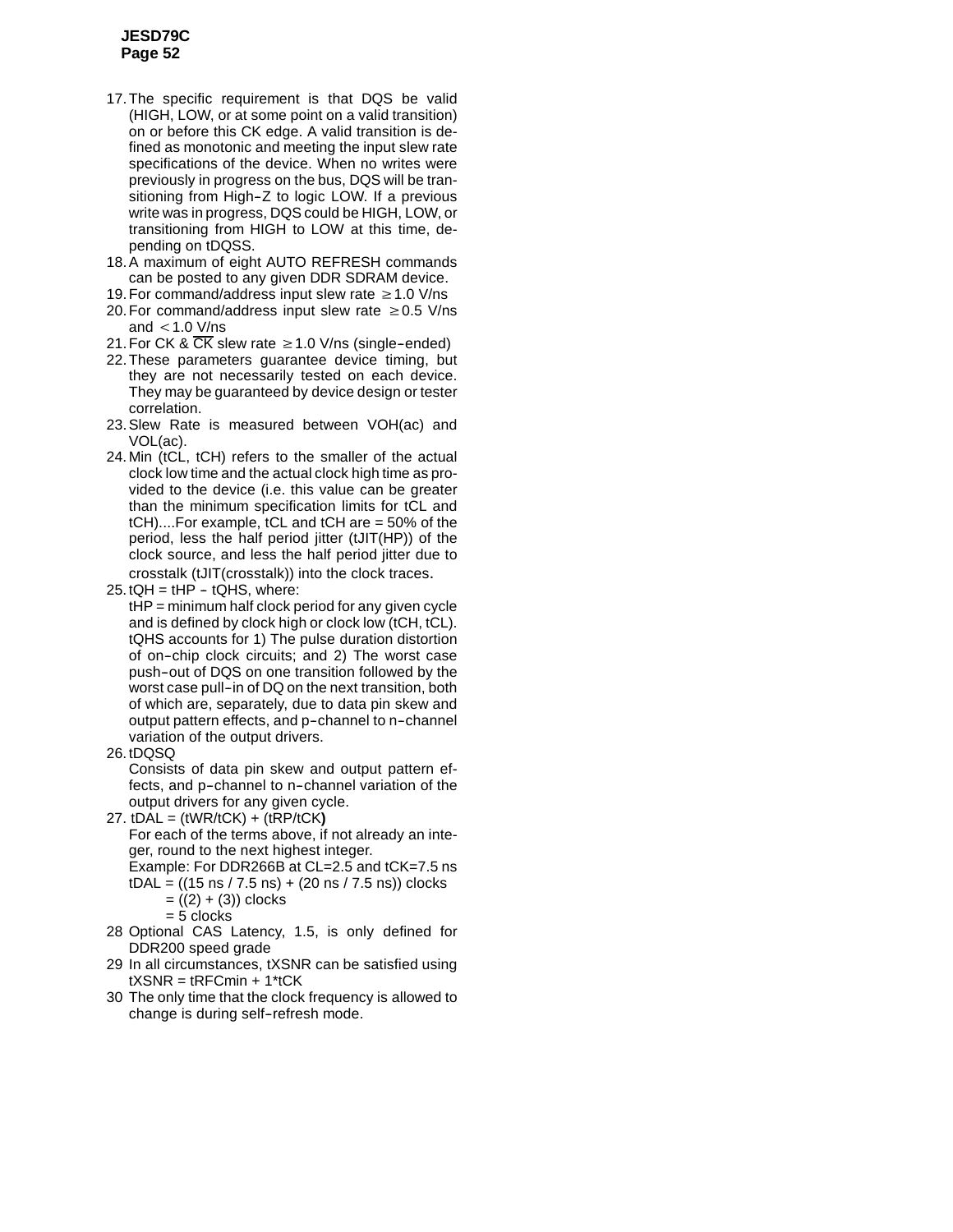17. The specific requirement is that DQS be valid (HIGH, LOW, or at some point on a valid transition) on or before this CK edge. A valid transition is defined as monotonic and meeting the input slew rate specifications of the device. When no writes were previously in progress on the bus, DQS will be transitioning from High–Z to logic LOW. If a previous write was in progress, DQS could be HIGH, LOW, or transitioning from HIGH to LOW at this time, depending on tDQSS.
18. A maximum of eight AUTO REFRESH commands can be posted to any given DDR SDRAM device.
19. For command/address input slew rate $\geq$1.0 V/ns
20. For command/address input slew rate $\geq$0.5 V/ns and $<$1.0 V/ns
21. For CK & $\overline{CK}$ slew rate $\geq$1.0 V/ns (single–ended)
22. These parameters guarantee device timing, but they are not necessarily tested on each device. They may be guaranteed by device design or tester correlation.
23. Slew Rate is measured between VOH(ac) and VOL(ac).
24. Min (tCL, tCH) refers to the smaller of the actual clock low time and the actual clock high time as provided to the device (i.e. this value can be greater than the minimum specification limits for tCL and tCH)....For example, tCL and tCH are = 50% of the period, less the half period jitter (tJIT(HP)) of the clock source, and less the half period jitter due to crosstalk (tJIT(crosstalk)) into the clock traces.
25. tQH = tHP – tQHS, where:
    tHP = minimum half clock period for any given cycle and is defined by clock high or clock low (tCH, tCL).
    tQHS accounts for 1) The pulse duration distortion of on–chip clock circuits; and 2) The worst case push–out of DQS on one transition followed by the worst case pull–in of DQ on the next transition, both of which are, separately, due to data pin skew and output pattern effects, and p–channel to n–channel variation of the output drivers.
26. tDQSQ
    Consists of data pin skew and output pattern effects, and p–channel to n–channel variation of the output drivers for any given cycle.
27. tDAL = (tWR/tCK) + (tRP/tCK)
    For each of the terms above, if not already an integer, round to the next highest integer.
    Example: For DDR266B at CL=2.5 and tCK=7.5 ns
    tDAL = ((15 ns / 7.5 ns) + (20 ns / 7.5 ns)) clocks
    = ((2) + (3)) clocks
    = 5 clocks
28. Optional CAS Latency, 1.5, is only defined for DDR200 speed grade
29. In all circumstances, tXSNR can be satisfied using tXSNR = tRFCmin + 1*tCK
30. The only time that the clock frequency is allowed to change is during self–refresh mode.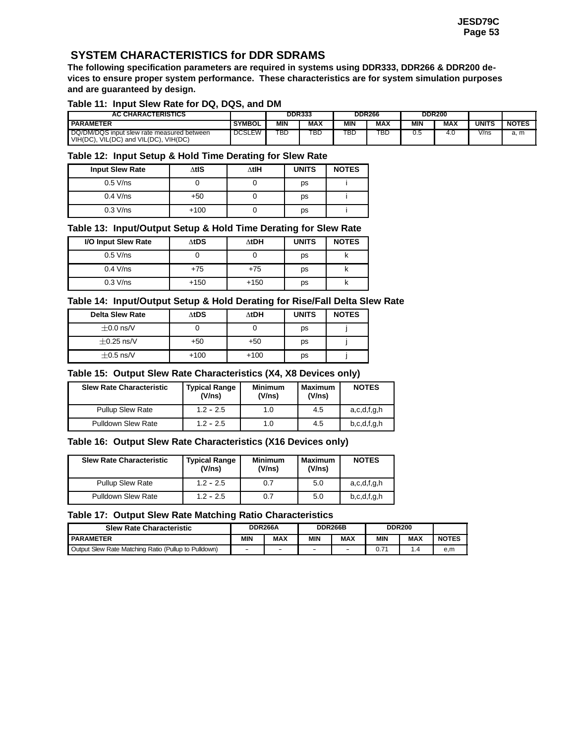## SYSTEM CHARACTERISTICS for DDR SDRAMS

**The following specification parameters are required in systems using DDR333, DDR266 & DDR200 devices to ensure proper system performance. These characteristics are for system simulation purposes and are guaranteed by design.**

### Table 11: Input Slew Rate for DQ, DQS, and DM

| AC CHARACTERISTICS | | DDR333 | | DDR266 | | DDR200 | | | |
|---|---|---|---|---|---|---|---|---|---|
| **PARAMETER** | **SYMBOL** | **MIN** | **MAX** | **MIN** | **MAX** | **MIN** | **MAX** | **UNITS** | **NOTES** |
| DQ/DM/DQS input slew rate measured between VIH(DC), VIL(DC) and VIL(DC), VIH(DC) | DCSLEW | TBD | TBD | TBD | TBD | 0.5 | 4.0 | V/ns | a, m |

### Table 12: Input Setup & Hold Time Derating for Slew Rate

| Input Slew Rate | ΔtIS | ΔtIH | UNITS | NOTES |
|---|---|---|---|---|
| 0.5 V/ns | 0 | 0 | ps | i |
| 0.4 V/ns | +50 | 0 | ps | i |
| 0.3 V/ns | +100 | 0 | ps | i |

### Table 13: Input/Output Setup & Hold Time Derating for Slew Rate

| I/O Input Slew Rate | ΔtDS | ΔtDH | UNITS | NOTES |
|---|---|---|---|---|
| 0.5 V/ns | 0 | 0 | ps | k |
| 0.4 V/ns | +75 | +75 | ps | k |
| 0.3 V/ns | +150 | +150 | ps | k |

### Table 14: Input/Output Setup & Hold Derating for Rise/Fall Delta Slew Rate

| Delta Slew Rate | ΔtDS | ΔtDH | UNITS | NOTES |
|---|---|---|---|---|
| ±0.0 ns/V | 0 | 0 | ps | j |
| ±0.25 ns/V | +50 | +50 | ps | j |
| ±0.5 ns/V | +100 | +100 | ps | j |

### Table 15: Output Slew Rate Characteristics (X4, X8 Devices only)

| Slew Rate Characteristic | Typical Range (V/ns) | Minimum (V/ns) | Maximum (V/ns) | NOTES |
|---|---|---|---|---|
| Pullup Slew Rate | 1.2 - 2.5 | 1.0 | 4.5 | a,c,d,f,g,h |
| Pulldown Slew Rate | 1.2 - 2.5 | 1.0 | 4.5 | b,c,d,f,g,h |

### Table 16: Output Slew Rate Characteristics (X16 Devices only)

| Slew Rate Characteristic | Typical Range (V/ns) | Minimum (V/ns) | Maximum (V/ns) | NOTES |
|---|---|---|---|---|
| Pullup Slew Rate | 1.2 - 2.5 | 0.7 | 5.0 | a,c,d,f,g,h |
| Pulldown Slew Rate | 1.2 - 2.5 | 0.7 | 5.0 | b,c,d,f,g,h |

### Table 17: Output Slew Rate Matching Ratio Characteristics

| Slew Rate Characteristic | DDR266A | | DDR266B | | DDR200 | | |
|---|---|---|---|---|---|---|---|
| **PARAMETER** | **MIN** | **MAX** | **MIN** | **MAX** | **MIN** | **MAX** | **NOTES** |
| Output Slew Rate Matching Ratio (Pullup to Pulldown) | - | - | - | - | 0.71 | 1.4 | e,m |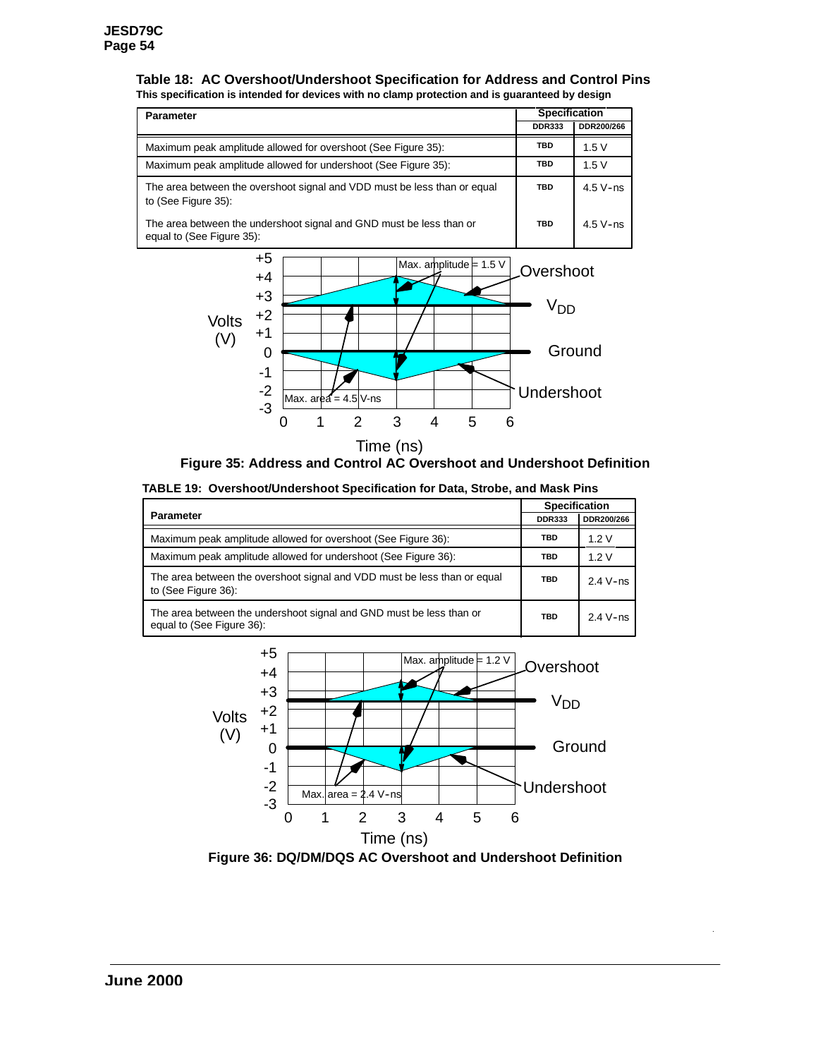**Table 18: AC Overshoot/Undershoot Specification for Address and Control Pins**

**This specification is intended for devices with no clamp protection and is guaranteed by design**

| Parameter | Specification | |
|---|---|---|
| | DDR333 | DDR200/266 |
| Maximum peak amplitude allowed for overshoot (See Figure 35): | TBD | 1.5 V |
| Maximum peak amplitude allowed for undershoot (See Figure 35): | TBD | 1.5 V |
| The area between the overshoot signal and VDD must be less than or equal to (See Figure 35): | TBD | 4.5 V-ns |
| The area between the undershoot signal and GND must be less than or equal to (See Figure 35): | TBD | 4.5 V-ns |

**Figure 35: Address and Control AC Overshoot and Undershoot Definition**

**TABLE 19: Overshoot/Undershoot Specification for Data, Strobe, and Mask Pins**

| Parameter | Specification | |
|---|---|---|
| | DDR333 | DDR200/266 |
| Maximum peak amplitude allowed for overshoot (See Figure 36): | TBD | 1.2 V |
| Maximum peak amplitude allowed for undershoot (See Figure 36): | TBD | 1.2 V |
| The area between the overshoot signal and VDD must be less than or equal to (See Figure 36): | TBD | 2.4 V-ns |
| The area between the undershoot signal and GND must be less than or equal to (See Figure 36): | TBD | 2.4 V-ns |

**Figure 36: DQ/DM/DQS AC Overshoot and Undershoot Definition**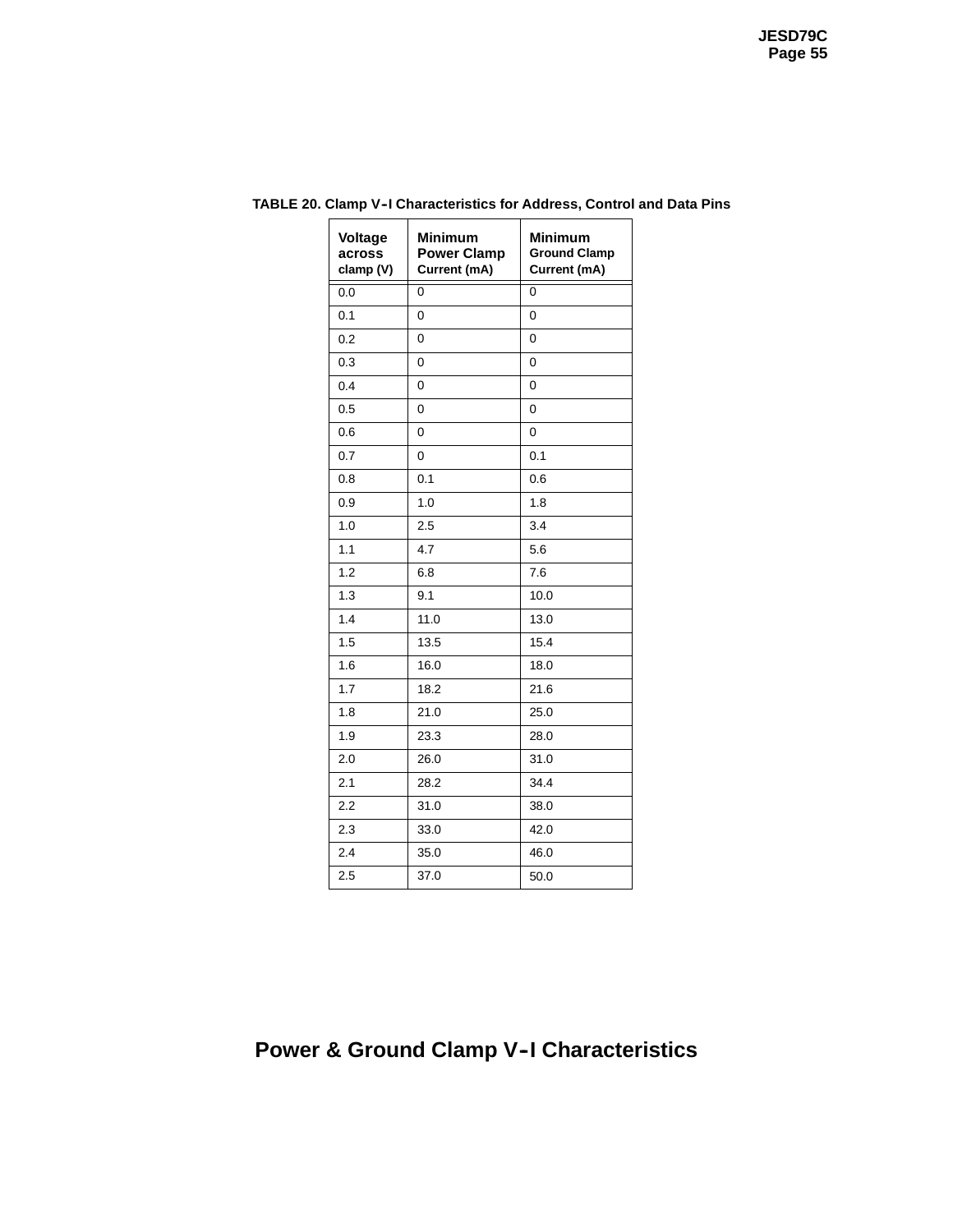**TABLE 20. Clamp V-I Characteristics for Address, Control and Data Pins**

| Voltage across clamp (V) | Minimum Power Clamp Current (mA) | Minimum Ground Clamp Current (mA) |
|---|---|---|
| 0.0 | 0 | 0 |
| 0.1 | 0 | 0 |
| 0.2 | 0 | 0 |
| 0.3 | 0 | 0 |
| 0.4 | 0 | 0 |
| 0.5 | 0 | 0 |
| 0.6 | 0 | 0 |
| 0.7 | 0 | 0.1 |
| 0.8 | 0.1 | 0.6 |
| 0.9 | 1.0 | 1.8 |
| 1.0 | 2.5 | 3.4 |
| 1.1 | 4.7 | 5.6 |
| 1.2 | 6.8 | 7.6 |
| 1.3 | 9.1 | 10.0 |
| 1.4 | 11.0 | 13.0 |
| 1.5 | 13.5 | 15.4 |
| 1.6 | 16.0 | 18.0 |
| 1.7 | 18.2 | 21.6 |
| 1.8 | 21.0 | 25.0 |
| 1.9 | 23.3 | 28.0 |
| 2.0 | 26.0 | 31.0 |
| 2.1 | 28.2 | 34.4 |
| 2.2 | 31.0 | 38.0 |
| 2.3 | 33.0 | 42.0 |
| 2.4 | 35.0 | 46.0 |
| 2.5 | 37.0 | 50.0 |

## Power & Ground Clamp V-I Characteristics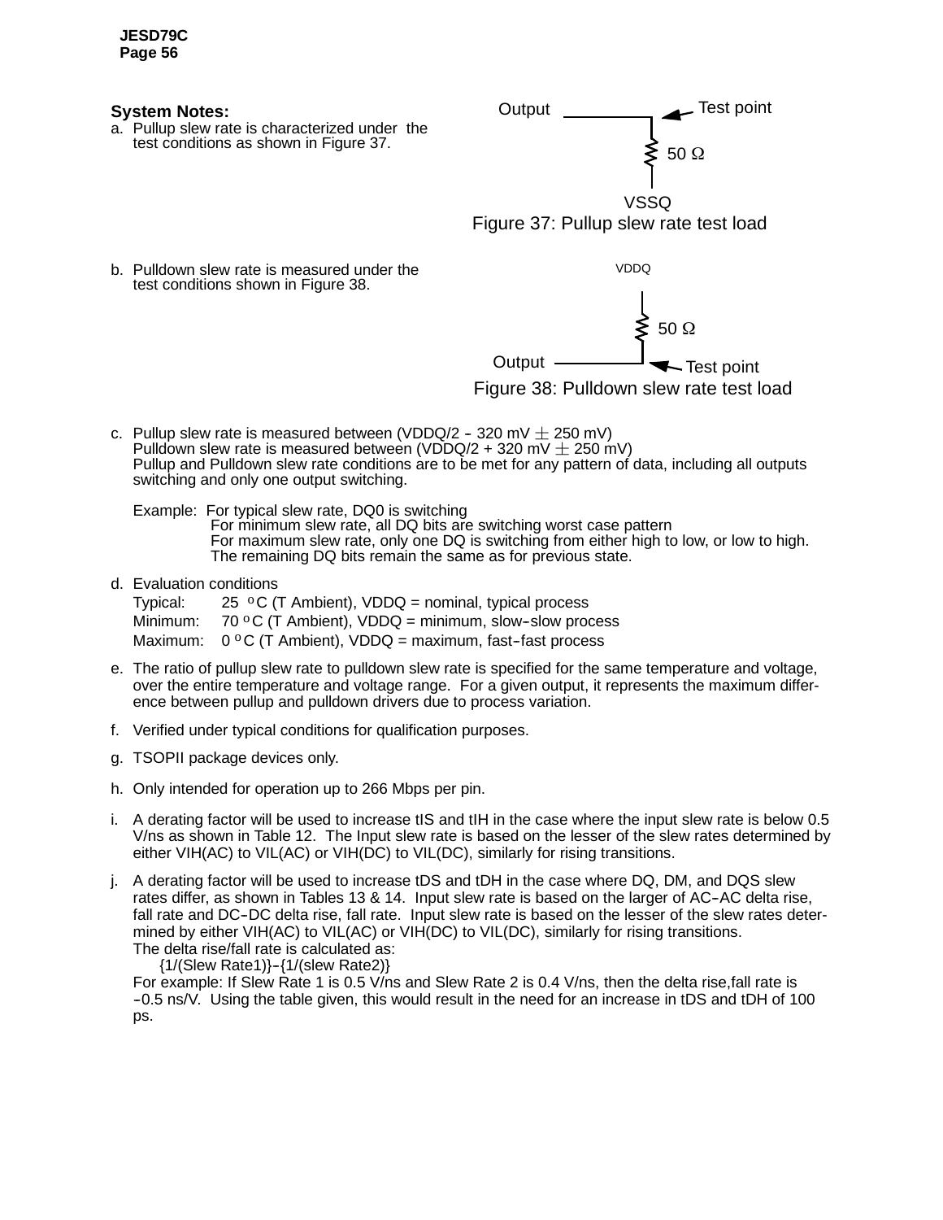**System Notes:**

a. Pullup slew rate is characterized under the test conditions as shown in Figure 37.

Output — Test point — 50 Ω — VSSQ

Figure 37: Pullup slew rate test load

b. Pulldown slew rate is measured under the test conditions shown in Figure 38.

VDDQ — 50 Ω — Output — Test point

Figure 38: Pulldown slew rate test load

c. Pullup slew rate is measured between (VDDQ/2 – 320 mV ± 250 mV)
Pulldown slew rate is measured between (VDDQ/2 + 320 mV ± 250 mV)
Pullup and Pulldown slew rate conditions are to be met for any pattern of data, including all outputs switching and only one output switching.

Example: For typical slew rate, DQ0 is switching
For minimum slew rate, all DQ bits are switching worst case pattern
For maximum slew rate, only one DQ is switching from either high to low, or low to high. The remaining DQ bits remain the same as for previous state.

d. Evaluation conditions

| | |
|---|---|
| Typical: | 25 °C (T Ambient), VDDQ = nominal, typical process |
| Minimum: | 70 °C (T Ambient), VDDQ = minimum, slow–slow process |
| Maximum: | 0 °C (T Ambient), VDDQ = maximum, fast–fast process |

e. The ratio of pullup slew rate to pulldown slew rate is specified for the same temperature and voltage, over the entire temperature and voltage range. For a given output, it represents the maximum difference between pullup and pulldown drivers due to process variation.

f. Verified under typical conditions for qualification purposes.

g. TSOPII package devices only.

h. Only intended for operation up to 266 Mbps per pin.

i. A derating factor will be used to increase tIS and tIH in the case where the input slew rate is below 0.5 V/ns as shown in Table 12. The Input slew rate is based on the lesser of the slew rates determined by either VIH(AC) to VIL(AC) or VIH(DC) to VIL(DC), similarly for rising transitions.

j. A derating factor will be used to increase tDS and tDH in the case where DQ, DM, and DQS slew rates differ, as shown in Tables 13 & 14. Input slew rate is based on the larger of AC–AC delta rise, fall rate and DC–DC delta rise, fall rate. Input slew rate is based on the lesser of the slew rates determined by either VIH(AC) to VIL(AC) or VIH(DC) to VIL(DC), similarly for rising transitions.
The delta rise/fall rate is calculated as:
{1/(Slew Rate1)}–{1/(slew Rate2)}
For example: If Slew Rate 1 is 0.5 V/ns and Slew Rate 2 is 0.4 V/ns, then the delta rise,fall rate is –0.5 ns/V. Using the table given, this would result in the need for an increase in tDS and tDH of 100 ps.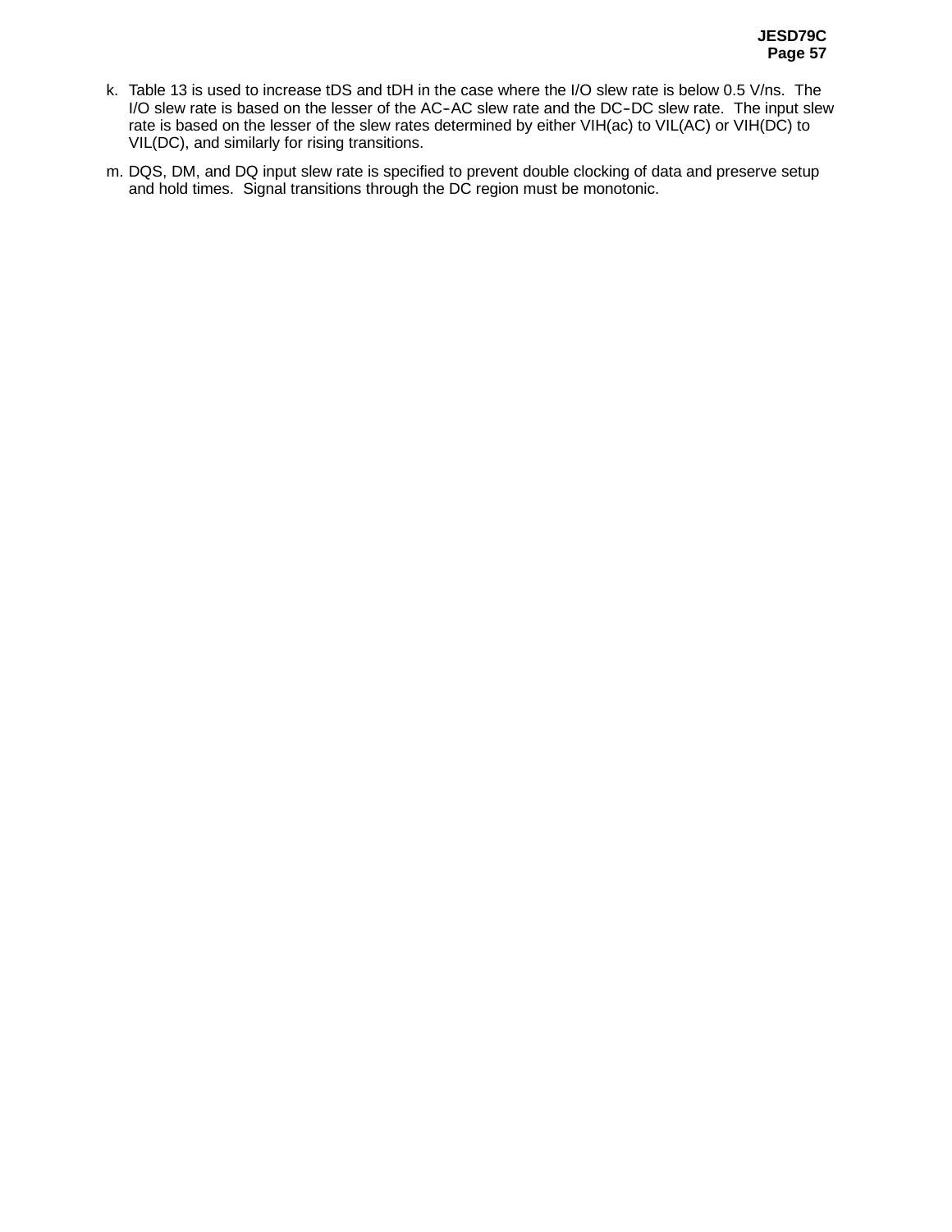k. Table 13 is used to increase tDS and tDH in the case where the I/O slew rate is below 0.5 V/ns. The I/O slew rate is based on the lesser of the AC–AC slew rate and the DC–DC slew rate. The input slew rate is based on the lesser of the slew rates determined by either VIH(ac) to VIL(AC) or VIH(DC) to VIL(DC), and similarly for rising transitions.

m. DQS, DM, and DQ input slew rate is specified to prevent double clocking of data and preserve setup and hold times. Signal transitions through the DC region must be monotonic.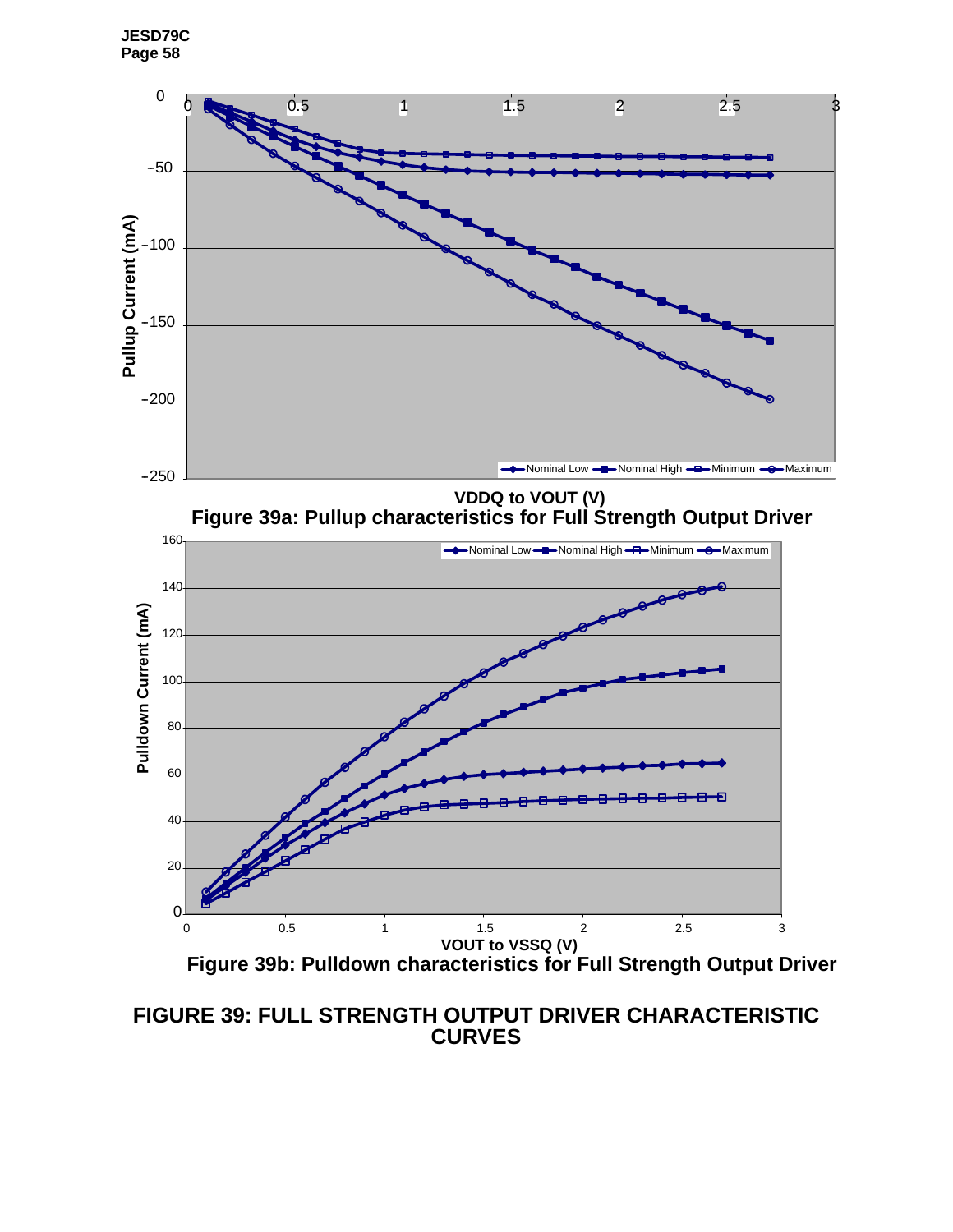Figure 39a: Pullup characteristics for Full Strength Output Driver

Figure 39b: Pulldown characteristics for Full Strength Output Driver

## FIGURE 39: FULL STRENGTH OUTPUT DRIVER CHARACTERISTIC CURVES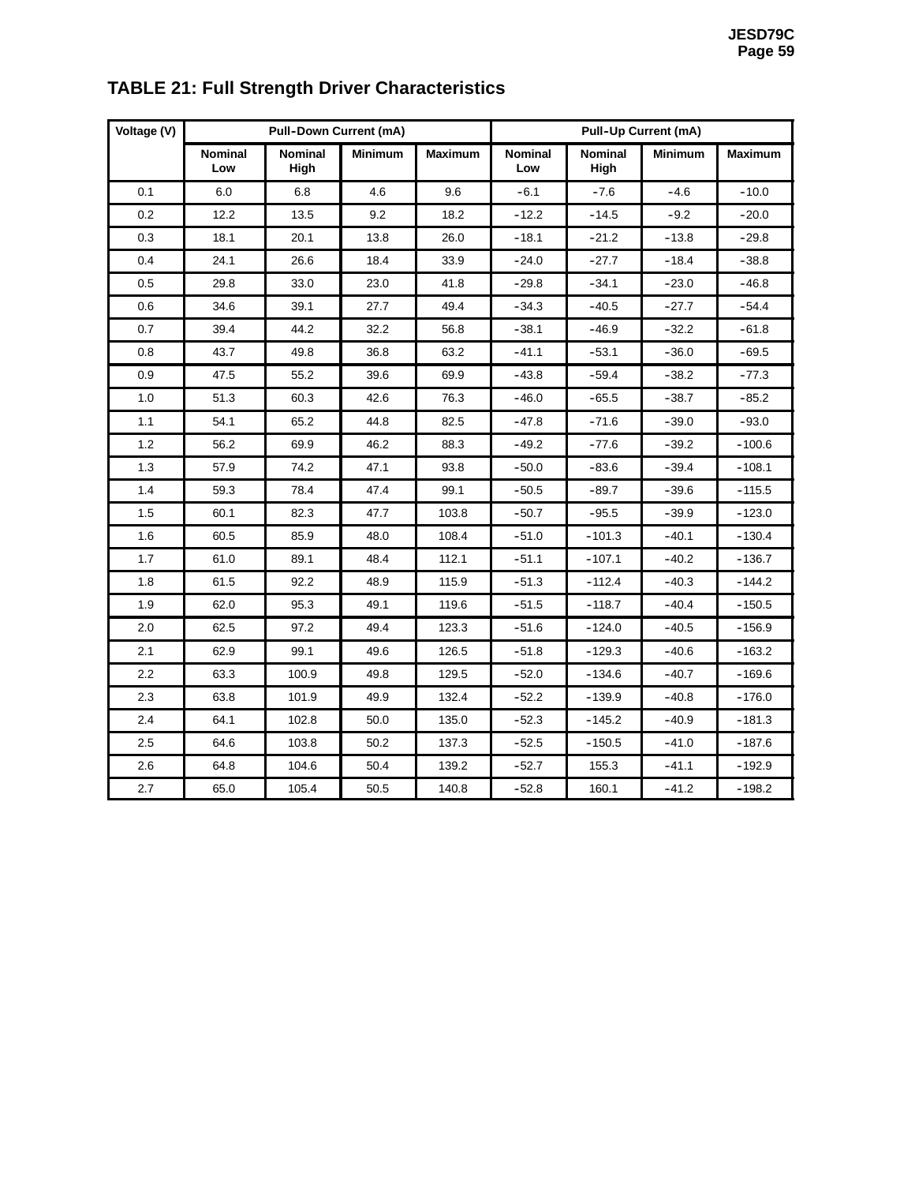## TABLE 21: Full Strength Driver Characteristics

| Voltage (V) | Pull-Down Current (mA) | | | | Pull-Up Current (mA) | | | |
|---|---|---|---|---|---|---|---|---|
| | Nominal Low | Nominal High | Minimum | Maximum | Nominal Low | Nominal High | Minimum | Maximum |
| 0.1 | 6.0 | 6.8 | 4.6 | 9.6 | -6.1 | -7.6 | -4.6 | -10.0 |
| 0.2 | 12.2 | 13.5 | 9.2 | 18.2 | -12.2 | -14.5 | -9.2 | -20.0 |
| 0.3 | 18.1 | 20.1 | 13.8 | 26.0 | -18.1 | -21.2 | -13.8 | -29.8 |
| 0.4 | 24.1 | 26.6 | 18.4 | 33.9 | -24.0 | -27.7 | -18.4 | -38.8 |
| 0.5 | 29.8 | 33.0 | 23.0 | 41.8 | -29.8 | -34.1 | -23.0 | -46.8 |
| 0.6 | 34.6 | 39.1 | 27.7 | 49.4 | -34.3 | -40.5 | -27.7 | -54.4 |
| 0.7 | 39.4 | 44.2 | 32.2 | 56.8 | -38.1 | -46.9 | -32.2 | -61.8 |
| 0.8 | 43.7 | 49.8 | 36.8 | 63.2 | -41.1 | -53.1 | -36.0 | -69.5 |
| 0.9 | 47.5 | 55.2 | 39.6 | 69.9 | -43.8 | -59.4 | -38.2 | -77.3 |
| 1.0 | 51.3 | 60.3 | 42.6 | 76.3 | -46.0 | -65.5 | -38.7 | -85.2 |
| 1.1 | 54.1 | 65.2 | 44.8 | 82.5 | -47.8 | -71.6 | -39.0 | -93.0 |
| 1.2 | 56.2 | 69.9 | 46.2 | 88.3 | -49.2 | -77.6 | -39.2 | -100.6 |
| 1.3 | 57.9 | 74.2 | 47.1 | 93.8 | -50.0 | -83.6 | -39.4 | -108.1 |
| 1.4 | 59.3 | 78.4 | 47.4 | 99.1 | -50.5 | -89.7 | -39.6 | -115.5 |
| 1.5 | 60.1 | 82.3 | 47.7 | 103.8 | -50.7 | -95.5 | -39.9 | -123.0 |
| 1.6 | 60.5 | 85.9 | 48.0 | 108.4 | -51.0 | -101.3 | -40.1 | -130.4 |
| 1.7 | 61.0 | 89.1 | 48.4 | 112.1 | -51.1 | -107.1 | -40.2 | -136.7 |
| 1.8 | 61.5 | 92.2 | 48.9 | 115.9 | -51.3 | -112.4 | -40.3 | -144.2 |
| 1.9 | 62.0 | 95.3 | 49.1 | 119.6 | -51.5 | -118.7 | -40.4 | -150.5 |
| 2.0 | 62.5 | 97.2 | 49.4 | 123.3 | -51.6 | -124.0 | -40.5 | -156.9 |
| 2.1 | 62.9 | 99.1 | 49.6 | 126.5 | -51.8 | -129.3 | -40.6 | -163.2 |
| 2.2 | 63.3 | 100.9 | 49.8 | 129.5 | -52.0 | -134.6 | -40.7 | -169.6 |
| 2.3 | 63.8 | 101.9 | 49.9 | 132.4 | -52.2 | -139.9 | -40.8 | -176.0 |
| 2.4 | 64.1 | 102.8 | 50.0 | 135.0 | -52.3 | -145.2 | -40.9 | -181.3 |
| 2.5 | 64.6 | 103.8 | 50.2 | 137.3 | -52.5 | -150.5 | -41.0 | -187.6 |
| 2.6 | 64.8 | 104.6 | 50.4 | 139.2 | -52.7 | 155.3 | -41.1 | -192.9 |
| 2.7 | 65.0 | 105.4 | 50.5 | 140.8 | -52.8 | 160.1 | -41.2 | -198.2 |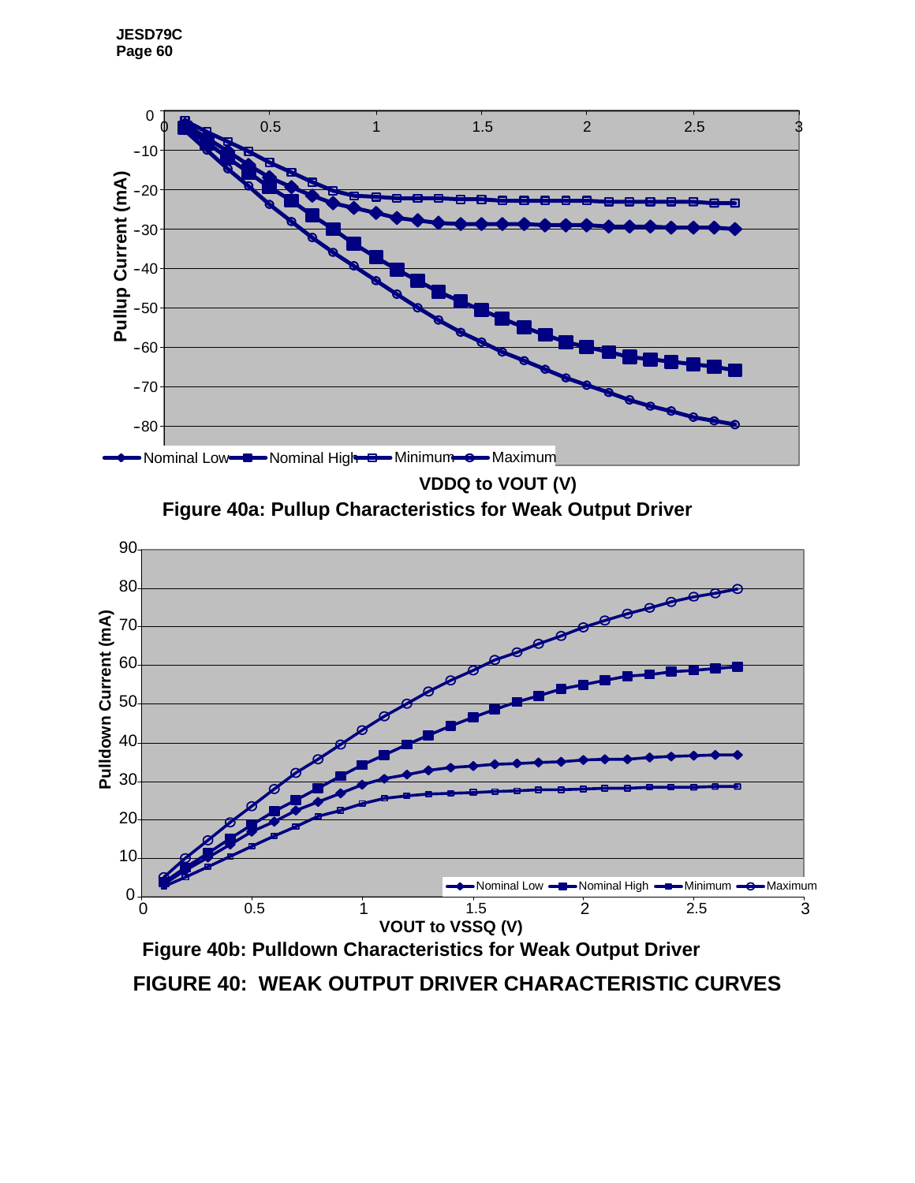**Figure 40a: Pullup Characteristics for Weak Output Driver**

**Figure 40b: Pulldown Characteristics for Weak Output Driver**

**FIGURE 40: WEAK OUTPUT DRIVER CHARACTERISTIC CURVES**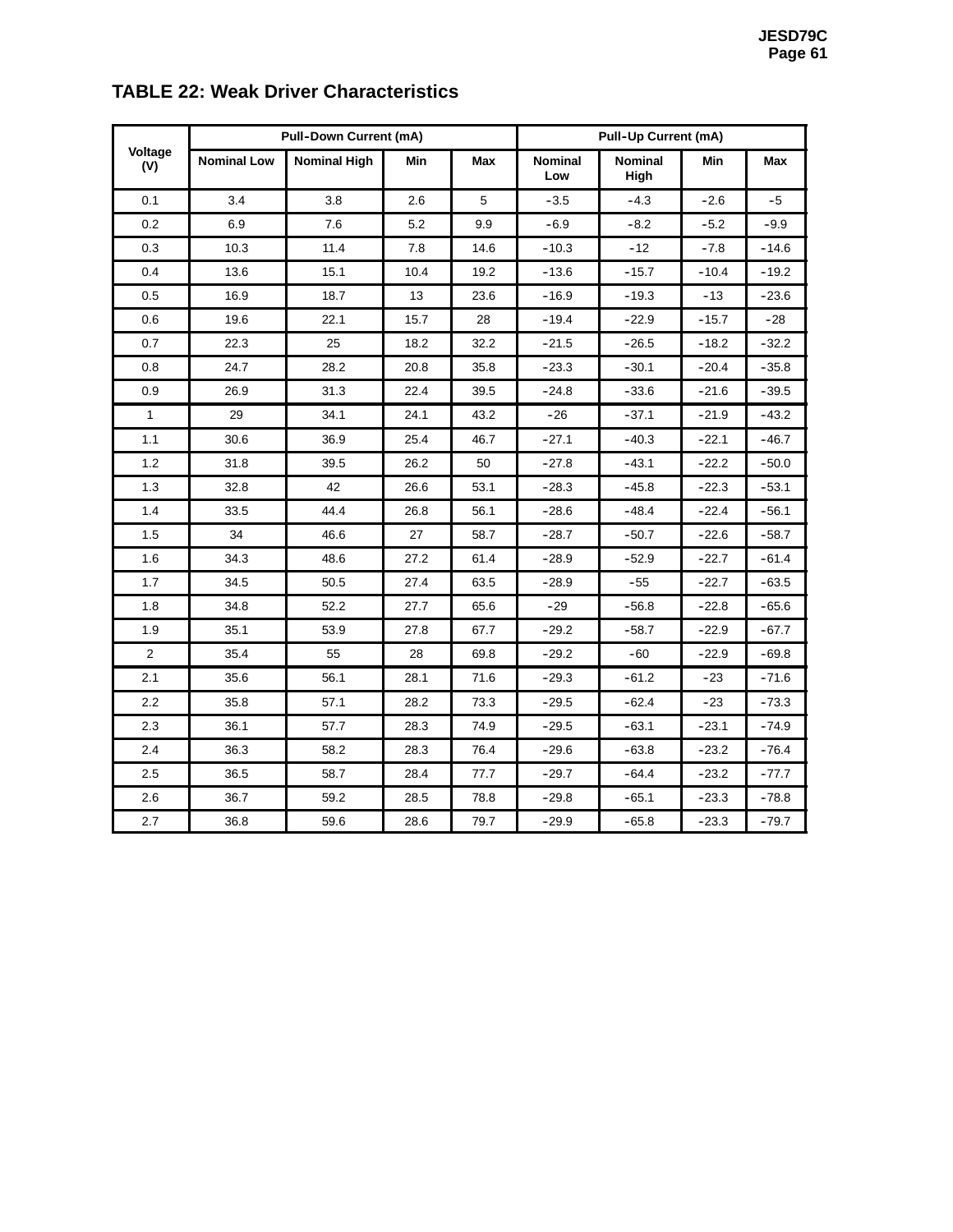## TABLE 22: Weak Driver Characteristics

| Voltage (V) | Pull-Down Current (mA) | | | | Pull-Up Current (mA) | | | |
|---|---|---|---|---|---|---|---|---|
| | Nominal Low | Nominal High | Min | Max | Nominal Low | Nominal High | Min | Max |
| 0.1 | 3.4 | 3.8 | 2.6 | 5 | -3.5 | -4.3 | -2.6 | -5 |
| 0.2 | 6.9 | 7.6 | 5.2 | 9.9 | -6.9 | -8.2 | -5.2 | -9.9 |
| 0.3 | 10.3 | 11.4 | 7.8 | 14.6 | -10.3 | -12 | -7.8 | -14.6 |
| 0.4 | 13.6 | 15.1 | 10.4 | 19.2 | -13.6 | -15.7 | -10.4 | -19.2 |
| 0.5 | 16.9 | 18.7 | 13 | 23.6 | -16.9 | -19.3 | -13 | -23.6 |
| 0.6 | 19.6 | 22.1 | 15.7 | 28 | -19.4 | -22.9 | -15.7 | -28 |
| 0.7 | 22.3 | 25 | 18.2 | 32.2 | -21.5 | -26.5 | -18.2 | -32.2 |
| 0.8 | 24.7 | 28.2 | 20.8 | 35.8 | -23.3 | -30.1 | -20.4 | -35.8 |
| 0.9 | 26.9 | 31.3 | 22.4 | 39.5 | -24.8 | -33.6 | -21.6 | -39.5 |
| 1 | 29 | 34.1 | 24.1 | 43.2 | -26 | -37.1 | -21.9 | -43.2 |
| 1.1 | 30.6 | 36.9 | 25.4 | 46.7 | -27.1 | -40.3 | -22.1 | -46.7 |
| 1.2 | 31.8 | 39.5 | 26.2 | 50 | -27.8 | -43.1 | -22.2 | -50.0 |
| 1.3 | 32.8 | 42 | 26.6 | 53.1 | -28.3 | -45.8 | -22.3 | -53.1 |
| 1.4 | 33.5 | 44.4 | 26.8 | 56.1 | -28.6 | -48.4 | -22.4 | -56.1 |
| 1.5 | 34 | 46.6 | 27 | 58.7 | -28.7 | -50.7 | -22.6 | -58.7 |
| 1.6 | 34.3 | 48.6 | 27.2 | 61.4 | -28.9 | -52.9 | -22.7 | -61.4 |
| 1.7 | 34.5 | 50.5 | 27.4 | 63.5 | -28.9 | -55 | -22.7 | -63.5 |
| 1.8 | 34.8 | 52.2 | 27.7 | 65.6 | -29 | -56.8 | -22.8 | -65.6 |
| 1.9 | 35.1 | 53.9 | 27.8 | 67.7 | -29.2 | -58.7 | -22.9 | -67.7 |
| 2 | 35.4 | 55 | 28 | 69.8 | -29.2 | -60 | -22.9 | -69.8 |
| 2.1 | 35.6 | 56.1 | 28.1 | 71.6 | -29.3 | -61.2 | -23 | -71.6 |
| 2.2 | 35.8 | 57.1 | 28.2 | 73.3 | -29.5 | -62.4 | -23 | -73.3 |
| 2.3 | 36.1 | 57.7 | 28.3 | 74.9 | -29.5 | -63.1 | -23.1 | -74.9 |
| 2.4 | 36.3 | 58.2 | 28.3 | 76.4 | -29.6 | -63.8 | -23.2 | -76.4 |
| 2.5 | 36.5 | 58.7 | 28.4 | 77.7 | -29.7 | -64.4 | -23.2 | -77.7 |
| 2.6 | 36.7 | 59.2 | 28.5 | 78.8 | -29.8 | -65.1 | -23.3 | -78.8 |
| 2.7 | 36.8 | 59.6 | 28.6 | 79.7 | -29.9 | -65.8 | -23.3 | -79.7 |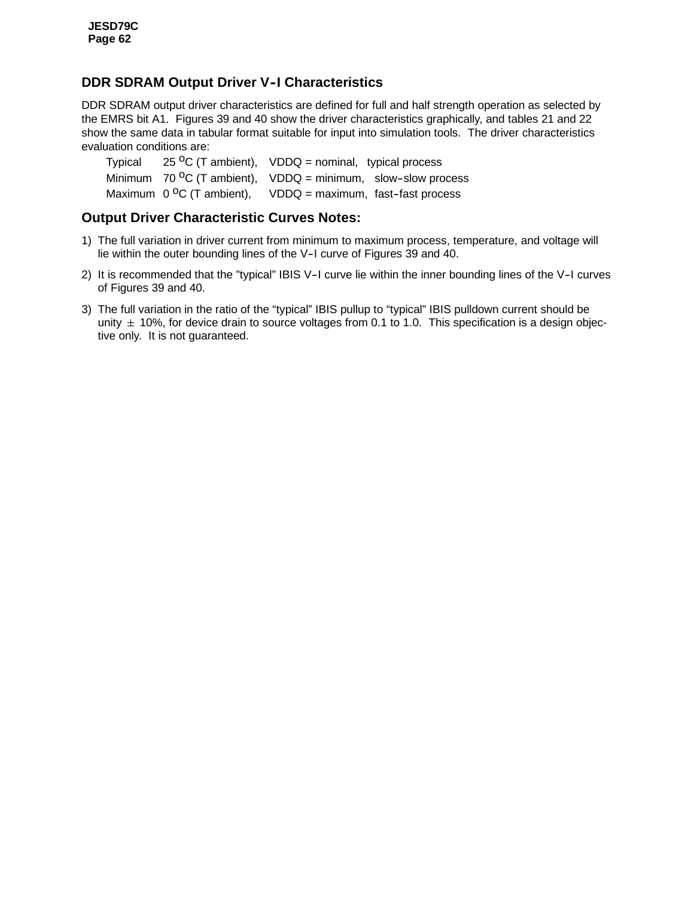## DDR SDRAM Output Driver V-I Characteristics

DDR SDRAM output driver characteristics are defined for full and half strength operation as selected by the EMRS bit A1. Figures 39 and 40 show the driver characteristics graphically, and tables 21 and 22 show the same data in tabular format suitable for input into simulation tools. The driver characteristics evaluation conditions are:

| | | | |
|---|---|---|---|
| Typical | 25 $^{o}$C (T ambient), | VDDQ = nominal, | typical process |
| Minimum | 70 $^{o}$C (T ambient), | VDDQ = minimum, | slow-slow process |
| Maximum | 0 $^{o}$C (T ambient), | VDDQ = maximum, | fast-fast process |

## Output Driver Characteristic Curves Notes:

1) The full variation in driver current from minimum to maximum process, temperature, and voltage will lie within the outer bounding lines of the V-I curve of Figures 39 and 40.

2) It is recommended that the "typical" IBIS V-I curve lie within the inner bounding lines of the V-I curves of Figures 39 and 40.

3) The full variation in the ratio of the "typical" IBIS pullup to "typical" IBIS pulldown current should be unity $\pm$ 10%, for device drain to source voltages from 0.1 to 1.0. This specification is a design objective only. It is not guaranteed.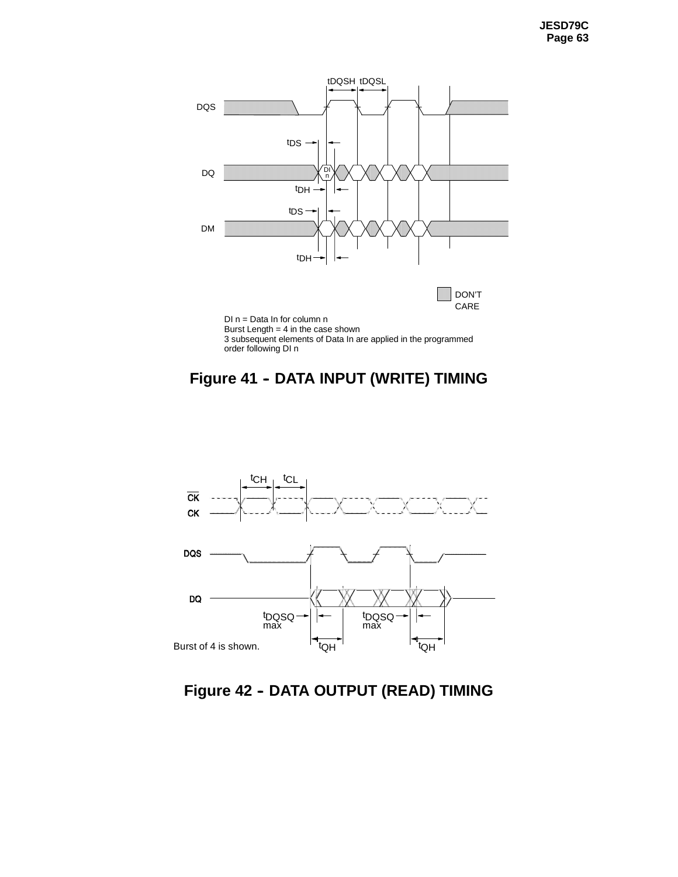DI n = Data In for column n
Burst Length = 4 in the case shown
3 subsequent elements of Data In are applied in the programmed order following DI n

**Figure 41 - DATA INPUT (WRITE) TIMING**

Burst of 4 is shown.

**Figure 42 - DATA OUTPUT (READ) TIMING**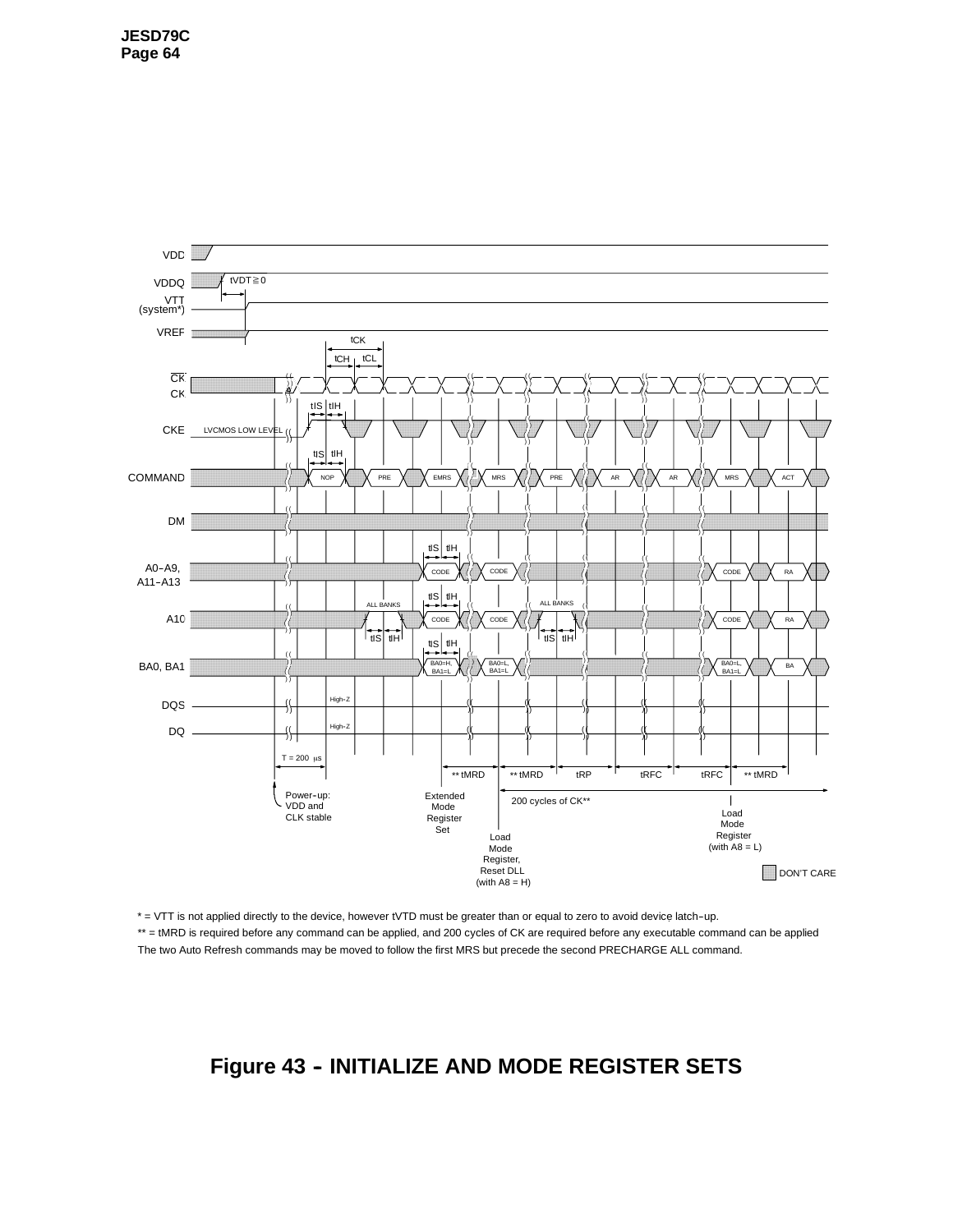VDD

VDDQ tVDT ≧ 0

VTT (system*)

VREF

tCK

tCH tCL

CK

CK

tIS tIH

CKE LVCMOS LOW LEVEL

tIS tIH

COMMAND NOP PRE EMRS MRS PRE AR AR MRS ACT

DM

tIS tIH

A0–A9, A11–A13 CODE CODE CODE RA

tIS tIH

ALL BANKS ALL BANKS

A10 CODE CODE CODE RA

tIS tIH tIS tIH

tIS tIH

BA0, BA1 BA0=H, BA1=L BA0=L, BA1=L BA0=L, BA1=L BA

DQS High-Z

DQ High-Z

T = 200 μs ** tMRD ** tMRD tRP tRFC tRFC ** tMRD

Power-up: VDD and CLK stable

Extended Mode Register Set

200 cycles of CK**

Load Mode Register, Reset DLL (with A8 = H)

Load Mode Register (with A8 = L)

DON'T CARE

* = VTT is not applied directly to the device, however tVTD must be greater than or equal to zero to avoid device latch-up.

** = tMRD is required before any command can be applied, and 200 cycles of CK are required before any executable command can be applied

The two Auto Refresh commands may be moved to follow the first MRS but precede the second PRECHARGE ALL command.

## Figure 43 - INITIALIZE AND MODE REGISTER SETS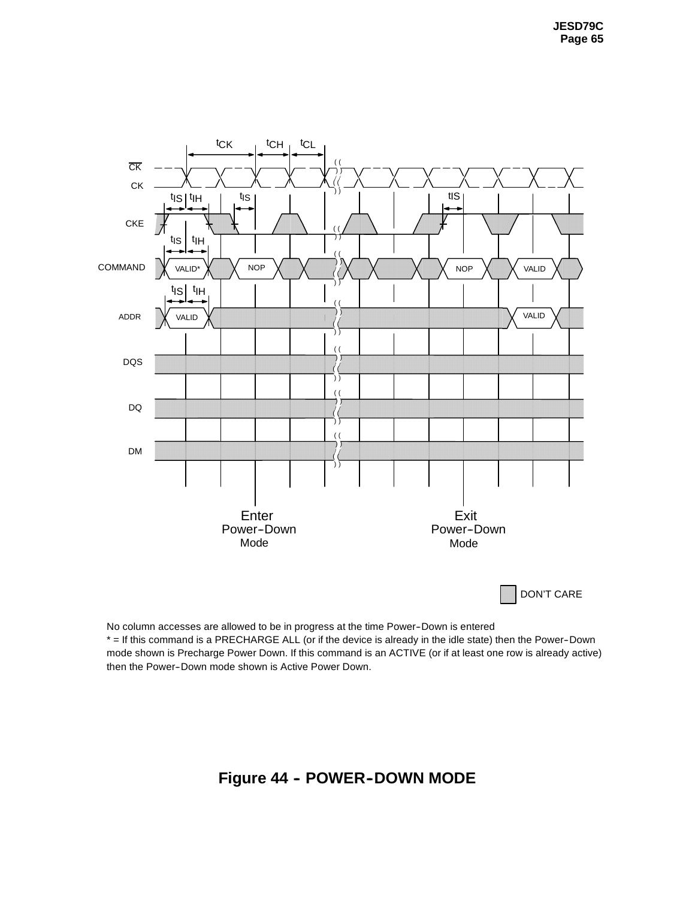No column accesses are allowed to be in progress at the time Power-Down is entered

* = If this command is a PRECHARGE ALL (or if the device is already in the idle state) then the Power-Down mode shown is Precharge Power Down. If this command is an ACTIVE (or if at least one row is already active) then the Power-Down mode shown is Active Power Down.

**Figure 44 - POWER-DOWN MODE**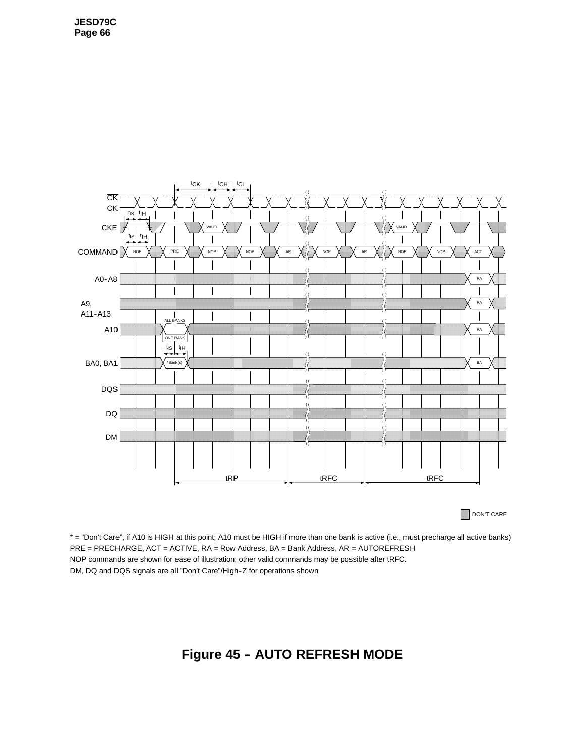DON'T CARE

\* = "Don't Care", if A10 is HIGH at this point; A10 must be HIGH if more than one bank is active (i.e., must precharge all active banks)

PRE = PRECHARGE, ACT = ACTIVE, RA = Row Address, BA = Bank Address, AR = AUTOREFRESH

NOP commands are shown for ease of illustration; other valid commands may be possible after tRFC.

DM, DQ and DQS signals are all "Don't Care"/High-Z for operations shown

**Figure 45 - AUTO REFRESH MODE**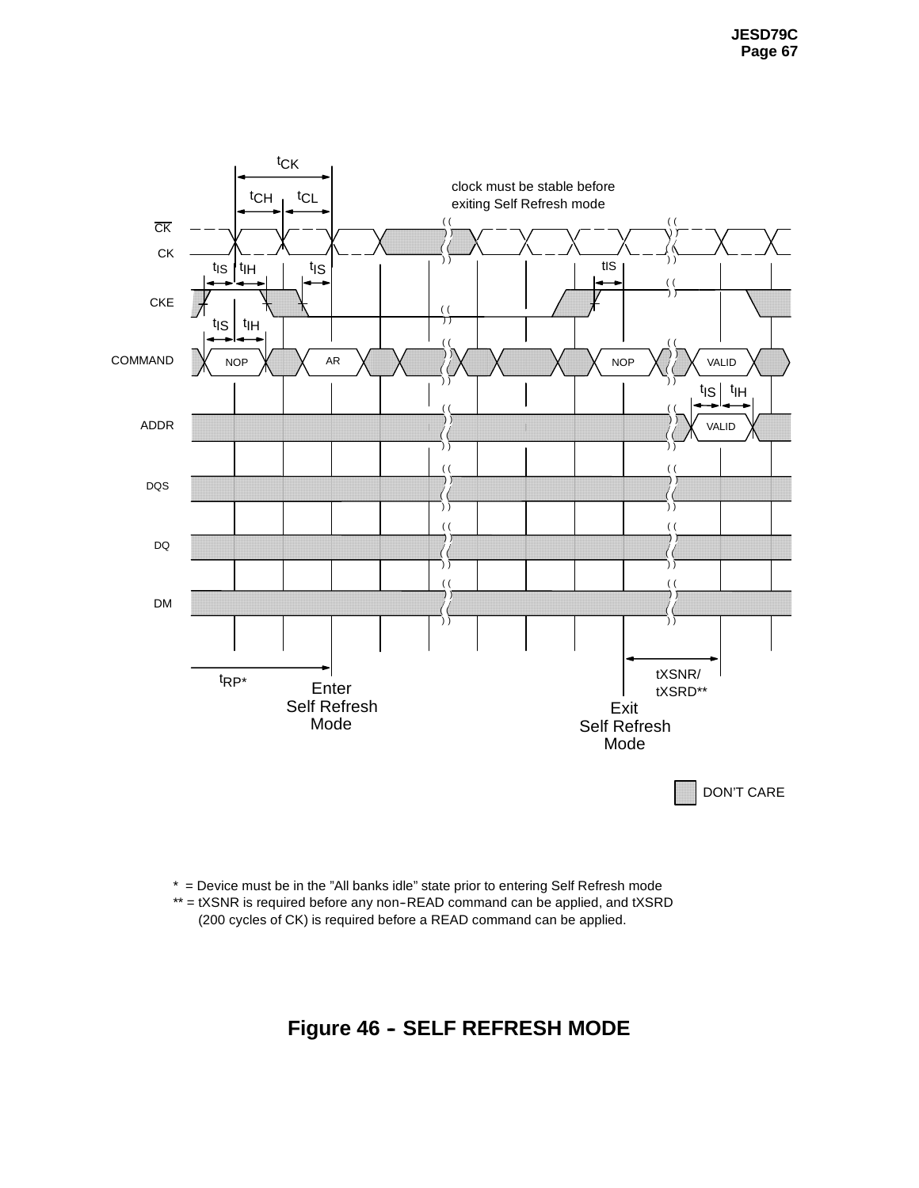\* = Device must be in the "All banks idle" state prior to entering Self Refresh mode

\*\* = tXSNR is required before any non–READ command can be applied, and tXSRD (200 cycles of CK) is required before a READ command can be applied.

**Figure 46 – SELF REFRESH MODE**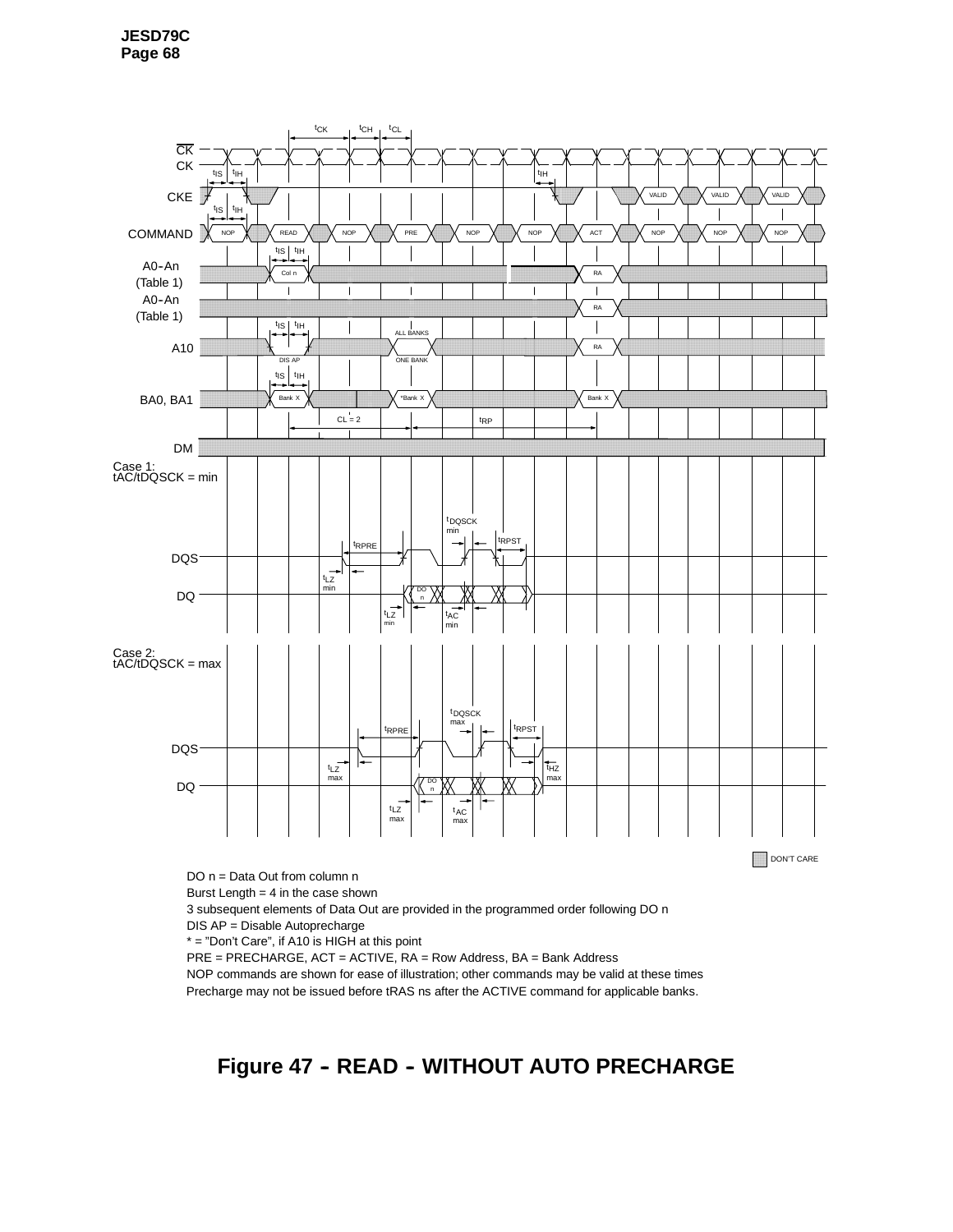DO n = Data Out from column n

Burst Length = 4 in the case shown

3 subsequent elements of Data Out are provided in the programmed order following DO n

DIS AP = Disable Autoprecharge

* = "Don't Care", if A10 is HIGH at this point

PRE = PRECHARGE, ACT = ACTIVE, RA = Row Address, BA = Bank Address

NOP commands are shown for ease of illustration; other commands may be valid at these times

Precharge may not be issued before tRAS ns after the ACTIVE command for applicable banks.

**Figure 47 - READ - WITHOUT AUTO PRECHARGE**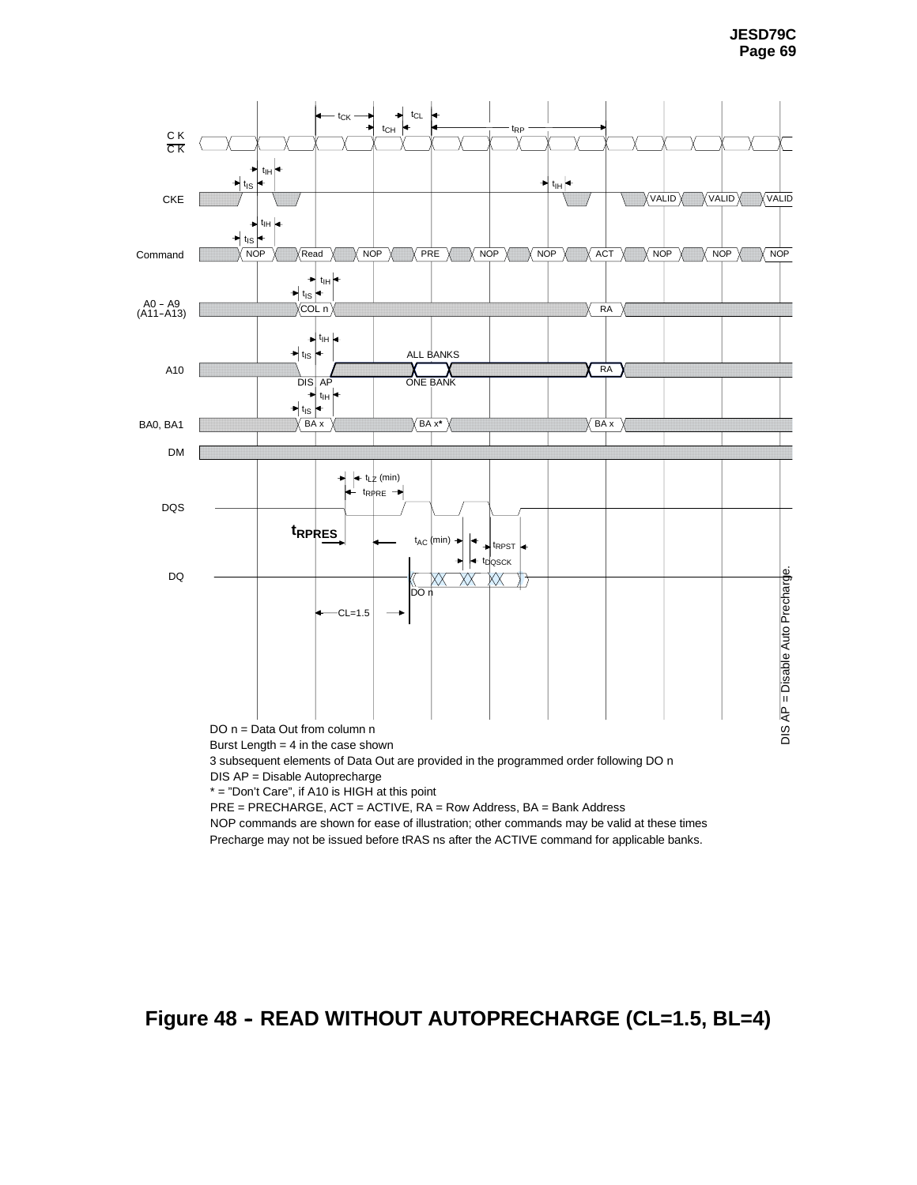DO n = Data Out from column n

Burst Length = 4 in the case shown

3 subsequent elements of Data Out are provided in the programmed order following DO n

DIS AP = Disable Autoprecharge

* = "Don't Care", if A10 is HIGH at this point

PRE = PRECHARGE, ACT = ACTIVE, RA = Row Address, BA = Bank Address

NOP commands are shown for ease of illustration; other commands may be valid at these times

Precharge may not be issued before tRAS ns after the ACTIVE command for applicable banks.

**Figure 48 - READ WITHOUT AUTOPRECHARGE (CL=1.5, BL=4)**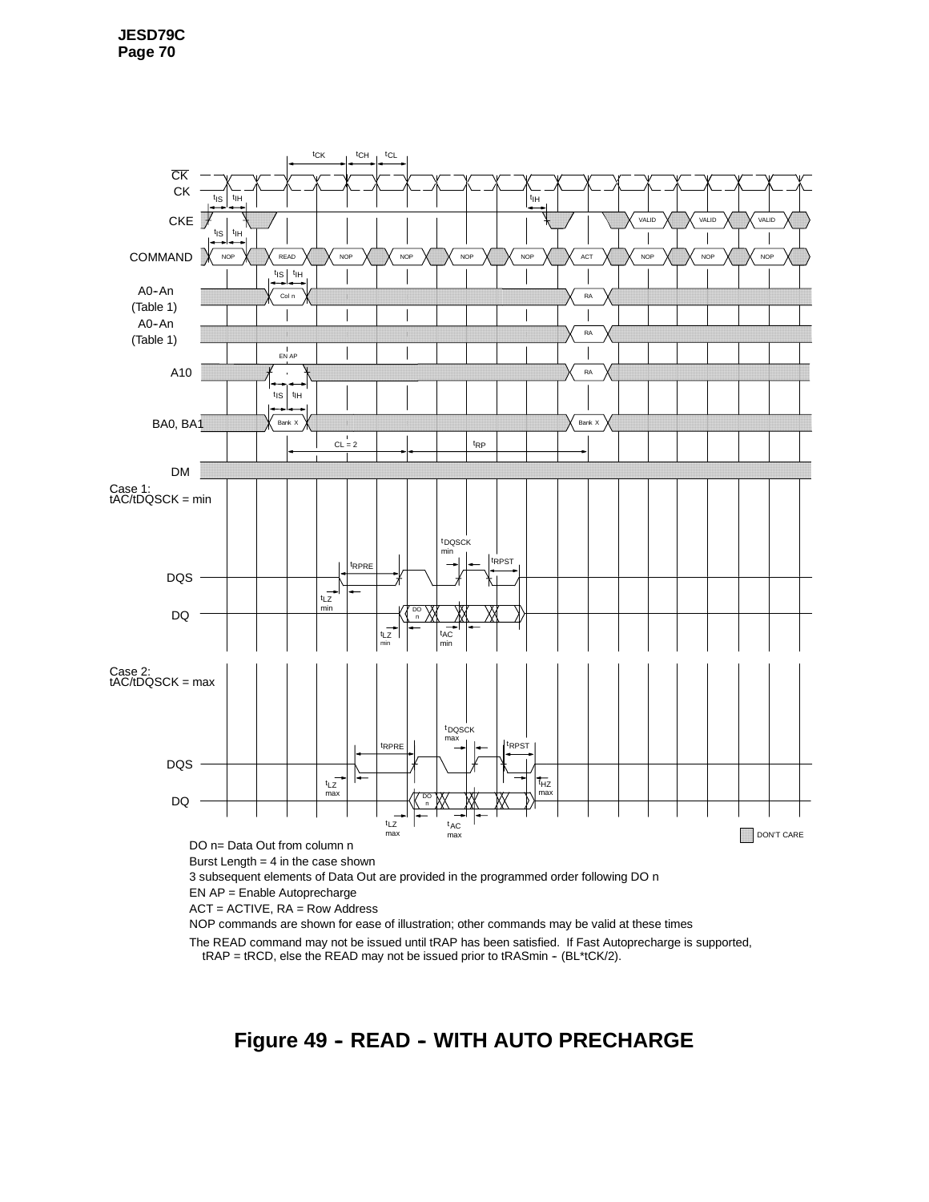DO n= Data Out from column n

Burst Length = 4 in the case shown

3 subsequent elements of Data Out are provided in the programmed order following DO n

EN AP = Enable Autoprecharge

ACT = ACTIVE, RA = Row Address

NOP commands are shown for ease of illustration; other commands may be valid at these times

The READ command may not be issued until tRAP has been satisfied. If Fast Autoprecharge is supported, tRAP = tRCD, else the READ may not be issued prior to tRASmin - (BL*tCK/2).

**Figure 49 - READ - WITH AUTO PRECHARGE**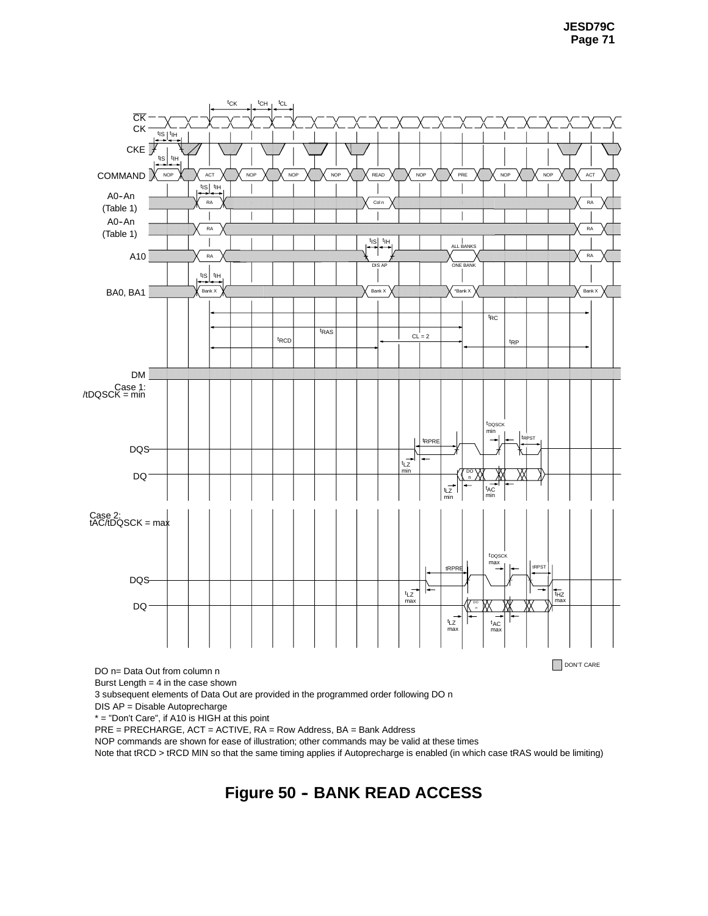DO n= Data Out from column n

Burst Length = 4 in the case shown

3 subsequent elements of Data Out are provided in the programmed order following DO n

DIS AP = Disable Autoprecharge

* = "Don't Care", if A10 is HIGH at this point

PRE = PRECHARGE, ACT = ACTIVE, RA = Row Address, BA = Bank Address

NOP commands are shown for ease of illustration; other commands may be valid at these times

Note that tRCD > tRCD MIN so that the same timing applies if Autoprecharge is enabled (in which case tRAS would be limiting)

**Figure 50 - BANK READ ACCESS**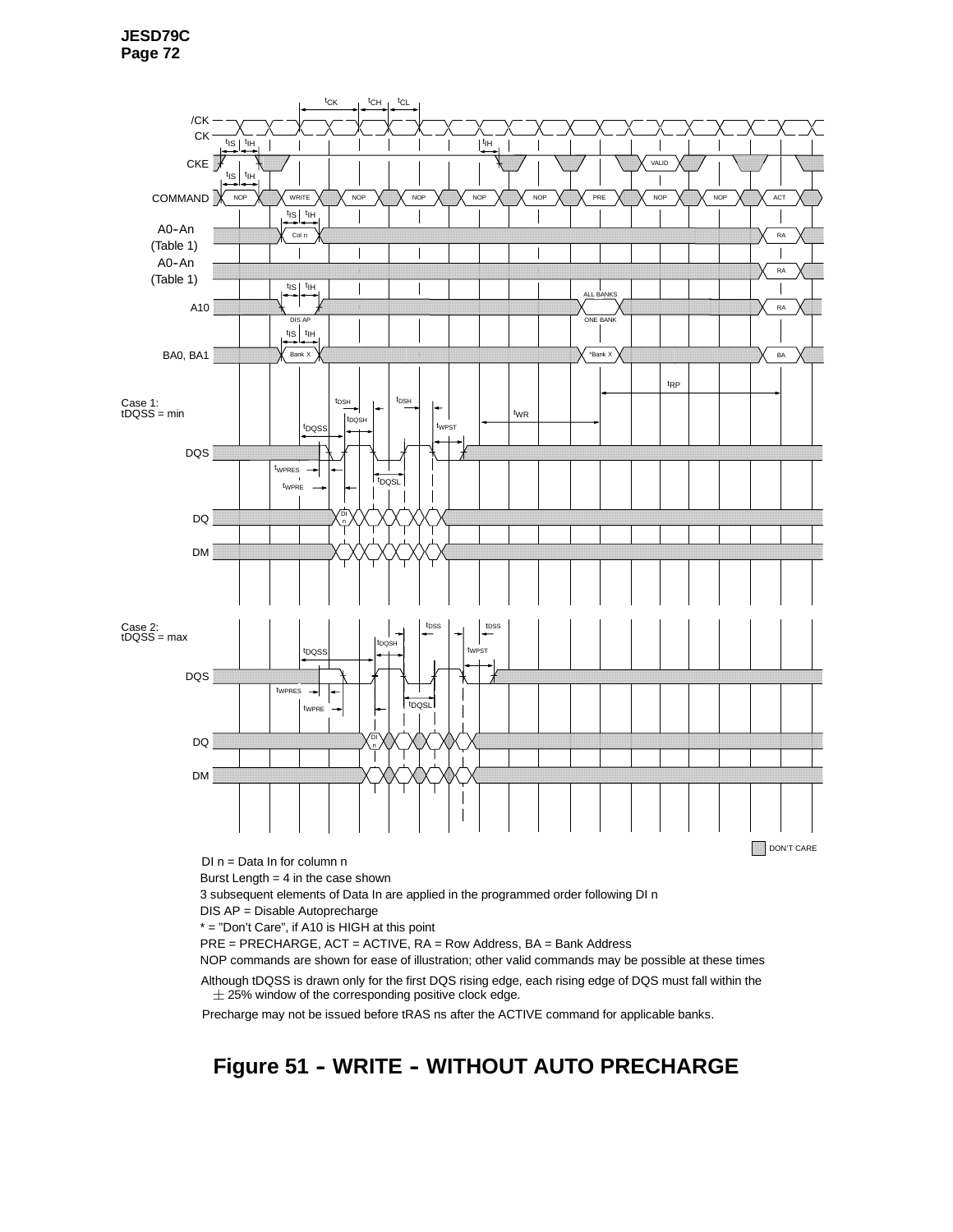DI n = Data In for column n

Burst Length = 4 in the case shown

3 subsequent elements of Data In are applied in the programmed order following DI n

DIS AP = Disable Autoprecharge

* = "Don't Care", if A10 is HIGH at this point

PRE = PRECHARGE, ACT = ACTIVE, RA = Row Address, BA = Bank Address

NOP commands are shown for ease of illustration; other valid commands may be possible at these times

Although tDQSS is drawn only for the first DQS rising edge, each rising edge of DQS must fall within the ± 25% window of the corresponding positive clock edge.

Precharge may not be issued before tRAS ns after the ACTIVE command for applicable banks.

## Figure 51 - WRITE - WITHOUT AUTO PRECHARGE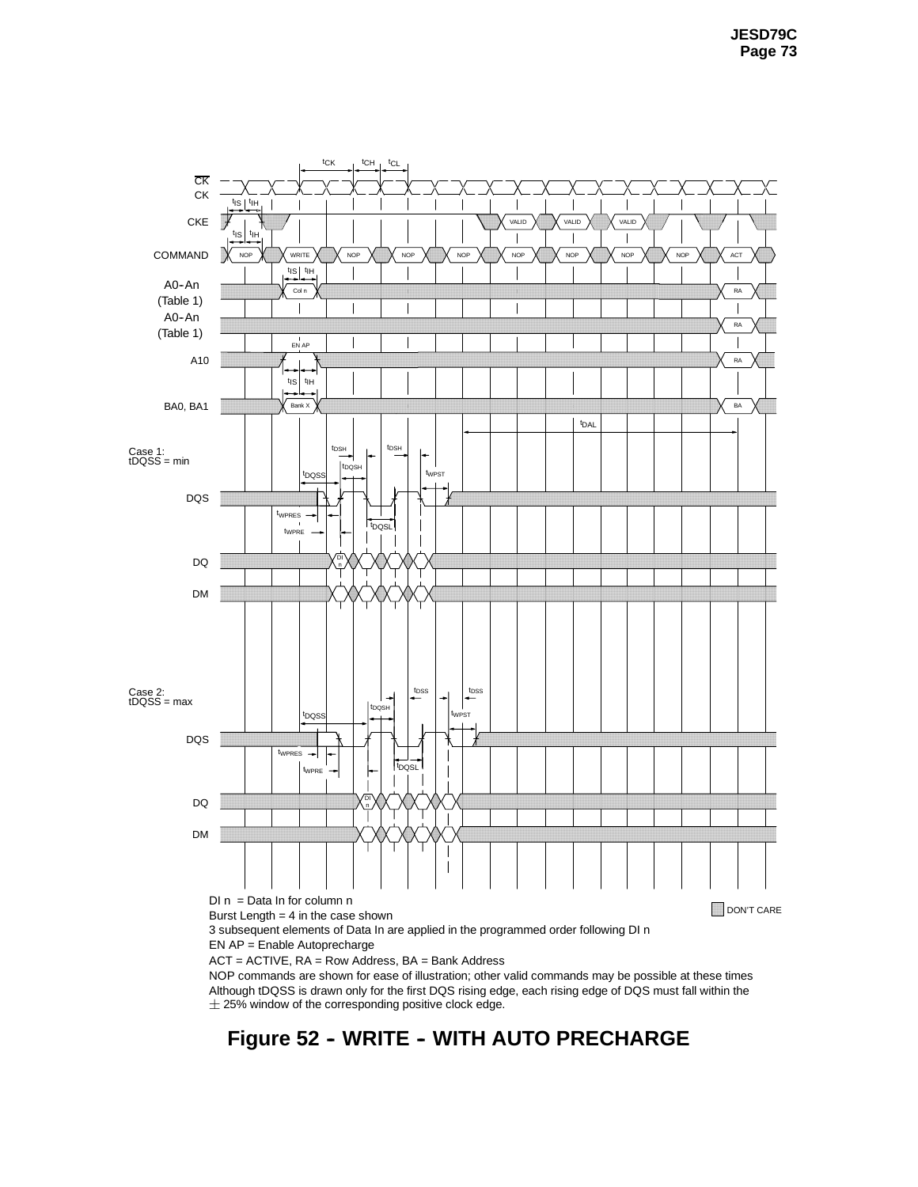DI n = Data In for column n

Burst Length = 4 in the case shown

3 subsequent elements of Data In are applied in the programmed order following DI n

EN AP = Enable Autoprecharge

ACT = ACTIVE, RA = Row Address, BA = Bank Address

NOP commands are shown for ease of illustration; other valid commands may be possible at these times

Although tDQSS is drawn only for the first DQS rising edge, each rising edge of DQS must fall within the ± 25% window of the corresponding positive clock edge.

DON'T CARE

**Figure 52 - WRITE - WITH AUTO PRECHARGE**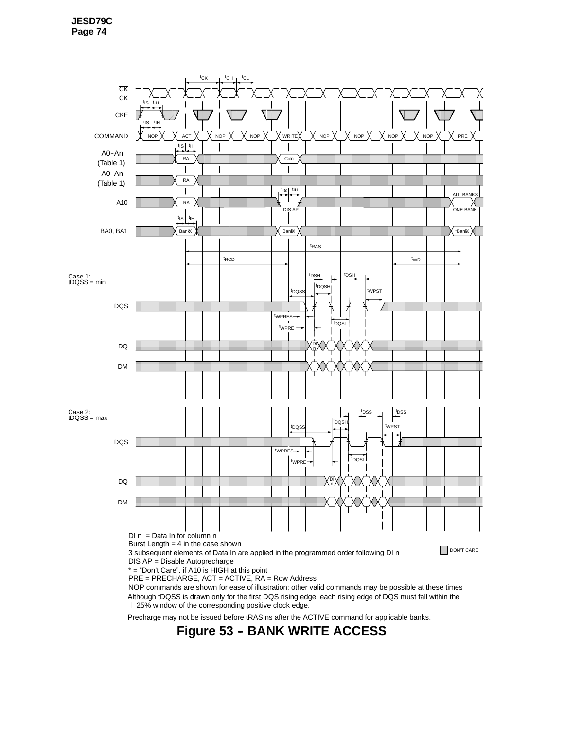DI n = Data In for column n

Burst Length = 4 in the case shown

3 subsequent elements of Data In are applied in the programmed order following DI n

DIS AP = Disable Autoprecharge

* = "Don't Care", if A10 is HIGH at this point

PRE = PRECHARGE, ACT = ACTIVE, RA = Row Address

NOP commands are shown for ease of illustration; other valid commands may be possible at these times

Although tDQSS is drawn only for the first DQS rising edge, each rising edge of DQS must fall within the ± 25% window of the corresponding positive clock edge.

Precharge may not be issued before tRAS ns after the ACTIVE command for applicable banks.

DON'T CARE

**Figure 53 – BANK WRITE ACCESS**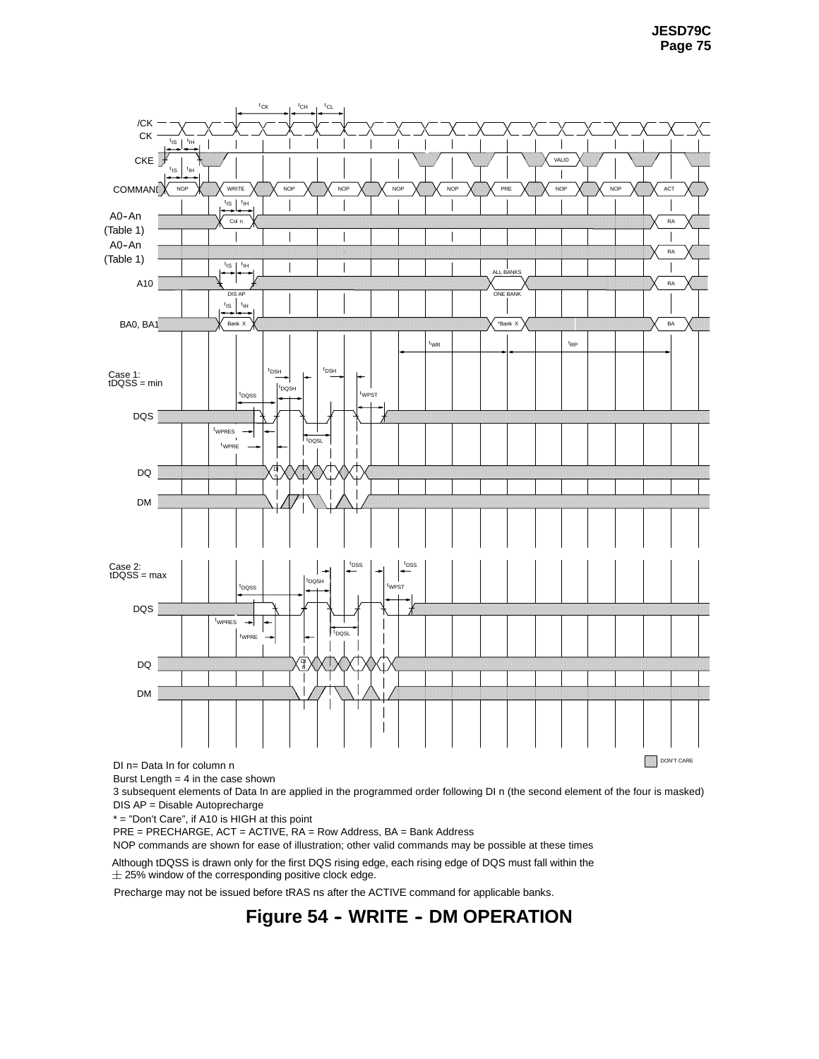DI n= Data In for column n

Burst Length = 4 in the case shown

3 subsequent elements of Data In are applied in the programmed order following DI n (the second element of the four is masked)

DIS AP = Disable Autoprecharge

* = "Don't Care", if A10 is HIGH at this point

PRE = PRECHARGE, ACT = ACTIVE, RA = Row Address, BA = Bank Address

NOP commands are shown for ease of illustration; other valid commands may be possible at these times

Although tDQSS is drawn only for the first DQS rising edge, each rising edge of DQS must fall within the ± 25% window of the corresponding positive clock edge.

Precharge may not be issued before tRAS ns after the ACTIVE command for applicable banks.

**Figure 54 – WRITE – DM OPERATION**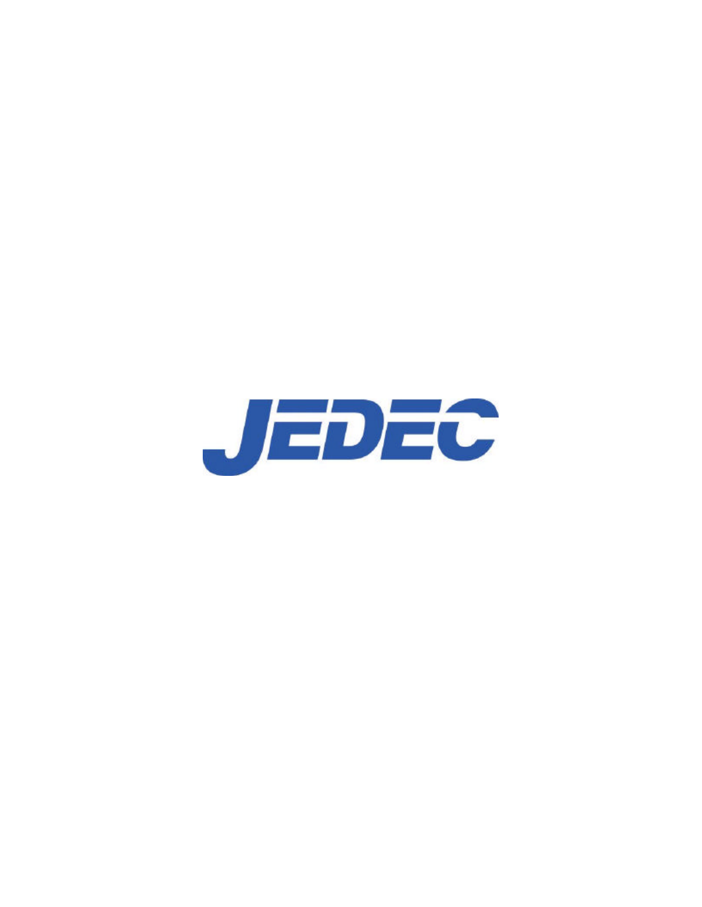JEDEC